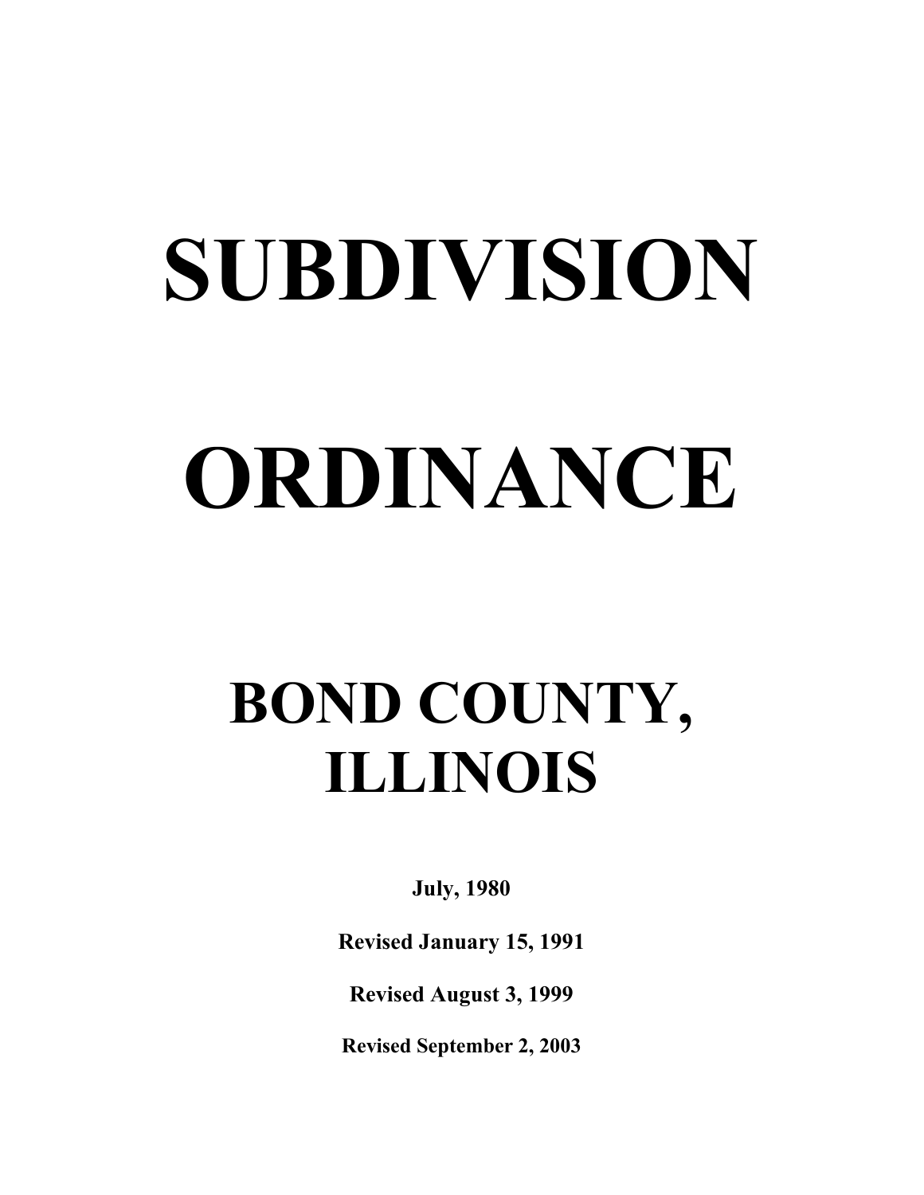# SUBDIVISION

# ORDINANCE

## BOND COUNTY, ILLINOIS

**July, 1980**

**Revised January 15, 1991**

**Revised August 3, 1999**

**Revised September 2, 2003**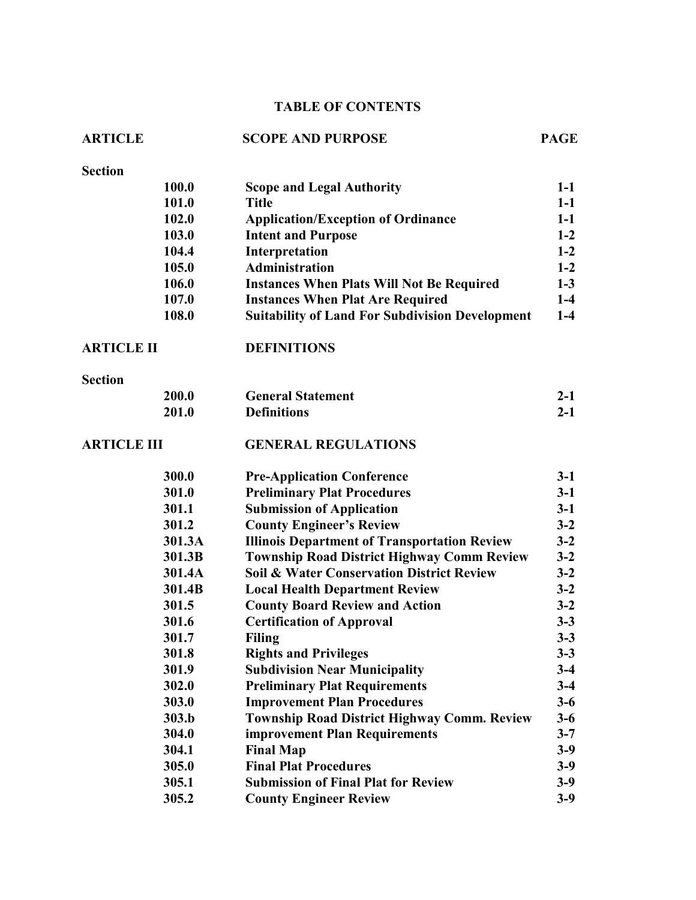# TABLE OF CONTENTS

| ARTICLE | SCOPE AND PURPOSE | PAGE |
|---|---|---|
| **Section** | | |
| 100.0 | Scope and Legal Authority | 1-1 |
| 101.0 | Title | 1-1 |
| 102.0 | Application/Exception of Ordinance | 1-1 |
| 103.0 | Intent and Purpose | 1-2 |
| 104.4 | Interpretation | 1-2 |
| 105.0 | Administration | 1-2 |
| 106.0 | Instances When Plats Will Not Be Required | 1-3 |
| 107.0 | Instances When Plat Are Required | 1-4 |
| 108.0 | Suitability of Land For Subdivision Development | 1-4 |
| **ARTICLE II** | **DEFINITIONS** | |
| **Section** | | |
| 200.0 | General Statement | 2-1 |
| 201.0 | Definitions | 2-1 |
| **ARTICLE III** | **GENERAL REGULATIONS** | |
| 300.0 | Pre-Application Conference | 3-1 |
| 301.0 | Preliminary Plat Procedures | 3-1 |
| 301.1 | Submission of Application | 3-1 |
| 301.2 | County Engineer's Review | 3-2 |
| 301.3A | Illinois Department of Transportation Review | 3-2 |
| 301.3B | Township Road District Highway Comm Review | 3-2 |
| 301.4A | Soil & Water Conservation District Review | 3-2 |
| 301.4B | Local Health Department Review | 3-2 |
| 301.5 | County Board Review and Action | 3-2 |
| 301.6 | Certification of Approval | 3-3 |
| 301.7 | Filing | 3-3 |
| 301.8 | Rights and Privileges | 3-3 |
| 301.9 | Subdivision Near Municipality | 3-4 |
| 302.0 | Preliminary Plat Requirements | 3-4 |
| 303.0 | Improvement Plan Procedures | 3-6 |
| 303.b | Township Road District Highway Comm. Review | 3-6 |
| 304.0 | improvement Plan Requirements | 3-7 |
| 304.1 | Final Map | 3-9 |
| 305.0 | Final Plat Procedures | 3-9 |
| 305.1 | Submission of Final Plat for Review | 3-9 |
| 305.2 | County Engineer Review | 3-9 |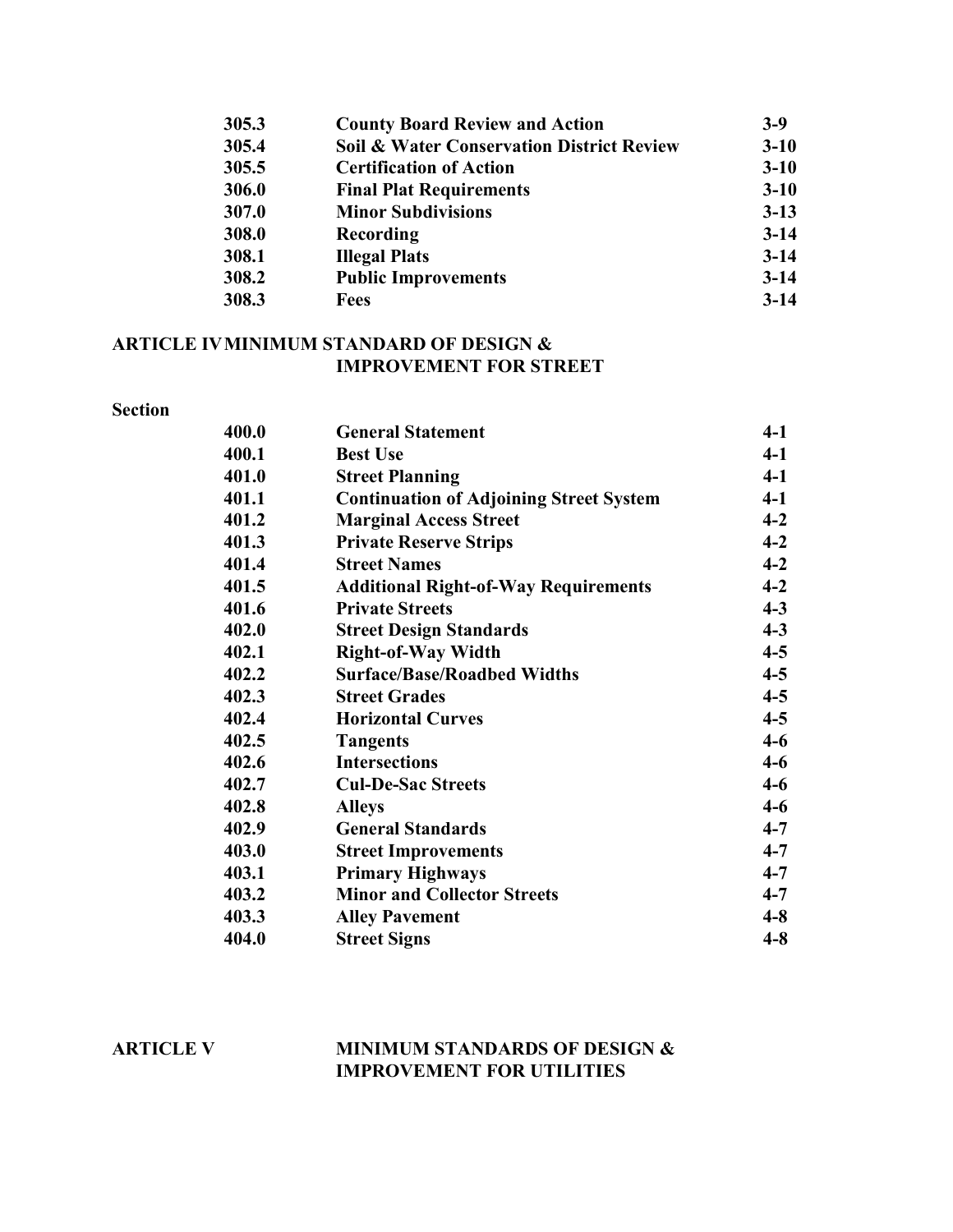| | | |
|---|---|---|
| 305.3 | **County Board Review and Action** | 3-9 |
| 305.4 | **Soil & Water Conservation District Review** | 3-10 |
| 305.5 | **Certification of Action** | 3-10 |
| 306.0 | **Final Plat Requirements** | 3-10 |
| 307.0 | **Minor Subdivisions** | 3-13 |
| 308.0 | **Recording** | 3-14 |
| 308.1 | **Illegal Plats** | 3-14 |
| 308.2 | **Public Improvements** | 3-14 |
| 308.3 | **Fees** | 3-14 |

**ARTICLE IV MINIMUM STANDARD OF DESIGN & IMPROVEMENT FOR STREET**

**Section**

| | | |
|---|---|---|
| 400.0 | **General Statement** | 4-1 |
| 400.1 | **Best Use** | 4-1 |
| 401.0 | **Street Planning** | 4-1 |
| 401.1 | **Continuation of Adjoining Street System** | 4-1 |
| 401.2 | **Marginal Access Street** | 4-2 |
| 401.3 | **Private Reserve Strips** | 4-2 |
| 401.4 | **Street Names** | 4-2 |
| 401.5 | **Additional Right-of-Way Requirements** | 4-2 |
| 401.6 | **Private Streets** | 4-3 |
| 402.0 | **Street Design Standards** | 4-3 |
| 402.1 | **Right-of-Way Width** | 4-5 |
| 402.2 | **Surface/Base/Roadbed Widths** | 4-5 |
| 402.3 | **Street Grades** | 4-5 |
| 402.4 | **Horizontal Curves** | 4-5 |
| 402.5 | **Tangents** | 4-6 |
| 402.6 | **Intersections** | 4-6 |
| 402.7 | **Cul-De-Sac Streets** | 4-6 |
| 402.8 | **Alleys** | 4-6 |
| 402.9 | **General Standards** | 4-7 |
| 403.0 | **Street Improvements** | 4-7 |
| 403.1 | **Primary Highways** | 4-7 |
| 403.2 | **Minor and Collector Streets** | 4-7 |
| 403.3 | **Alley Pavement** | 4-8 |
| 404.0 | **Street Signs** | 4-8 |

**ARTICLE V MINIMUM STANDARDS OF DESIGN & IMPROVEMENT FOR UTILITIES**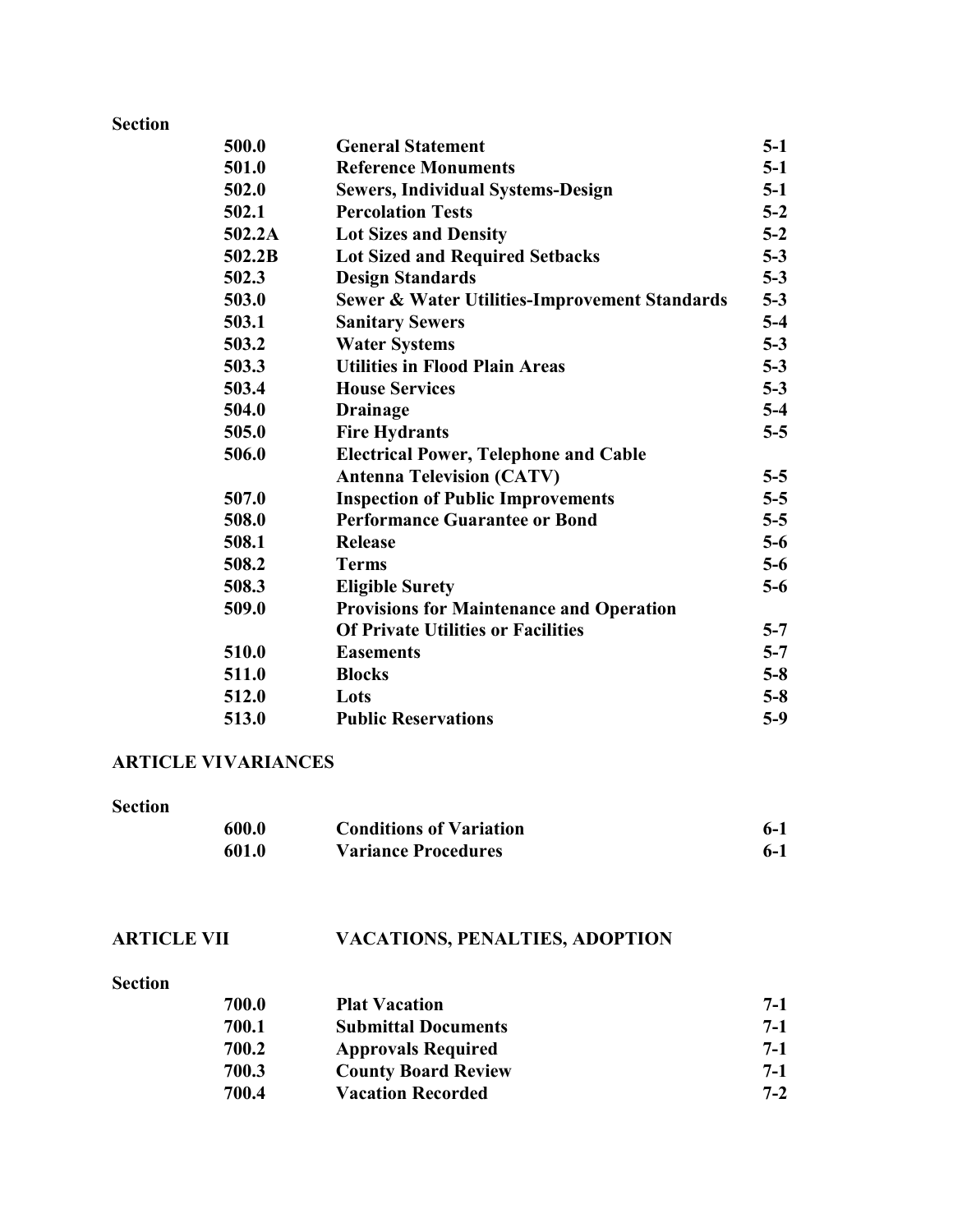**Section**

| | | |
|---|---|---|
| **500.0** | **General Statement** | **5-1** |
| **501.0** | **Reference Monuments** | **5-1** |
| **502.0** | **Sewers, Individual Systems-Design** | **5-1** |
| **502.1** | **Percolation Tests** | **5-2** |
| **502.2A** | **Lot Sizes and Density** | **5-2** |
| **502.2B** | **Lot Sized and Required Setbacks** | **5-3** |
| **502.3** | **Design Standards** | **5-3** |
| **503.0** | **Sewer & Water Utilities-Improvement Standards** | **5-3** |
| **503.1** | **Sanitary Sewers** | **5-4** |
| **503.2** | **Water Systems** | **5-3** |
| **503.3** | **Utilities in Flood Plain Areas** | **5-3** |
| **503.4** | **House Services** | **5-3** |
| **504.0** | **Drainage** | **5-4** |
| **505.0** | **Fire Hydrants** | **5-5** |
| **506.0** | **Electrical Power, Telephone and Cable Antenna Television (CATV)** | **5-5** |
| **507.0** | **Inspection of Public Improvements** | **5-5** |
| **508.0** | **Performance Guarantee or Bond** | **5-5** |
| **508.1** | **Release** | **5-6** |
| **508.2** | **Terms** | **5-6** |
| **508.3** | **Eligible Surety** | **5-6** |
| **509.0** | **Provisions for Maintenance and Operation Of Private Utilities or Facilities** | **5-7** |
| **510.0** | **Easements** | **5-7** |
| **511.0** | **Blocks** | **5-8** |
| **512.0** | **Lots** | **5-8** |
| **513.0** | **Public Reservations** | **5-9** |

## ARTICLE VIVARIANCES

**Section**

| | | |
|---|---|---|
| **600.0** | **Conditions of Variation** | **6-1** |
| **601.0** | **Variance Procedures** | **6-1** |

## ARTICLE VII VACATIONS, PENALTIES, ADOPTION

**Section**

| | | |
|---|---|---|
| **700.0** | **Plat Vacation** | **7-1** |
| **700.1** | **Submittal Documents** | **7-1** |
| **700.2** | **Approvals Required** | **7-1** |
| **700.3** | **County Board Review** | **7-1** |
| **700.4** | **Vacation Recorded** | **7-2** |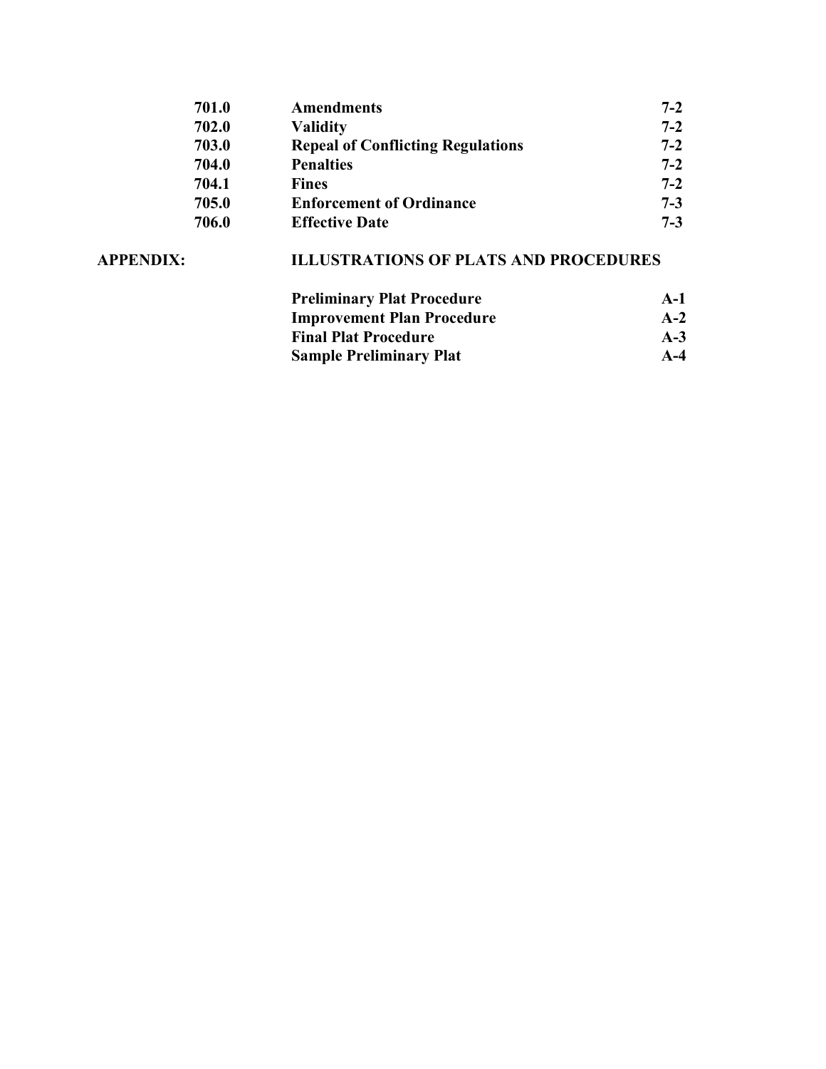| | | |
|---|---|---|
| **701.0** | **Amendments** | **7-2** |
| **702.0** | **Validity** | **7-2** |
| **703.0** | **Repeal of Conflicting Regulations** | **7-2** |
| **704.0** | **Penalties** | **7-2** |
| **704.1** | **Fines** | **7-2** |
| **705.0** | **Enforcement of Ordinance** | **7-3** |
| **706.0** | **Effective Date** | **7-3** |

**APPENDIX:** **ILLUSTRATIONS OF PLATS AND PROCEDURES**

| | |
|---|---|
| **Preliminary Plat Procedure** | **A-1** |
| **Improvement Plan Procedure** | **A-2** |
| **Final Plat Procedure** | **A-3** |
| **Sample Preliminary Plat** | **A-4** |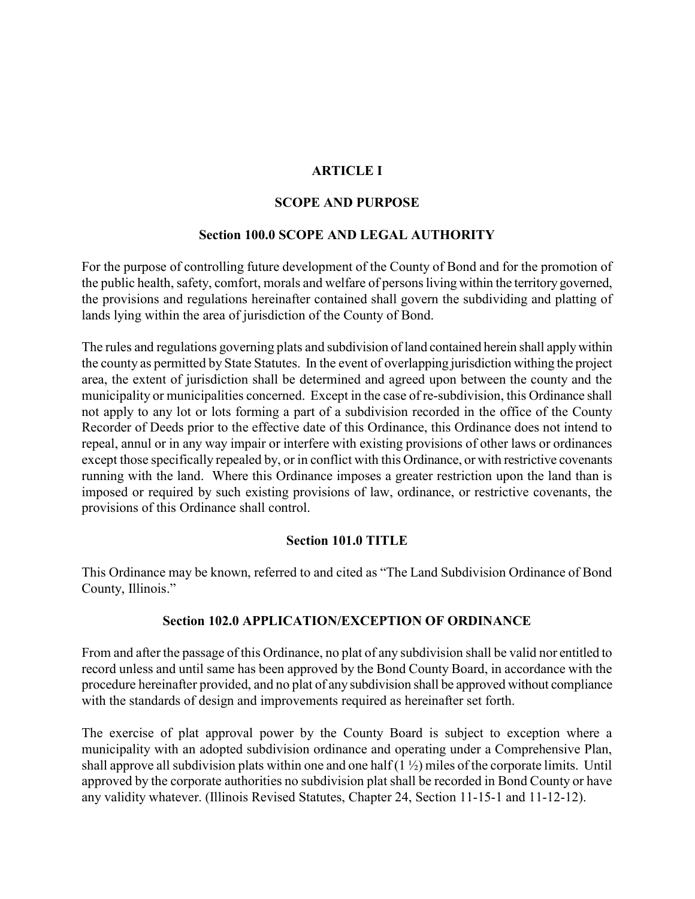# ARTICLE I

## SCOPE AND PURPOSE

### Section 100.0 SCOPE AND LEGAL AUTHORITY

For the purpose of controlling future development of the County of Bond and for the promotion of the public health, safety, comfort, morals and welfare of persons living within the territory governed, the provisions and regulations hereinafter contained shall govern the subdividing and platting of lands lying within the area of jurisdiction of the County of Bond.

The rules and regulations governing plats and subdivision of land contained herein shall apply within the county as permitted by State Statutes. In the event of overlapping jurisdiction withing the project area, the extent of jurisdiction shall be determined and agreed upon between the county and the municipality or municipalities concerned. Except in the case of re-subdivision, this Ordinance shall not apply to any lot or lots forming a part of a subdivision recorded in the office of the County Recorder of Deeds prior to the effective date of this Ordinance, this Ordinance does not intend to repeal, annul or in any way impair or interfere with existing provisions of other laws or ordinances except those specifically repealed by, or in conflict with this Ordinance, or with restrictive covenants running with the land. Where this Ordinance imposes a greater restriction upon the land than is imposed or required by such existing provisions of law, ordinance, or restrictive covenants, the provisions of this Ordinance shall control.

### Section 101.0 TITLE

This Ordinance may be known, referred to and cited as "The Land Subdivision Ordinance of Bond County, Illinois."

### Section 102.0 APPLICATION/EXCEPTION OF ORDINANCE

From and after the passage of this Ordinance, no plat of any subdivision shall be valid nor entitled to record unless and until same has been approved by the Bond County Board, in accordance with the procedure hereinafter provided, and no plat of any subdivision shall be approved without compliance with the standards of design and improvements required as hereinafter set forth.

The exercise of plat approval power by the County Board is subject to exception where a municipality with an adopted subdivision ordinance and operating under a Comprehensive Plan, shall approve all subdivision plats within one and one half (1 ½) miles of the corporate limits. Until approved by the corporate authorities no subdivision plat shall be recorded in Bond County or have any validity whatever. (Illinois Revised Statutes, Chapter 24, Section 11-15-1 and 11-12-12).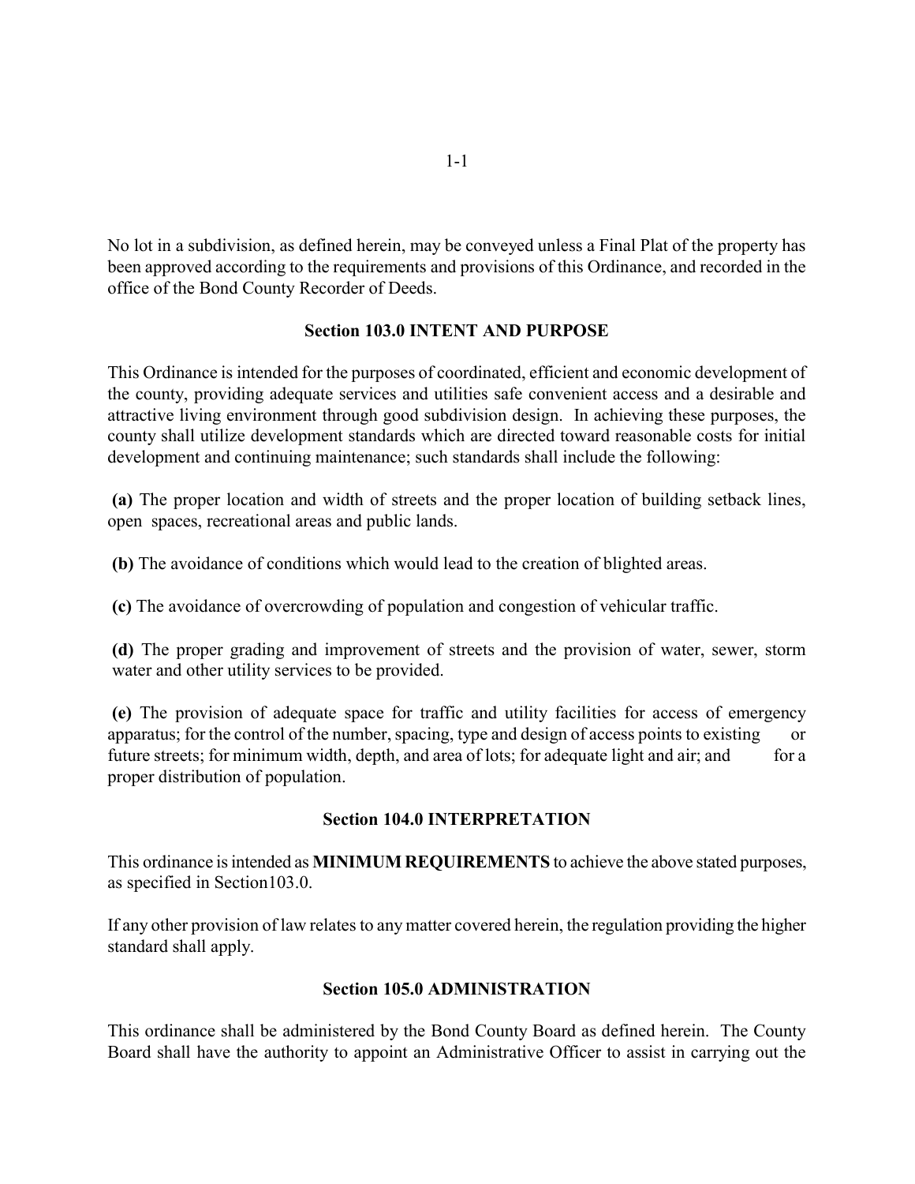No lot in a subdivision, as defined herein, may be conveyed unless a Final Plat of the property has been approved according to the requirements and provisions of this Ordinance, and recorded in the office of the Bond County Recorder of Deeds.

## Section 103.0 INTENT AND PURPOSE

This Ordinance is intended for the purposes of coordinated, efficient and economic development of the county, providing adequate services and utilities safe convenient access and a desirable and attractive living environment through good subdivision design. In achieving these purposes, the county shall utilize development standards which are directed toward reasonable costs for initial development and continuing maintenance; such standards shall include the following:

**(a)** The proper location and width of streets and the proper location of building setback lines, open spaces, recreational areas and public lands.

**(b)** The avoidance of conditions which would lead to the creation of blighted areas.

**(c)** The avoidance of overcrowding of population and congestion of vehicular traffic.

**(d)** The proper grading and improvement of streets and the provision of water, sewer, storm water and other utility services to be provided.

**(e)** The provision of adequate space for traffic and utility facilities for access of emergency apparatus; for the control of the number, spacing, type and design of access points to existing or future streets; for minimum width, depth, and area of lots; for adequate light and air; and for a proper distribution of population.

## Section 104.0 INTERPRETATION

This ordinance is intended as **MINIMUM REQUIREMENTS** to achieve the above stated purposes, as specified in Section103.0.

If any other provision of law relates to any matter covered herein, the regulation providing the higher standard shall apply.

## Section 105.0 ADMINISTRATION

This ordinance shall be administered by the Bond County Board as defined herein. The County Board shall have the authority to appoint an Administrative Officer to assist in carrying out the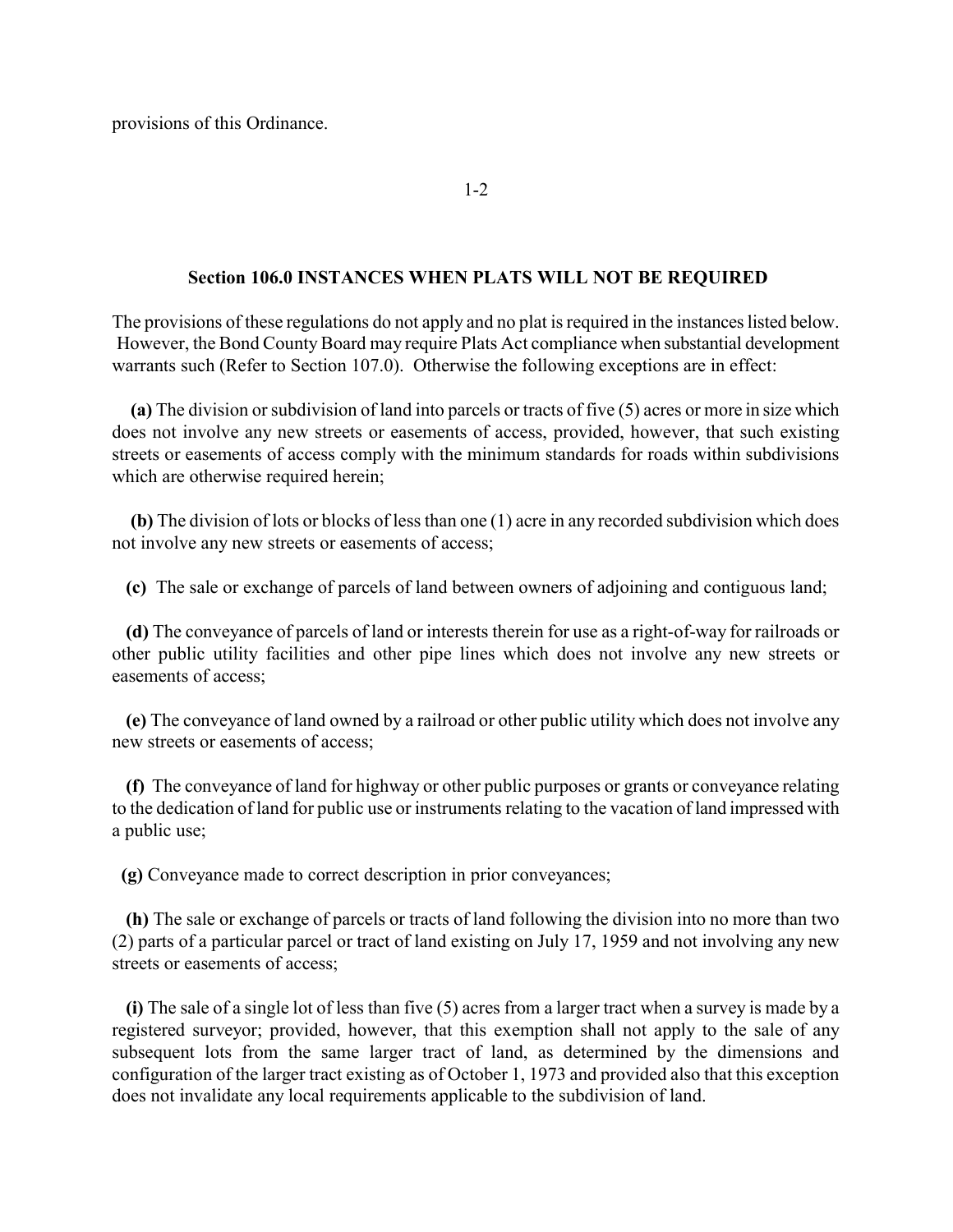provisions of this Ordinance.

### Section 106.0 INSTANCES WHEN PLATS WILL NOT BE REQUIRED

The provisions of these regulations do not apply and no plat is required in the instances listed below. However, the Bond County Board may require Plats Act compliance when substantial development warrants such (Refer to Section 107.0). Otherwise the following exceptions are in effect:

**(a)** The division or subdivision of land into parcels or tracts of five (5) acres or more in size which does not involve any new streets or easements of access, provided, however, that such existing streets or easements of access comply with the minimum standards for roads within subdivisions which are otherwise required herein;

**(b)** The division of lots or blocks of less than one (1) acre in any recorded subdivision which does not involve any new streets or easements of access;

**(c)** The sale or exchange of parcels of land between owners of adjoining and contiguous land;

**(d)** The conveyance of parcels of land or interests therein for use as a right-of-way for railroads or other public utility facilities and other pipe lines which does not involve any new streets or easements of access;

**(e)** The conveyance of land owned by a railroad or other public utility which does not involve any new streets or easements of access;

**(f)** The conveyance of land for highway or other public purposes or grants or conveyance relating to the dedication of land for public use or instruments relating to the vacation of land impressed with a public use;

**(g)** Conveyance made to correct description in prior conveyances;

**(h)** The sale or exchange of parcels or tracts of land following the division into no more than two (2) parts of a particular parcel or tract of land existing on July 17, 1959 and not involving any new streets or easements of access;

**(i)** The sale of a single lot of less than five (5) acres from a larger tract when a survey is made by a registered surveyor; provided, however, that this exemption shall not apply to the sale of any subsequent lots from the same larger tract of land, as determined by the dimensions and configuration of the larger tract existing as of October 1, 1973 and provided also that this exception does not invalidate any local requirements applicable to the subdivision of land.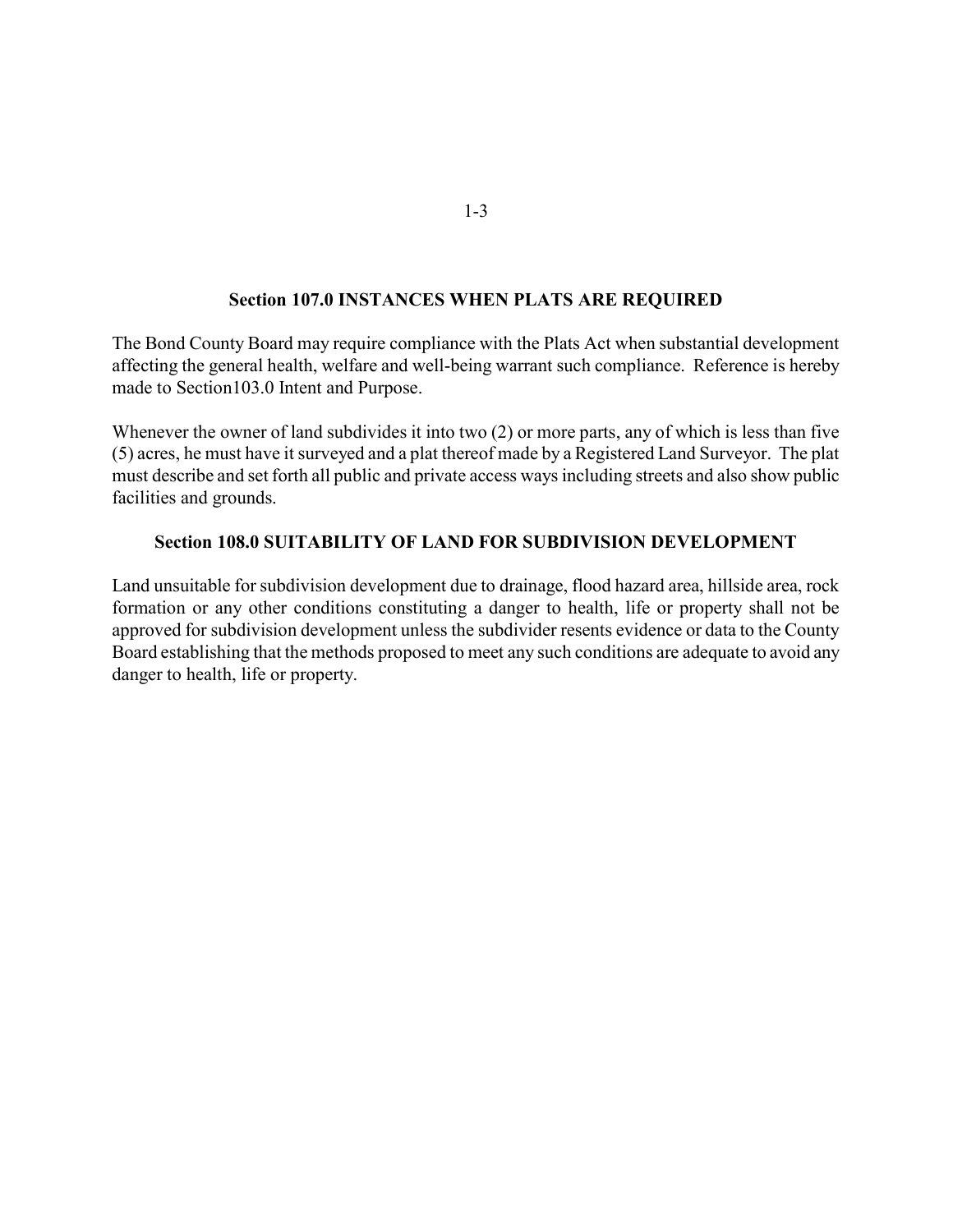## Section 107.0 INSTANCES WHEN PLATS ARE REQUIRED

The Bond County Board may require compliance with the Plats Act when substantial development affecting the general health, welfare and well-being warrant such compliance. Reference is hereby made to Section103.0 Intent and Purpose.

Whenever the owner of land subdivides it into two (2) or more parts, any of which is less than five (5) acres, he must have it surveyed and a plat thereof made by a Registered Land Surveyor. The plat must describe and set forth all public and private access ways including streets and also show public facilities and grounds.

## Section 108.0 SUITABILITY OF LAND FOR SUBDIVISION DEVELOPMENT

Land unsuitable for subdivision development due to drainage, flood hazard area, hillside area, rock formation or any other conditions constituting a danger to health, life or property shall not be approved for subdivision development unless the subdivider resents evidence or data to the County Board establishing that the methods proposed to meet any such conditions are adequate to avoid any danger to health, life or property.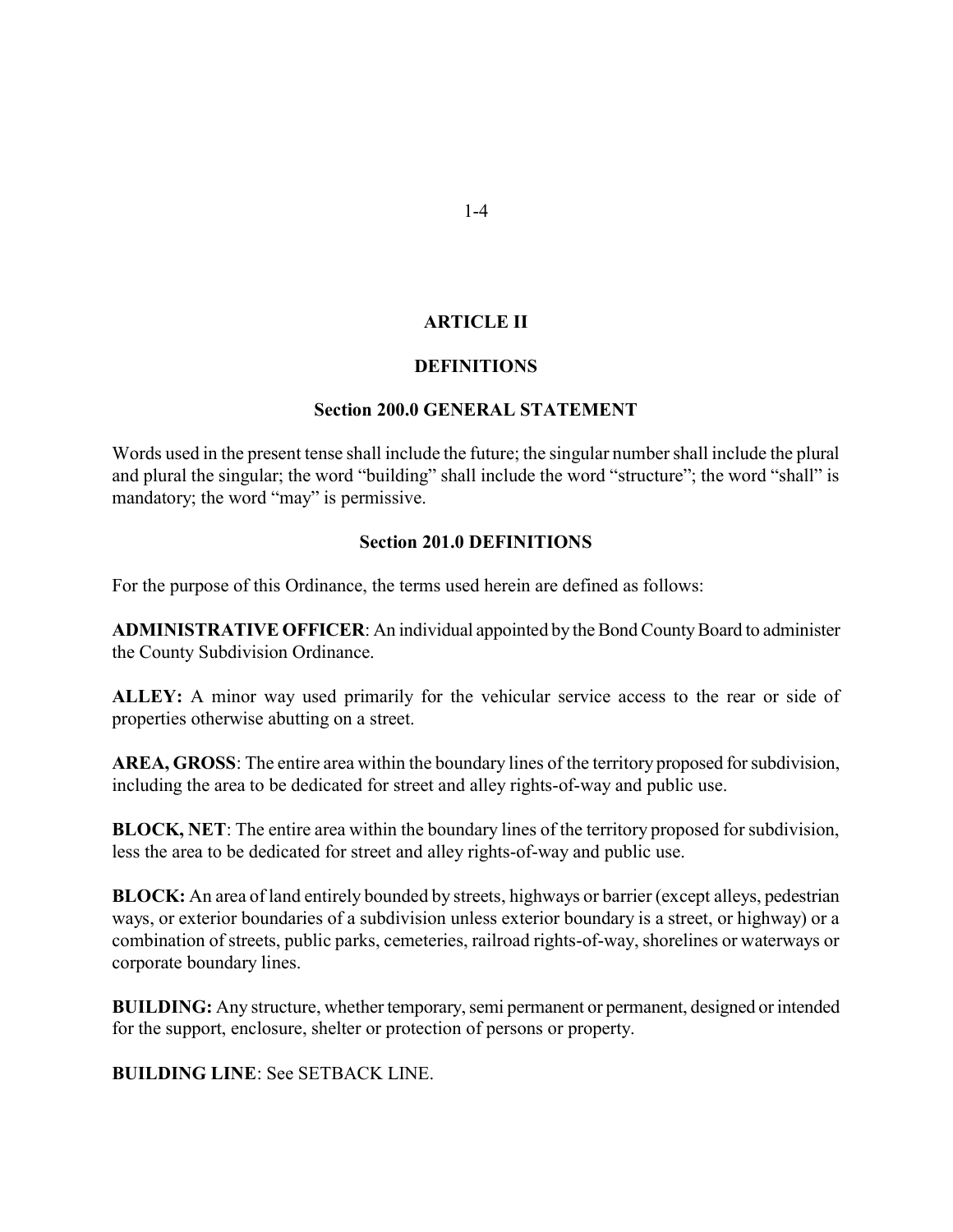# ARTICLE II

# DEFINITIONS

## Section 200.0 GENERAL STATEMENT

Words used in the present tense shall include the future; the singular number shall include the plural and plural the singular; the word "building" shall include the word "structure"; the word "shall" is mandatory; the word "may" is permissive.

## Section 201.0 DEFINITIONS

For the purpose of this Ordinance, the terms used herein are defined as follows:

**ADMINISTRATIVE OFFICER**: An individual appointed by the Bond County Board to administer the County Subdivision Ordinance.

**ALLEY:** A minor way used primarily for the vehicular service access to the rear or side of properties otherwise abutting on a street.

**AREA, GROSS**: The entire area within the boundary lines of the territory proposed for subdivision, including the area to be dedicated for street and alley rights-of-way and public use.

**BLOCK, NET**: The entire area within the boundary lines of the territory proposed for subdivision, less the area to be dedicated for street and alley rights-of-way and public use.

**BLOCK:** An area of land entirely bounded by streets, highways or barrier (except alleys, pedestrian ways, or exterior boundaries of a subdivision unless exterior boundary is a street, or highway) or a combination of streets, public parks, cemeteries, railroad rights-of-way, shorelines or waterways or corporate boundary lines.

**BUILDING:** Any structure, whether temporary, semi permanent or permanent, designed or intended for the support, enclosure, shelter or protection of persons or property.

**BUILDING LINE**: See SETBACK LINE.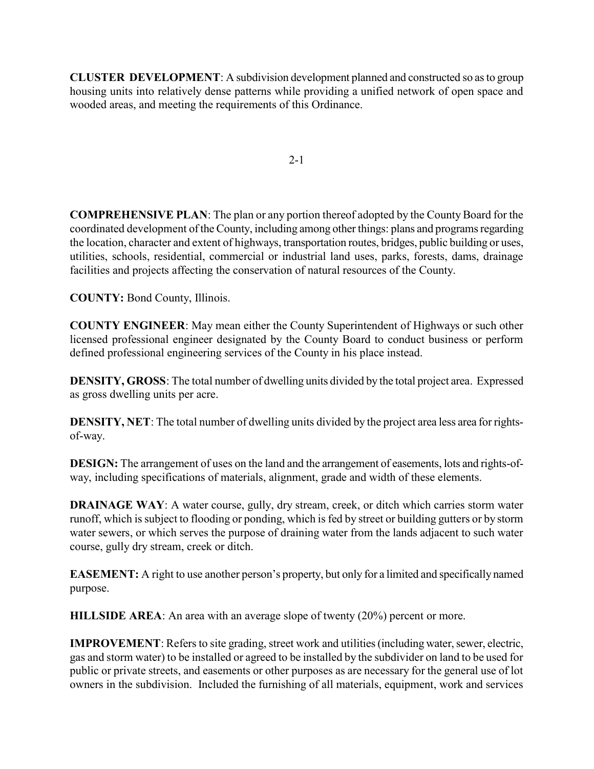**CLUSTER DEVELOPMENT**: A subdivision development planned and constructed so as to group housing units into relatively dense patterns while providing a unified network of open space and wooded areas, and meeting the requirements of this Ordinance.

**COMPREHENSIVE PLAN**: The plan or any portion thereof adopted by the County Board for the coordinated development of the County, including among other things: plans and programs regarding the location, character and extent of highways, transportation routes, bridges, public building or uses, utilities, schools, residential, commercial or industrial land uses, parks, forests, dams, drainage facilities and projects affecting the conservation of natural resources of the County.

**COUNTY:** Bond County, Illinois.

**COUNTY ENGINEER**: May mean either the County Superintendent of Highways or such other licensed professional engineer designated by the County Board to conduct business or perform defined professional engineering services of the County in his place instead.

**DENSITY, GROSS**: The total number of dwelling units divided by the total project area. Expressed as gross dwelling units per acre.

**DENSITY, NET**: The total number of dwelling units divided by the project area less area for rights-of-way.

**DESIGN:** The arrangement of uses on the land and the arrangement of easements, lots and rights-of-way, including specifications of materials, alignment, grade and width of these elements.

**DRAINAGE WAY**: A water course, gully, dry stream, creek, or ditch which carries storm water runoff, which is subject to flooding or ponding, which is fed by street or building gutters or by storm water sewers, or which serves the purpose of draining water from the lands adjacent to such water course, gully dry stream, creek or ditch.

**EASEMENT:** A right to use another person's property, but only for a limited and specifically named purpose.

**HILLSIDE AREA**: An area with an average slope of twenty (20%) percent or more.

**IMPROVEMENT**: Refers to site grading, street work and utilities (including water, sewer, electric, gas and storm water) to be installed or agreed to be installed by the subdivider on land to be used for public or private streets, and easements or other purposes as are necessary for the general use of lot owners in the subdivision. Included the furnishing of all materials, equipment, work and services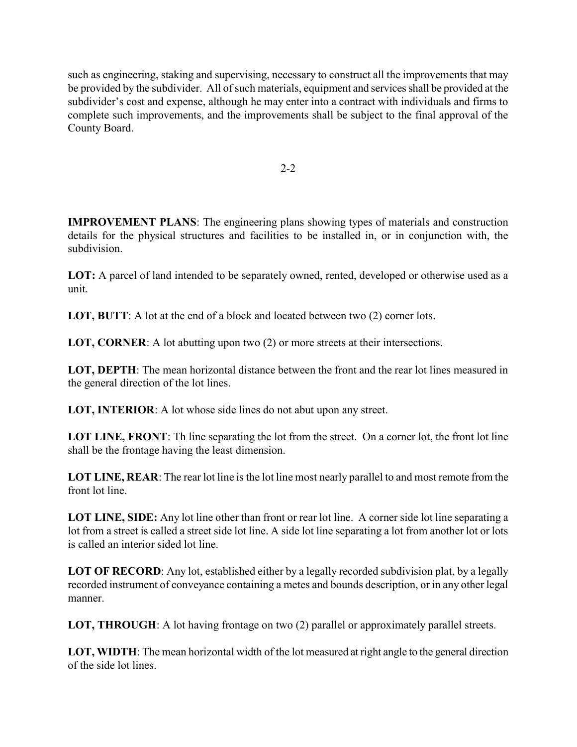such as engineering, staking and supervising, necessary to construct all the improvements that may be provided by the subdivider. All of such materials, equipment and services shall be provided at the subdivider's cost and expense, although he may enter into a contract with individuals and firms to complete such improvements, and the improvements shall be subject to the final approval of the County Board.

**IMPROVEMENT PLANS**: The engineering plans showing types of materials and construction details for the physical structures and facilities to be installed in, or in conjunction with, the subdivision.

**LOT:** A parcel of land intended to be separately owned, rented, developed or otherwise used as a unit.

**LOT, BUTT**: A lot at the end of a block and located between two (2) corner lots.

**LOT, CORNER**: A lot abutting upon two (2) or more streets at their intersections.

**LOT, DEPTH**: The mean horizontal distance between the front and the rear lot lines measured in the general direction of the lot lines.

**LOT, INTERIOR**: A lot whose side lines do not abut upon any street.

**LOT LINE, FRONT**: Th line separating the lot from the street. On a corner lot, the front lot line shall be the frontage having the least dimension.

**LOT LINE, REAR**: The rear lot line is the lot line most nearly parallel to and most remote from the front lot line.

**LOT LINE, SIDE:** Any lot line other than front or rear lot line. A corner side lot line separating a lot from a street is called a street side lot line. A side lot line separating a lot from another lot or lots is called an interior sided lot line.

**LOT OF RECORD**: Any lot, established either by a legally recorded subdivision plat, by a legally recorded instrument of conveyance containing a metes and bounds description, or in any other legal manner.

**LOT, THROUGH**: A lot having frontage on two (2) parallel or approximately parallel streets.

**LOT, WIDTH**: The mean horizontal width of the lot measured at right angle to the general direction of the side lot lines.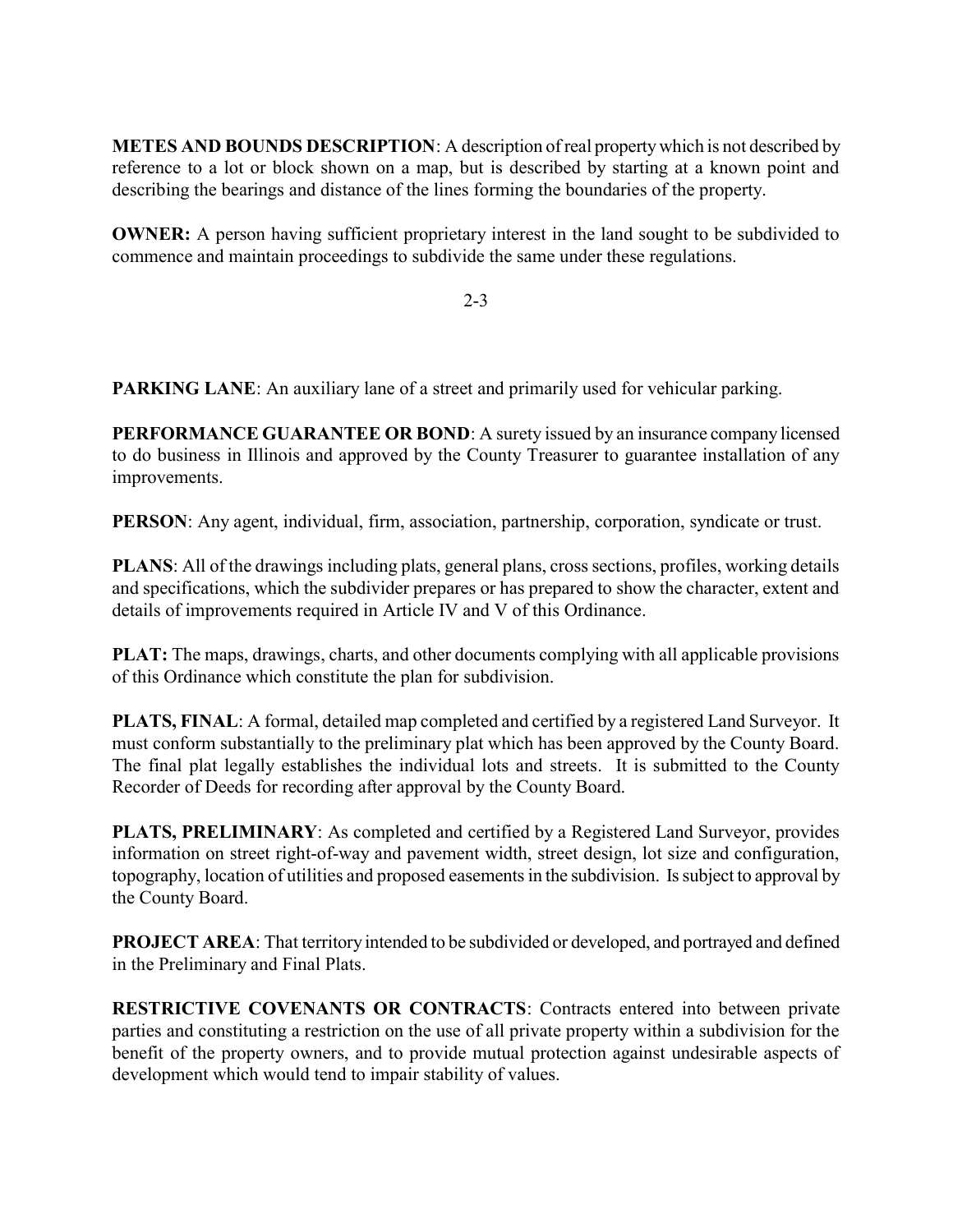**METES AND BOUNDS DESCRIPTION**: A description of real property which is not described by reference to a lot or block shown on a map, but is described by starting at a known point and describing the bearings and distance of the lines forming the boundaries of the property.

**OWNER:** A person having sufficient proprietary interest in the land sought to be subdivided to commence and maintain proceedings to subdivide the same under these regulations.

**PARKING LANE**: An auxiliary lane of a street and primarily used for vehicular parking.

**PERFORMANCE GUARANTEE OR BOND**: A surety issued by an insurance company licensed to do business in Illinois and approved by the County Treasurer to guarantee installation of any improvements.

**PERSON**: Any agent, individual, firm, association, partnership, corporation, syndicate or trust.

**PLANS**: All of the drawings including plats, general plans, cross sections, profiles, working details and specifications, which the subdivider prepares or has prepared to show the character, extent and details of improvements required in Article IV and V of this Ordinance.

**PLAT:** The maps, drawings, charts, and other documents complying with all applicable provisions of this Ordinance which constitute the plan for subdivision.

**PLATS, FINAL**: A formal, detailed map completed and certified by a registered Land Surveyor. It must conform substantially to the preliminary plat which has been approved by the County Board. The final plat legally establishes the individual lots and streets. It is submitted to the County Recorder of Deeds for recording after approval by the County Board.

**PLATS, PRELIMINARY**: As completed and certified by a Registered Land Surveyor, provides information on street right-of-way and pavement width, street design, lot size and configuration, topography, location of utilities and proposed easements in the subdivision. Is subject to approval by the County Board.

**PROJECT AREA**: That territory intended to be subdivided or developed, and portrayed and defined in the Preliminary and Final Plats.

**RESTRICTIVE COVENANTS OR CONTRACTS**: Contracts entered into between private parties and constituting a restriction on the use of all private property within a subdivision for the benefit of the property owners, and to provide mutual protection against undesirable aspects of development which would tend to impair stability of values.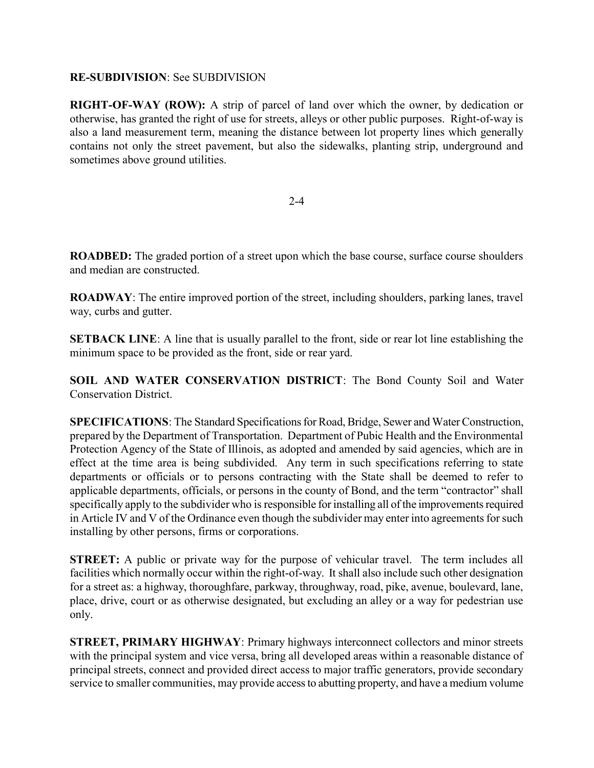**RE-SUBDIVISION**: See SUBDIVISION

**RIGHT-OF-WAY (ROW):** A strip of parcel of land over which the owner, by dedication or otherwise, has granted the right of use for streets, alleys or other public purposes. Right-of-way is also a land measurement term, meaning the distance between lot property lines which generally contains not only the street pavement, but also the sidewalks, planting strip, underground and sometimes above ground utilities.

**ROADBED:** The graded portion of a street upon which the base course, surface course shoulders and median are constructed.

**ROADWAY**: The entire improved portion of the street, including shoulders, parking lanes, travel way, curbs and gutter.

**SETBACK LINE**: A line that is usually parallel to the front, side or rear lot line establishing the minimum space to be provided as the front, side or rear yard.

**SOIL AND WATER CONSERVATION DISTRICT**: The Bond County Soil and Water Conservation District.

**SPECIFICATIONS**: The Standard Specifications for Road, Bridge, Sewer and Water Construction, prepared by the Department of Transportation. Department of Pubic Health and the Environmental Protection Agency of the State of Illinois, as adopted and amended by said agencies, which are in effect at the time area is being subdivided. Any term in such specifications referring to state departments or officials or to persons contracting with the State shall be deemed to refer to applicable departments, officials, or persons in the county of Bond, and the term "contractor" shall specifically apply to the subdivider who is responsible for installing all of the improvements required in Article IV and V of the Ordinance even though the subdivider may enter into agreements for such installing by other persons, firms or corporations.

**STREET:** A public or private way for the purpose of vehicular travel. The term includes all facilities which normally occur within the right-of-way. It shall also include such other designation for a street as: a highway, thoroughfare, parkway, throughway, road, pike, avenue, boulevard, lane, place, drive, court or as otherwise designated, but excluding an alley or a way for pedestrian use only.

**STREET, PRIMARY HIGHWAY**: Primary highways interconnect collectors and minor streets with the principal system and vice versa, bring all developed areas within a reasonable distance of principal streets, connect and provided direct access to major traffic generators, provide secondary service to smaller communities, may provide access to abutting property, and have a medium volume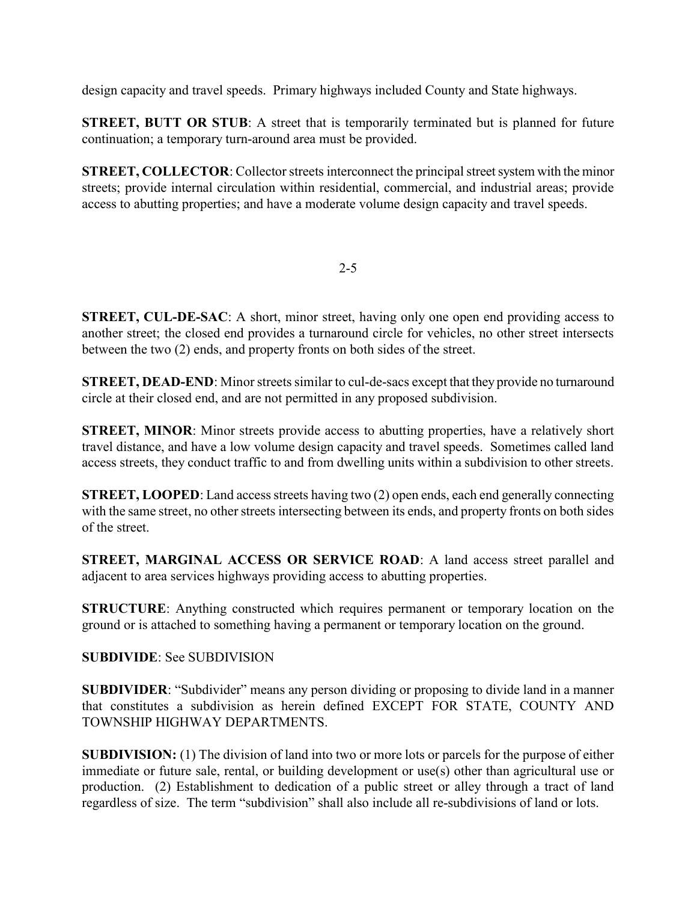design capacity and travel speeds. Primary highways included County and State highways.

**STREET, BUTT OR STUB**: A street that is temporarily terminated but is planned for future continuation; a temporary turn-around area must be provided.

**STREET, COLLECTOR**: Collector streets interconnect the principal street system with the minor streets; provide internal circulation within residential, commercial, and industrial areas; provide access to abutting properties; and have a moderate volume design capacity and travel speeds.

**STREET, CUL-DE-SAC**: A short, minor street, having only one open end providing access to another street; the closed end provides a turnaround circle for vehicles, no other street intersects between the two (2) ends, and property fronts on both sides of the street.

**STREET, DEAD-END**: Minor streets similar to cul-de-sacs except that they provide no turnaround circle at their closed end, and are not permitted in any proposed subdivision.

**STREET, MINOR**: Minor streets provide access to abutting properties, have a relatively short travel distance, and have a low volume design capacity and travel speeds. Sometimes called land access streets, they conduct traffic to and from dwelling units within a subdivision to other streets.

**STREET, LOOPED**: Land access streets having two (2) open ends, each end generally connecting with the same street, no other streets intersecting between its ends, and property fronts on both sides of the street.

**STREET, MARGINAL ACCESS OR SERVICE ROAD**: A land access street parallel and adjacent to area services highways providing access to abutting properties.

**STRUCTURE**: Anything constructed which requires permanent or temporary location on the ground or is attached to something having a permanent or temporary location on the ground.

**SUBDIVIDE**: See SUBDIVISION

**SUBDIVIDER**: "Subdivider" means any person dividing or proposing to divide land in a manner that constitutes a subdivision as herein defined EXCEPT FOR STATE, COUNTY AND TOWNSHIP HIGHWAY DEPARTMENTS.

**SUBDIVISION:** (1) The division of land into two or more lots or parcels for the purpose of either immediate or future sale, rental, or building development or use(s) other than agricultural use or production. (2) Establishment to dedication of a public street or alley through a tract of land regardless of size. The term "subdivision" shall also include all re-subdivisions of land or lots.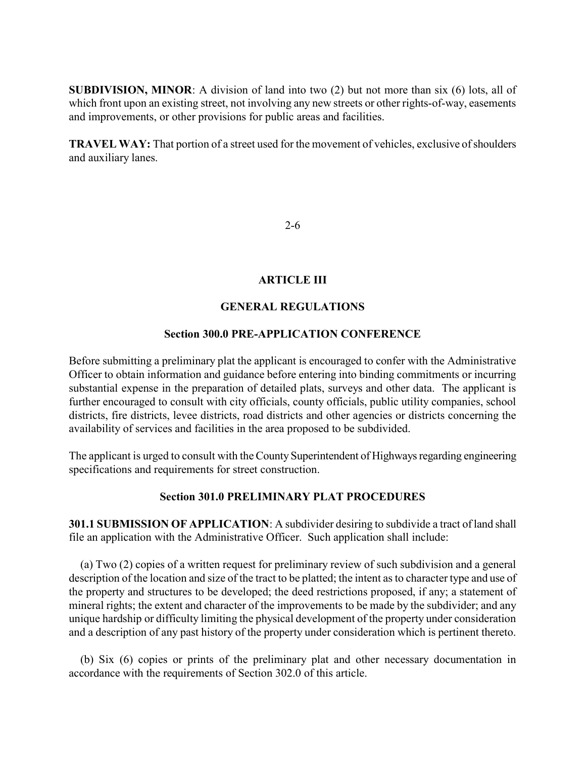**SUBDIVISION, MINOR**: A division of land into two (2) but not more than six (6) lots, all of which front upon an existing street, not involving any new streets or other rights-of-way, easements and improvements, or other provisions for public areas and facilities.

**TRAVEL WAY:** That portion of a street used for the movement of vehicles, exclusive of shoulders and auxiliary lanes.

# ARTICLE III

# GENERAL REGULATIONS

## Section 300.0 PRE-APPLICATION CONFERENCE

Before submitting a preliminary plat the applicant is encouraged to confer with the Administrative Officer to obtain information and guidance before entering into binding commitments or incurring substantial expense in the preparation of detailed plats, surveys and other data. The applicant is further encouraged to consult with city officials, county officials, public utility companies, school districts, fire districts, levee districts, road districts and other agencies or districts concerning the availability of services and facilities in the area proposed to be subdivided.

The applicant is urged to consult with the County Superintendent of Highways regarding engineering specifications and requirements for street construction.

## Section 301.0 PRELIMINARY PLAT PROCEDURES

**301.1 SUBMISSION OF APPLICATION**: A subdivider desiring to subdivide a tract of land shall file an application with the Administrative Officer. Such application shall include:

(a) Two (2) copies of a written request for preliminary review of such subdivision and a general description of the location and size of the tract to be platted; the intent as to character type and use of the property and structures to be developed; the deed restrictions proposed, if any; a statement of mineral rights; the extent and character of the improvements to be made by the subdivider; and any unique hardship or difficulty limiting the physical development of the property under consideration and a description of any past history of the property under consideration which is pertinent thereto.

(b) Six (6) copies or prints of the preliminary plat and other necessary documentation in accordance with the requirements of Section 302.0 of this article.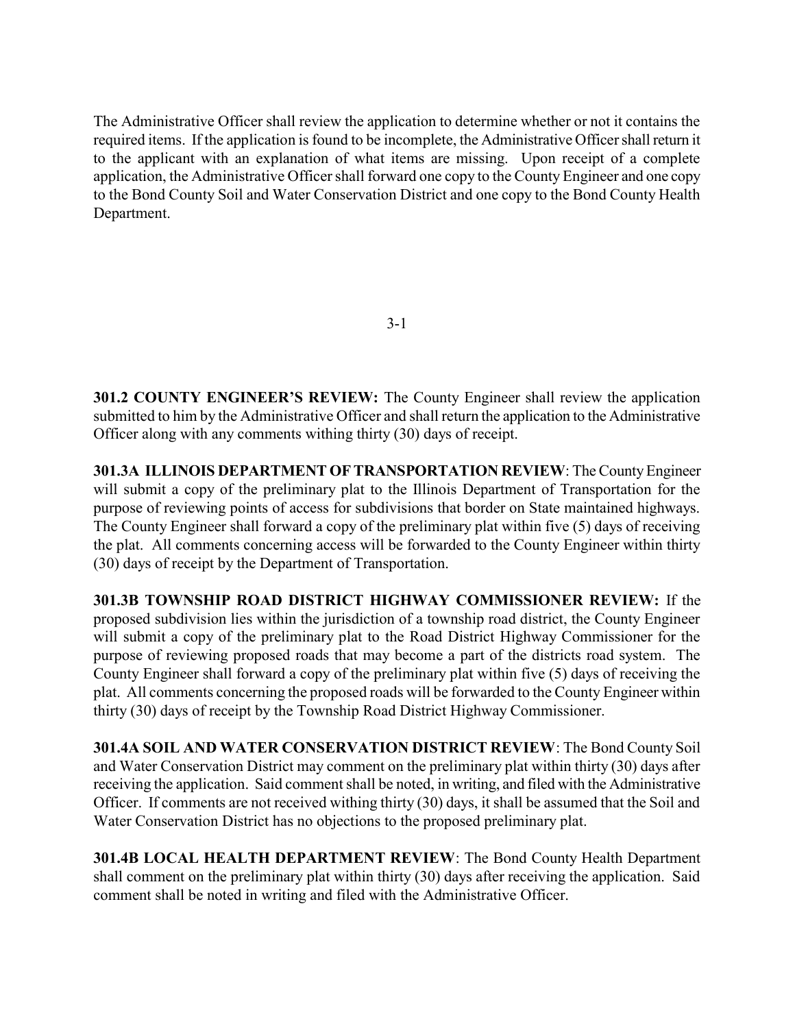The Administrative Officer shall review the application to determine whether or not it contains the required items. If the application is found to be incomplete, the Administrative Officer shall return it to the applicant with an explanation of what items are missing. Upon receipt of a complete application, the Administrative Officer shall forward one copy to the County Engineer and one copy to the Bond County Soil and Water Conservation District and one copy to the Bond County Health Department.

**301.2 COUNTY ENGINEER'S REVIEW:** The County Engineer shall review the application submitted to him by the Administrative Officer and shall return the application to the Administrative Officer along with any comments withing thirty (30) days of receipt.

**301.3A ILLINOIS DEPARTMENT OF TRANSPORTATION REVIEW**: The County Engineer will submit a copy of the preliminary plat to the Illinois Department of Transportation for the purpose of reviewing points of access for subdivisions that border on State maintained highways. The County Engineer shall forward a copy of the preliminary plat within five (5) days of receiving the plat. All comments concerning access will be forwarded to the County Engineer within thirty (30) days of receipt by the Department of Transportation.

**301.3B TOWNSHIP ROAD DISTRICT HIGHWAY COMMISSIONER REVIEW:** If the proposed subdivision lies within the jurisdiction of a township road district, the County Engineer will submit a copy of the preliminary plat to the Road District Highway Commissioner for the purpose of reviewing proposed roads that may become a part of the districts road system. The County Engineer shall forward a copy of the preliminary plat within five (5) days of receiving the plat. All comments concerning the proposed roads will be forwarded to the County Engineer within thirty (30) days of receipt by the Township Road District Highway Commissioner.

**301.4A SOIL AND WATER CONSERVATION DISTRICT REVIEW**: The Bond County Soil and Water Conservation District may comment on the preliminary plat within thirty (30) days after receiving the application. Said comment shall be noted, in writing, and filed with the Administrative Officer. If comments are not received withing thirty (30) days, it shall be assumed that the Soil and Water Conservation District has no objections to the proposed preliminary plat.

**301.4B LOCAL HEALTH DEPARTMENT REVIEW**: The Bond County Health Department shall comment on the preliminary plat within thirty (30) days after receiving the application. Said comment shall be noted in writing and filed with the Administrative Officer.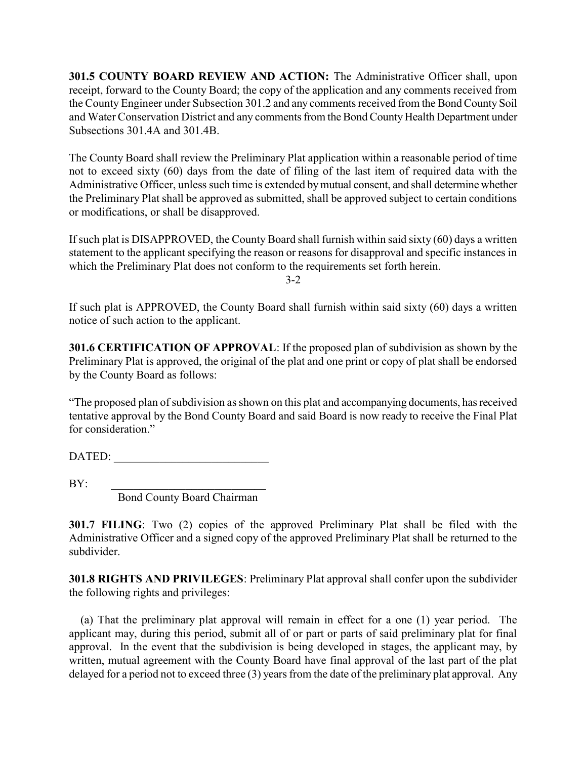**301.5 COUNTY BOARD REVIEW AND ACTION:** The Administrative Officer shall, upon receipt, forward to the County Board; the copy of the application and any comments received from the County Engineer under Subsection 301.2 and any comments received from the Bond County Soil and Water Conservation District and any comments from the Bond County Health Department under Subsections 301.4A and 301.4B.

The County Board shall review the Preliminary Plat application within a reasonable period of time not to exceed sixty (60) days from the date of filing of the last item of required data with the Administrative Officer, unless such time is extended by mutual consent, and shall determine whether the Preliminary Plat shall be approved as submitted, shall be approved subject to certain conditions or modifications, or shall be disapproved.

If such plat is DISAPPROVED, the County Board shall furnish within said sixty (60) days a written statement to the applicant specifying the reason or reasons for disapproval and specific instances in which the Preliminary Plat does not conform to the requirements set forth herein.

If such plat is APPROVED, the County Board shall furnish within said sixty (60) days a written notice of such action to the applicant.

**301.6 CERTIFICATION OF APPROVAL**: If the proposed plan of subdivision as shown by the Preliminary Plat is approved, the original of the plat and one print or copy of plat shall be endorsed by the County Board as follows:

"The proposed plan of subdivision as shown on this plat and accompanying documents, has received tentative approval by the Bond County Board and said Board is now ready to receive the Final Plat for consideration."

DATED: ___________________________

BY: ___________________________
Bond County Board Chairman

**301.7 FILING**: Two (2) copies of the approved Preliminary Plat shall be filed with the Administrative Officer and a signed copy of the approved Preliminary Plat shall be returned to the subdivider.

**301.8 RIGHTS AND PRIVILEGES**: Preliminary Plat approval shall confer upon the subdivider the following rights and privileges:

(a) That the preliminary plat approval will remain in effect for a one (1) year period. The applicant may, during this period, submit all of or part or parts of said preliminary plat for final approval. In the event that the subdivision is being developed in stages, the applicant may, by written, mutual agreement with the County Board have final approval of the last part of the plat delayed for a period not to exceed three (3) years from the date of the preliminary plat approval. Any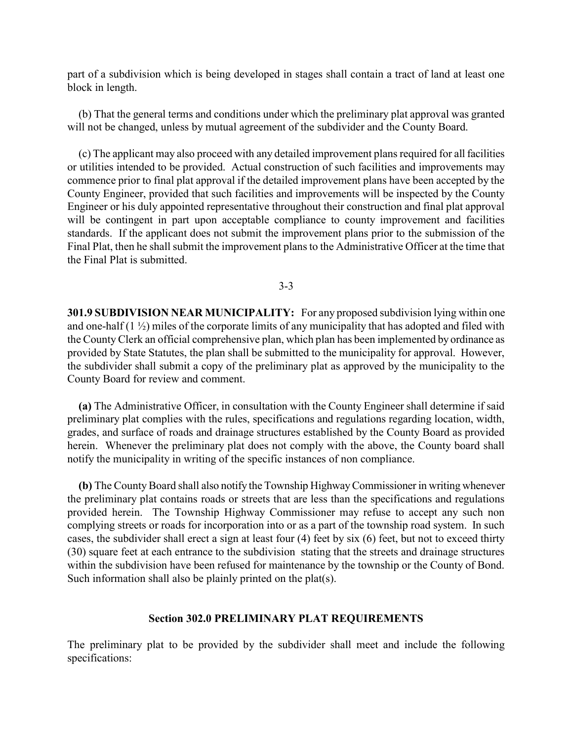part of a subdivision which is being developed in stages shall contain a tract of land at least one block in length.

(b) That the general terms and conditions under which the preliminary plat approval was granted will not be changed, unless by mutual agreement of the subdivider and the County Board.

(c) The applicant may also proceed with any detailed improvement plans required for all facilities or utilities intended to be provided. Actual construction of such facilities and improvements may commence prior to final plat approval if the detailed improvement plans have been accepted by the County Engineer, provided that such facilities and improvements will be inspected by the County Engineer or his duly appointed representative throughout their construction and final plat approval will be contingent in part upon acceptable compliance to county improvement and facilities standards. If the applicant does not submit the improvement plans prior to the submission of the Final Plat, then he shall submit the improvement plans to the Administrative Officer at the time that the Final Plat is submitted.

**301.9 SUBDIVISION NEAR MUNICIPALITY:** For any proposed subdivision lying within one and one-half (1 ½) miles of the corporate limits of any municipality that has adopted and filed with the County Clerk an official comprehensive plan, which plan has been implemented by ordinance as provided by State Statutes, the plan shall be submitted to the municipality for approval. However, the subdivider shall submit a copy of the preliminary plat as approved by the municipality to the County Board for review and comment.

**(a)** The Administrative Officer, in consultation with the County Engineer shall determine if said preliminary plat complies with the rules, specifications and regulations regarding location, width, grades, and surface of roads and drainage structures established by the County Board as provided herein. Whenever the preliminary plat does not comply with the above, the County board shall notify the municipality in writing of the specific instances of non compliance.

**(b)** The County Board shall also notify the Township Highway Commissioner in writing whenever the preliminary plat contains roads or streets that are less than the specifications and regulations provided herein. The Township Highway Commissioner may refuse to accept any such non complying streets or roads for incorporation into or as a part of the township road system. In such cases, the subdivider shall erect a sign at least four (4) feet by six (6) feet, but not to exceed thirty (30) square feet at each entrance to the subdivision stating that the streets and drainage structures within the subdivision have been refused for maintenance by the township or the County of Bond. Such information shall also be plainly printed on the plat(s).

## Section 302.0 PRELIMINARY PLAT REQUIREMENTS

The preliminary plat to be provided by the subdivider shall meet and include the following specifications: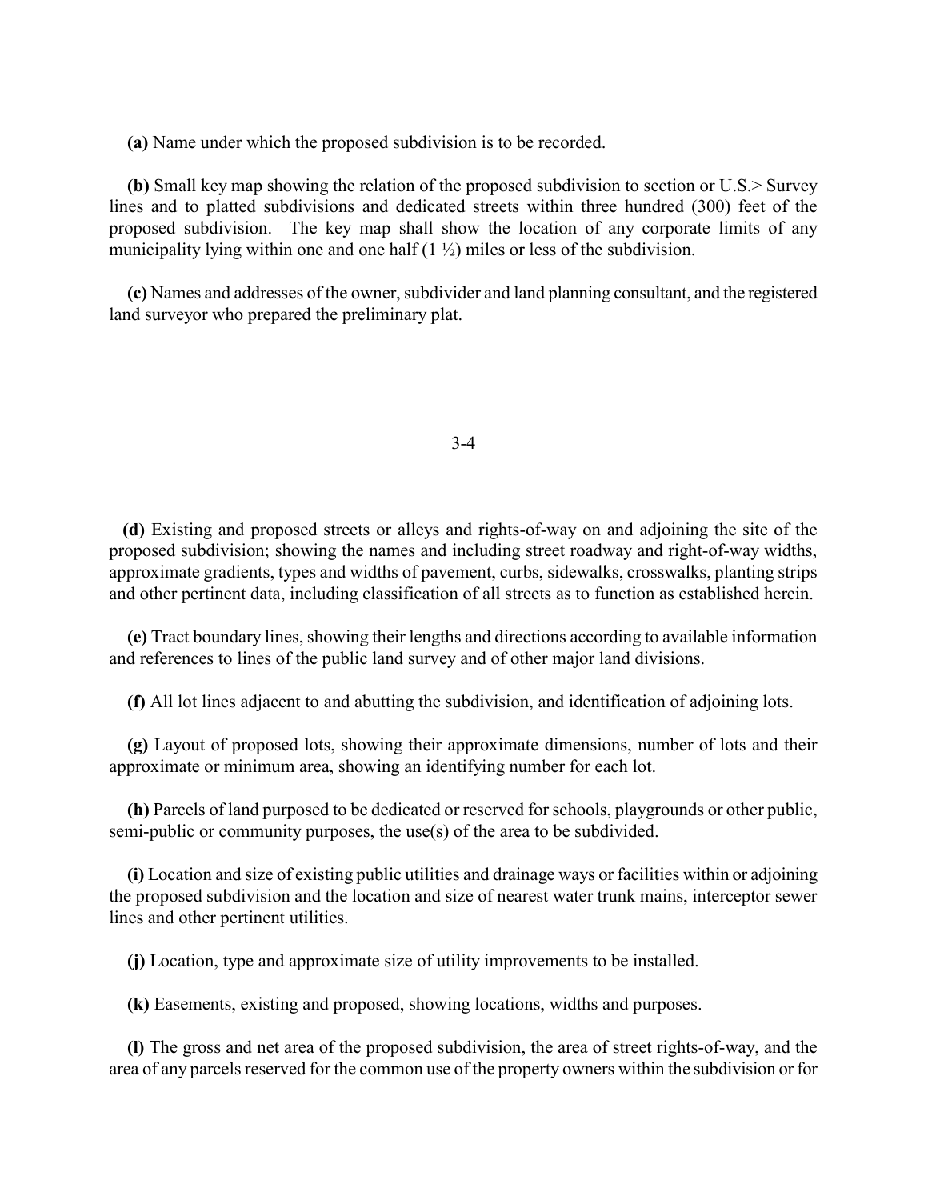**(a)** Name under which the proposed subdivision is to be recorded.

**(b)** Small key map showing the relation of the proposed subdivision to section or U.S.> Survey lines and to platted subdivisions and dedicated streets within three hundred (300) feet of the proposed subdivision. The key map shall show the location of any corporate limits of any municipality lying within one and one half (1 ½) miles or less of the subdivision.

**(c)** Names and addresses of the owner, subdivider and land planning consultant, and the registered land surveyor who prepared the preliminary plat.

**(d)** Existing and proposed streets or alleys and rights-of-way on and adjoining the site of the proposed subdivision; showing the names and including street roadway and right-of-way widths, approximate gradients, types and widths of pavement, curbs, sidewalks, crosswalks, planting strips and other pertinent data, including classification of all streets as to function as established herein.

**(e)** Tract boundary lines, showing their lengths and directions according to available information and references to lines of the public land survey and of other major land divisions.

**(f)** All lot lines adjacent to and abutting the subdivision, and identification of adjoining lots.

**(g)** Layout of proposed lots, showing their approximate dimensions, number of lots and their approximate or minimum area, showing an identifying number for each lot.

**(h)** Parcels of land purposed to be dedicated or reserved for schools, playgrounds or other public, semi-public or community purposes, the use(s) of the area to be subdivided.

**(i)** Location and size of existing public utilities and drainage ways or facilities within or adjoining the proposed subdivision and the location and size of nearest water trunk mains, interceptor sewer lines and other pertinent utilities.

**(j)** Location, type and approximate size of utility improvements to be installed.

**(k)** Easements, existing and proposed, showing locations, widths and purposes.

**(l)** The gross and net area of the proposed subdivision, the area of street rights-of-way, and the area of any parcels reserved for the common use of the property owners within the subdivision or for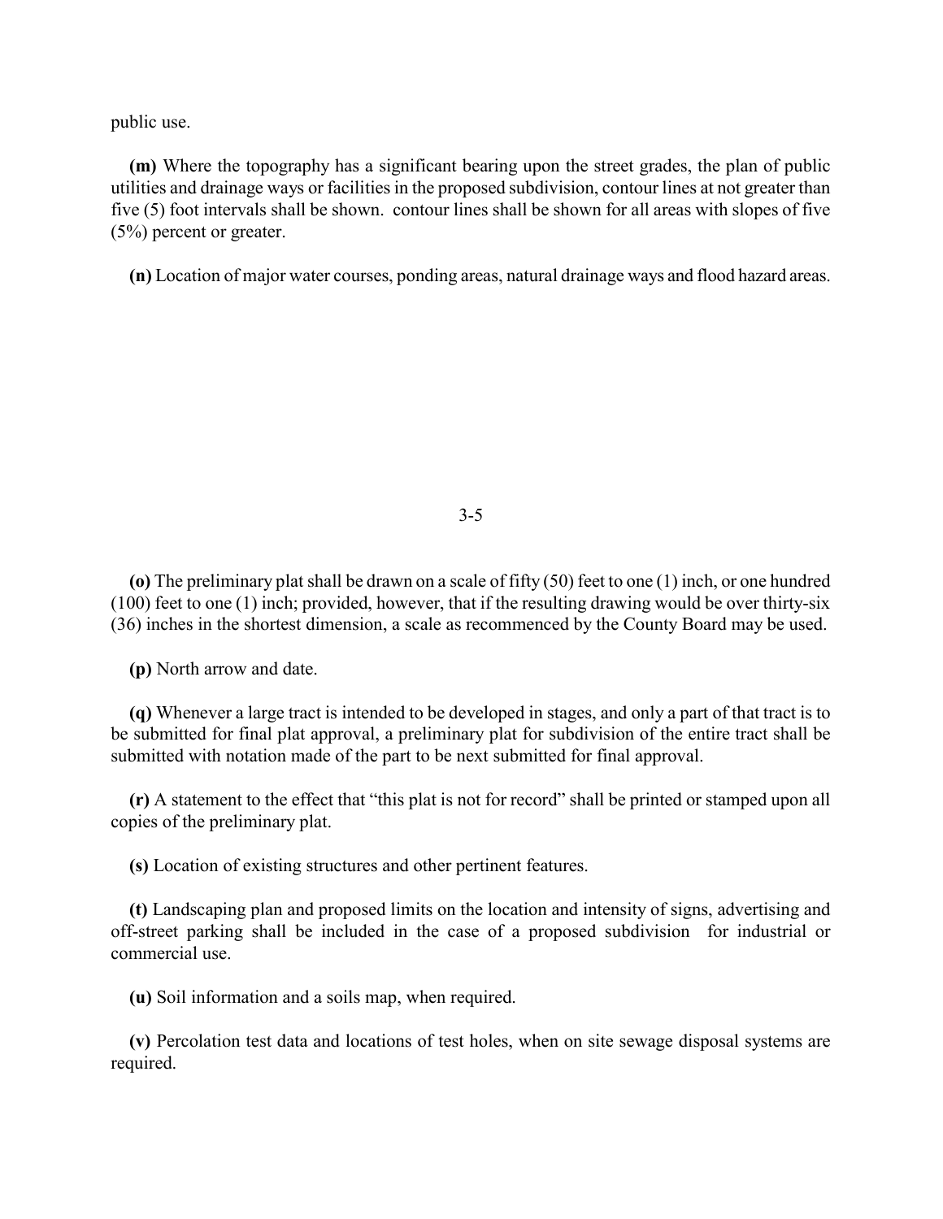public use.

**(m)** Where the topography has a significant bearing upon the street grades, the plan of public utilities and drainage ways or facilities in the proposed subdivision, contour lines at not greater than five (5) foot intervals shall be shown. contour lines shall be shown for all areas with slopes of five (5%) percent or greater.

**(n)** Location of major water courses, ponding areas, natural drainage ways and flood hazard areas.

**(o)** The preliminary plat shall be drawn on a scale of fifty (50) feet to one (1) inch, or one hundred (100) feet to one (1) inch; provided, however, that if the resulting drawing would be over thirty-six (36) inches in the shortest dimension, a scale as recommenced by the County Board may be used.

**(p)** North arrow and date.

**(q)** Whenever a large tract is intended to be developed in stages, and only a part of that tract is to be submitted for final plat approval, a preliminary plat for subdivision of the entire tract shall be submitted with notation made of the part to be next submitted for final approval.

**(r)** A statement to the effect that "this plat is not for record" shall be printed or stamped upon all copies of the preliminary plat.

**(s)** Location of existing structures and other pertinent features.

**(t)** Landscaping plan and proposed limits on the location and intensity of signs, advertising and off-street parking shall be included in the case of a proposed subdivision for industrial or commercial use.

**(u)** Soil information and a soils map, when required.

**(v)** Percolation test data and locations of test holes, when on site sewage disposal systems are required.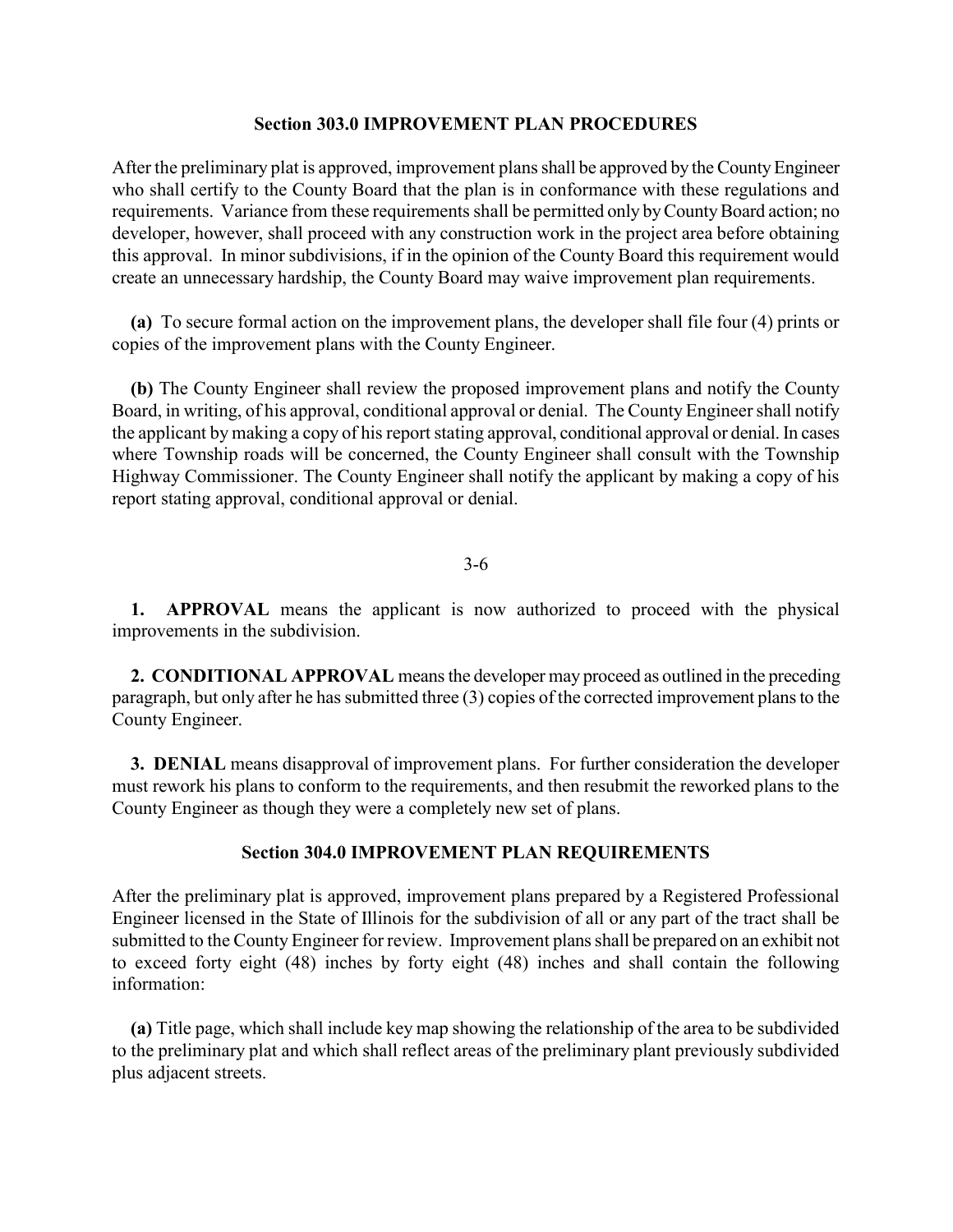### Section 303.0 IMPROVEMENT PLAN PROCEDURES

After the preliminary plat is approved, improvement plans shall be approved by the County Engineer who shall certify to the County Board that the plan is in conformance with these regulations and requirements. Variance from these requirements shall be permitted only by County Board action; no developer, however, shall proceed with any construction work in the project area before obtaining this approval. In minor subdivisions, if in the opinion of the County Board this requirement would create an unnecessary hardship, the County Board may waive improvement plan requirements.

**(a)** To secure formal action on the improvement plans, the developer shall file four (4) prints or copies of the improvement plans with the County Engineer.

**(b)** The County Engineer shall review the proposed improvement plans and notify the County Board, in writing, of his approval, conditional approval or denial. The County Engineer shall notify the applicant by making a copy of his report stating approval, conditional approval or denial. In cases where Township roads will be concerned, the County Engineer shall consult with the Township Highway Commissioner. The County Engineer shall notify the applicant by making a copy of his report stating approval, conditional approval or denial.

**1. APPROVAL** means the applicant is now authorized to proceed with the physical improvements in the subdivision.

**2. CONDITIONAL APPROVAL** means the developer may proceed as outlined in the preceding paragraph, but only after he has submitted three (3) copies of the corrected improvement plans to the County Engineer.

**3. DENIAL** means disapproval of improvement plans. For further consideration the developer must rework his plans to conform to the requirements, and then resubmit the reworked plans to the County Engineer as though they were a completely new set of plans.

### Section 304.0 IMPROVEMENT PLAN REQUIREMENTS

After the preliminary plat is approved, improvement plans prepared by a Registered Professional Engineer licensed in the State of Illinois for the subdivision of all or any part of the tract shall be submitted to the County Engineer for review. Improvement plans shall be prepared on an exhibit not to exceed forty eight (48) inches by forty eight (48) inches and shall contain the following information:

**(a)** Title page, which shall include key map showing the relationship of the area to be subdivided to the preliminary plat and which shall reflect areas of the preliminary plant previously subdivided plus adjacent streets.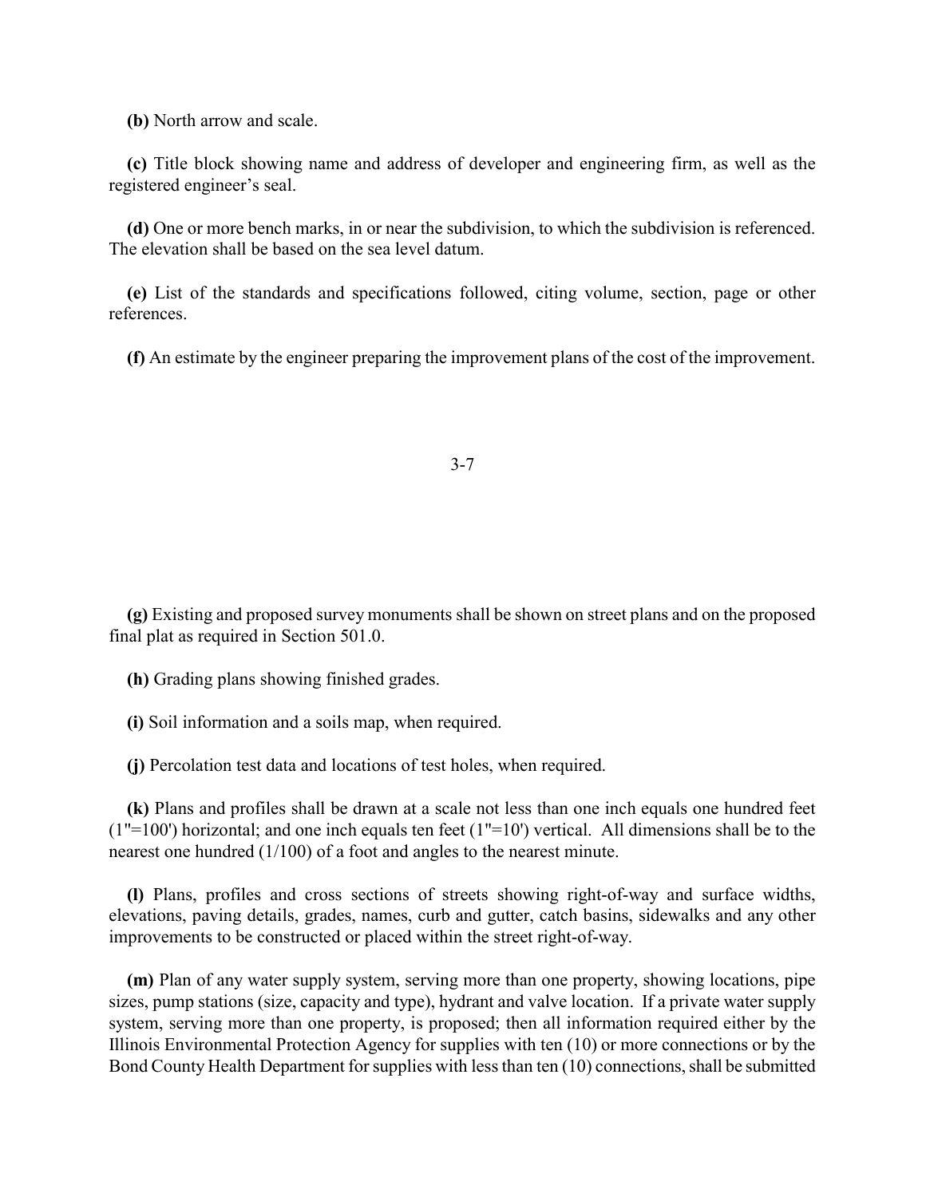**(b)** North arrow and scale.

**(c)** Title block showing name and address of developer and engineering firm, as well as the registered engineer's seal.

**(d)** One or more bench marks, in or near the subdivision, to which the subdivision is referenced. The elevation shall be based on the sea level datum.

**(e)** List of the standards and specifications followed, citing volume, section, page or other references.

**(f)** An estimate by the engineer preparing the improvement plans of the cost of the improvement.

**(g)** Existing and proposed survey monuments shall be shown on street plans and on the proposed final plat as required in Section 501.0.

**(h)** Grading plans showing finished grades.

**(i)** Soil information and a soils map, when required.

**(j)** Percolation test data and locations of test holes, when required.

**(k)** Plans and profiles shall be drawn at a scale not less than one inch equals one hundred feet (1"=100') horizontal; and one inch equals ten feet (1"=10') vertical. All dimensions shall be to the nearest one hundred (1/100) of a foot and angles to the nearest minute.

**(l)** Plans, profiles and cross sections of streets showing right-of-way and surface widths, elevations, paving details, grades, names, curb and gutter, catch basins, sidewalks and any other improvements to be constructed or placed within the street right-of-way.

**(m)** Plan of any water supply system, serving more than one property, showing locations, pipe sizes, pump stations (size, capacity and type), hydrant and valve location. If a private water supply system, serving more than one property, is proposed; then all information required either by the Illinois Environmental Protection Agency for supplies with ten (10) or more connections or by the Bond County Health Department for supplies with less than ten (10) connections, shall be submitted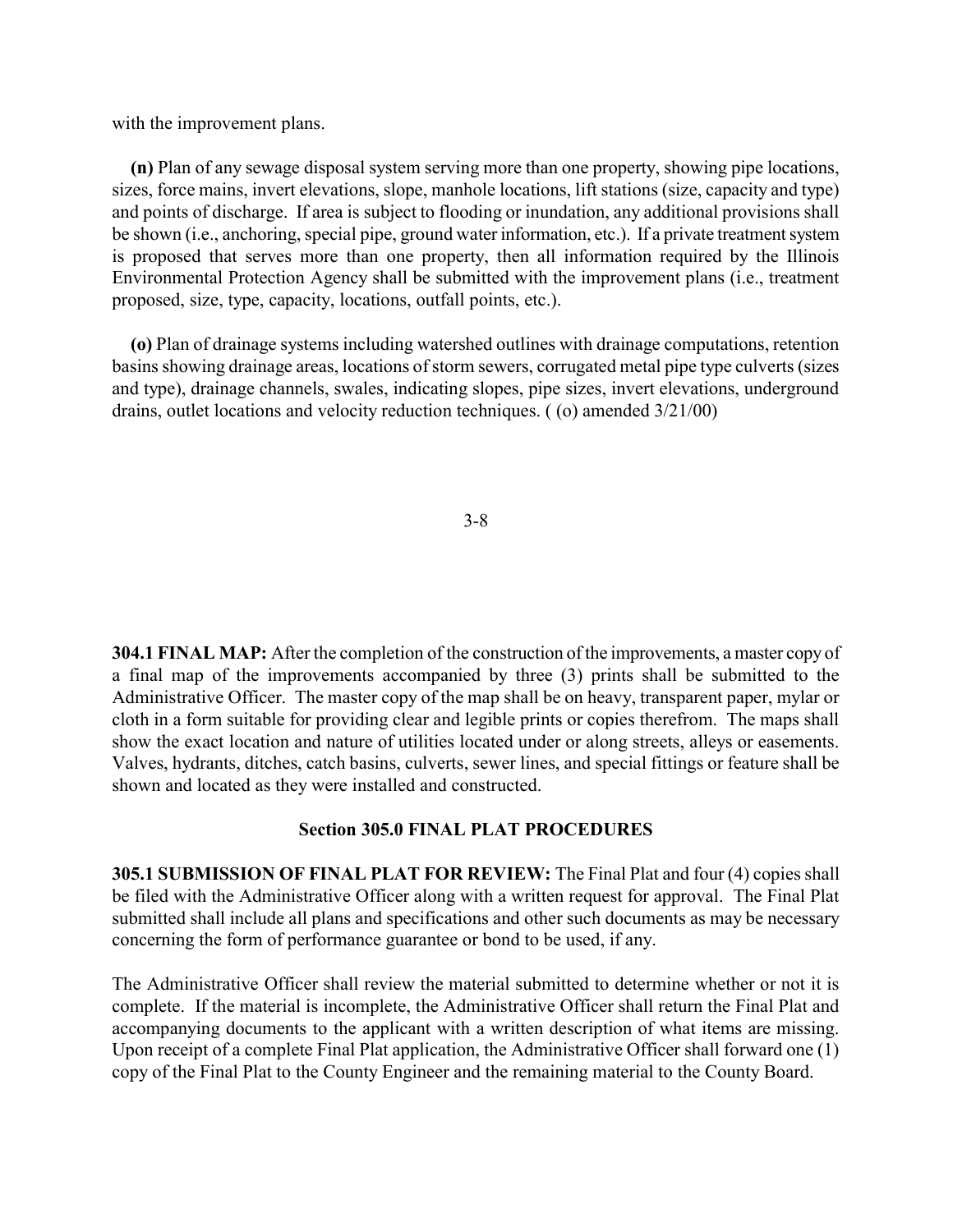with the improvement plans.

**(n)** Plan of any sewage disposal system serving more than one property, showing pipe locations, sizes, force mains, invert elevations, slope, manhole locations, lift stations (size, capacity and type) and points of discharge. If area is subject to flooding or inundation, any additional provisions shall be shown (i.e., anchoring, special pipe, ground water information, etc.). If a private treatment system is proposed that serves more than one property, then all information required by the Illinois Environmental Protection Agency shall be submitted with the improvement plans (i.e., treatment proposed, size, type, capacity, locations, outfall points, etc.).

**(o)** Plan of drainage systems including watershed outlines with drainage computations, retention basins showing drainage areas, locations of storm sewers, corrugated metal pipe type culverts (sizes and type), drainage channels, swales, indicating slopes, pipe sizes, invert elevations, underground drains, outlet locations and velocity reduction techniques. ( (o) amended 3/21/00)

**304.1 FINAL MAP:** After the completion of the construction of the improvements, a master copy of a final map of the improvements accompanied by three (3) prints shall be submitted to the Administrative Officer. The master copy of the map shall be on heavy, transparent paper, mylar or cloth in a form suitable for providing clear and legible prints or copies therefrom. The maps shall show the exact location and nature of utilities located under or along streets, alleys or easements. Valves, hydrants, ditches, catch basins, culverts, sewer lines, and special fittings or feature shall be shown and located as they were installed and constructed.

## Section 305.0 FINAL PLAT PROCEDURES

**305.1 SUBMISSION OF FINAL PLAT FOR REVIEW:** The Final Plat and four (4) copies shall be filed with the Administrative Officer along with a written request for approval. The Final Plat submitted shall include all plans and specifications and other such documents as may be necessary concerning the form of performance guarantee or bond to be used, if any.

The Administrative Officer shall review the material submitted to determine whether or not it is complete. If the material is incomplete, the Administrative Officer shall return the Final Plat and accompanying documents to the applicant with a written description of what items are missing. Upon receipt of a complete Final Plat application, the Administrative Officer shall forward one (1) copy of the Final Plat to the County Engineer and the remaining material to the County Board.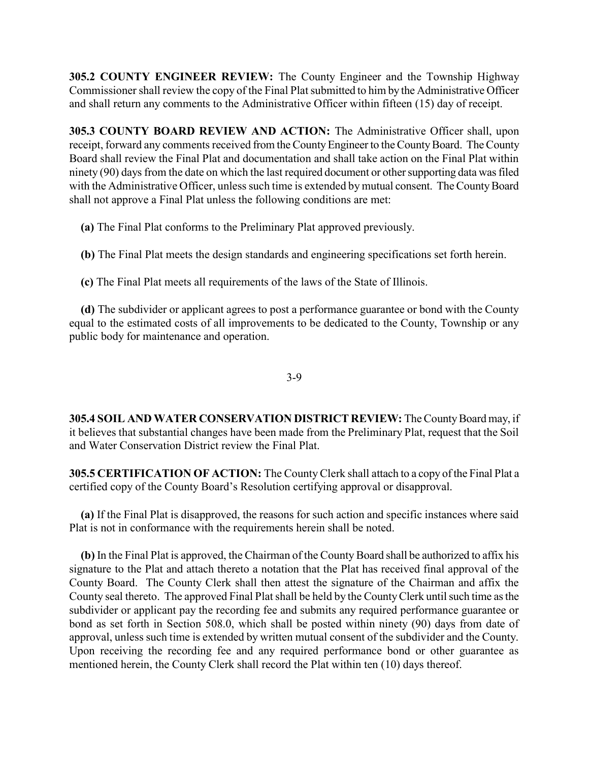**305.2 COUNTY ENGINEER REVIEW:** The County Engineer and the Township Highway Commissioner shall review the copy of the Final Plat submitted to him by the Administrative Officer and shall return any comments to the Administrative Officer within fifteen (15) day of receipt.

**305.3 COUNTY BOARD REVIEW AND ACTION:** The Administrative Officer shall, upon receipt, forward any comments received from the County Engineer to the County Board. The County Board shall review the Final Plat and documentation and shall take action on the Final Plat within ninety (90) days from the date on which the last required document or other supporting data was filed with the Administrative Officer, unless such time is extended by mutual consent. The County Board shall not approve a Final Plat unless the following conditions are met:

**(a)** The Final Plat conforms to the Preliminary Plat approved previously.

**(b)** The Final Plat meets the design standards and engineering specifications set forth herein.

**(c)** The Final Plat meets all requirements of the laws of the State of Illinois.

**(d)** The subdivider or applicant agrees to post a performance guarantee or bond with the County equal to the estimated costs of all improvements to be dedicated to the County, Township or any public body for maintenance and operation.

**305.4 SOIL AND WATER CONSERVATION DISTRICT REVIEW:** The County Board may, if it believes that substantial changes have been made from the Preliminary Plat, request that the Soil and Water Conservation District review the Final Plat.

**305.5 CERTIFICATION OF ACTION:** The County Clerk shall attach to a copy of the Final Plat a certified copy of the County Board's Resolution certifying approval or disapproval.

**(a)** If the Final Plat is disapproved, the reasons for such action and specific instances where said Plat is not in conformance with the requirements herein shall be noted.

**(b)** In the Final Plat is approved, the Chairman of the County Board shall be authorized to affix his signature to the Plat and attach thereto a notation that the Plat has received final approval of the County Board. The County Clerk shall then attest the signature of the Chairman and affix the County seal thereto. The approved Final Plat shall be held by the County Clerk until such time as the subdivider or applicant pay the recording fee and submits any required performance guarantee or bond as set forth in Section 508.0, which shall be posted within ninety (90) days from date of approval, unless such time is extended by written mutual consent of the subdivider and the County. Upon receiving the recording fee and any required performance bond or other guarantee as mentioned herein, the County Clerk shall record the Plat within ten (10) days thereof.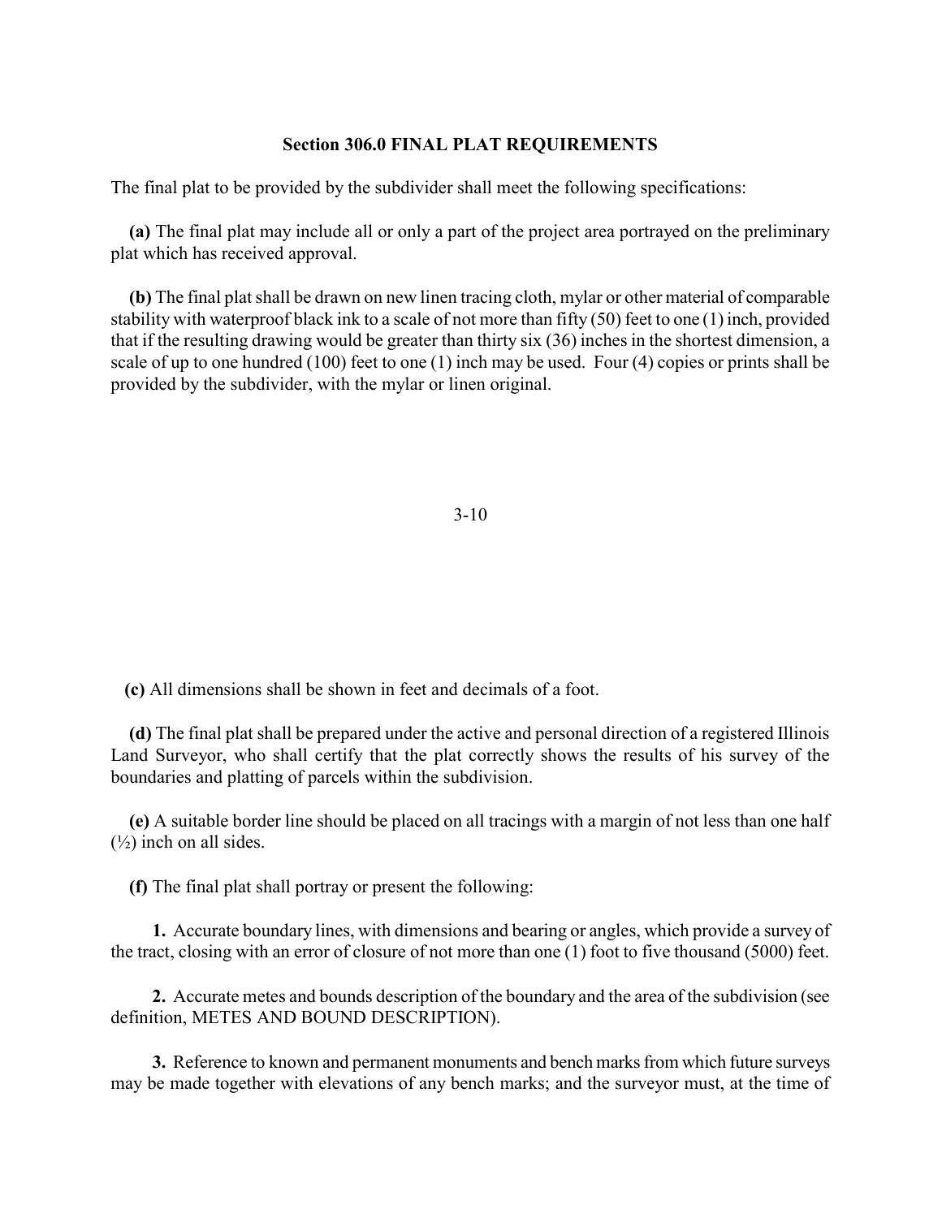### Section 306.0 FINAL PLAT REQUIREMENTS

The final plat to be provided by the subdivider shall meet the following specifications:

**(a)** The final plat may include all or only a part of the project area portrayed on the preliminary plat which has received approval.

**(b)** The final plat shall be drawn on new linen tracing cloth, mylar or other material of comparable stability with waterproof black ink to a scale of not more than fifty (50) feet to one (1) inch, provided that if the resulting drawing would be greater than thirty six (36) inches in the shortest dimension, a scale of up to one hundred (100) feet to one (1) inch may be used. Four (4) copies or prints shall be provided by the subdivider, with the mylar or linen original.

**(c)** All dimensions shall be shown in feet and decimals of a foot.

**(d)** The final plat shall be prepared under the active and personal direction of a registered Illinois Land Surveyor, who shall certify that the plat correctly shows the results of his survey of the boundaries and platting of parcels within the subdivision.

**(e)** A suitable border line should be placed on all tracings with a margin of not less than one half (½) inch on all sides.

**(f)** The final plat shall portray or present the following:

**1.** Accurate boundary lines, with dimensions and bearing or angles, which provide a survey of the tract, closing with an error of closure of not more than one (1) foot to five thousand (5000) feet.

**2.** Accurate metes and bounds description of the boundary and the area of the subdivision (see definition, METES AND BOUND DESCRIPTION).

**3.** Reference to known and permanent monuments and bench marks from which future surveys may be made together with elevations of any bench marks; and the surveyor must, at the time of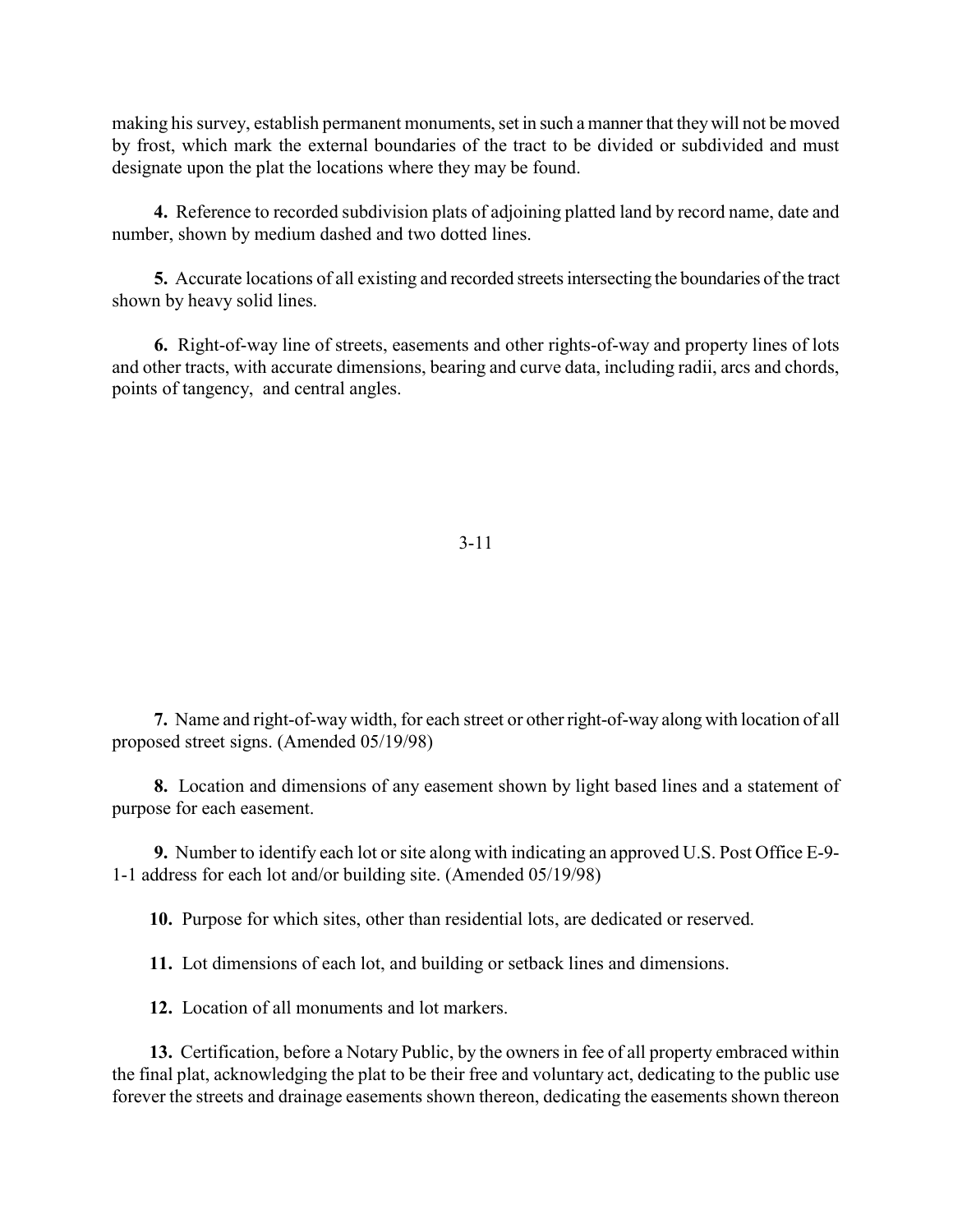making his survey, establish permanent monuments, set in such a manner that they will not be moved by frost, which mark the external boundaries of the tract to be divided or subdivided and must designate upon the plat the locations where they may be found.

**4.** Reference to recorded subdivision plats of adjoining platted land by record name, date and number, shown by medium dashed and two dotted lines.

**5.** Accurate locations of all existing and recorded streets intersecting the boundaries of the tract shown by heavy solid lines.

**6.** Right-of-way line of streets, easements and other rights-of-way and property lines of lots and other tracts, with accurate dimensions, bearing and curve data, including radii, arcs and chords, points of tangency, and central angles.

**7.** Name and right-of-way width, for each street or other right-of-way along with location of all proposed street signs. (Amended 05/19/98)

**8.** Location and dimensions of any easement shown by light based lines and a statement of purpose for each easement.

**9.** Number to identify each lot or site along with indicating an approved U.S. Post Office E-9-1-1 address for each lot and/or building site. (Amended 05/19/98)

**10.** Purpose for which sites, other than residential lots, are dedicated or reserved.

**11.** Lot dimensions of each lot, and building or setback lines and dimensions.

**12.** Location of all monuments and lot markers.

**13.** Certification, before a Notary Public, by the owners in fee of all property embraced within the final plat, acknowledging the plat to be their free and voluntary act, dedicating to the public use forever the streets and drainage easements shown thereon, dedicating the easements shown thereon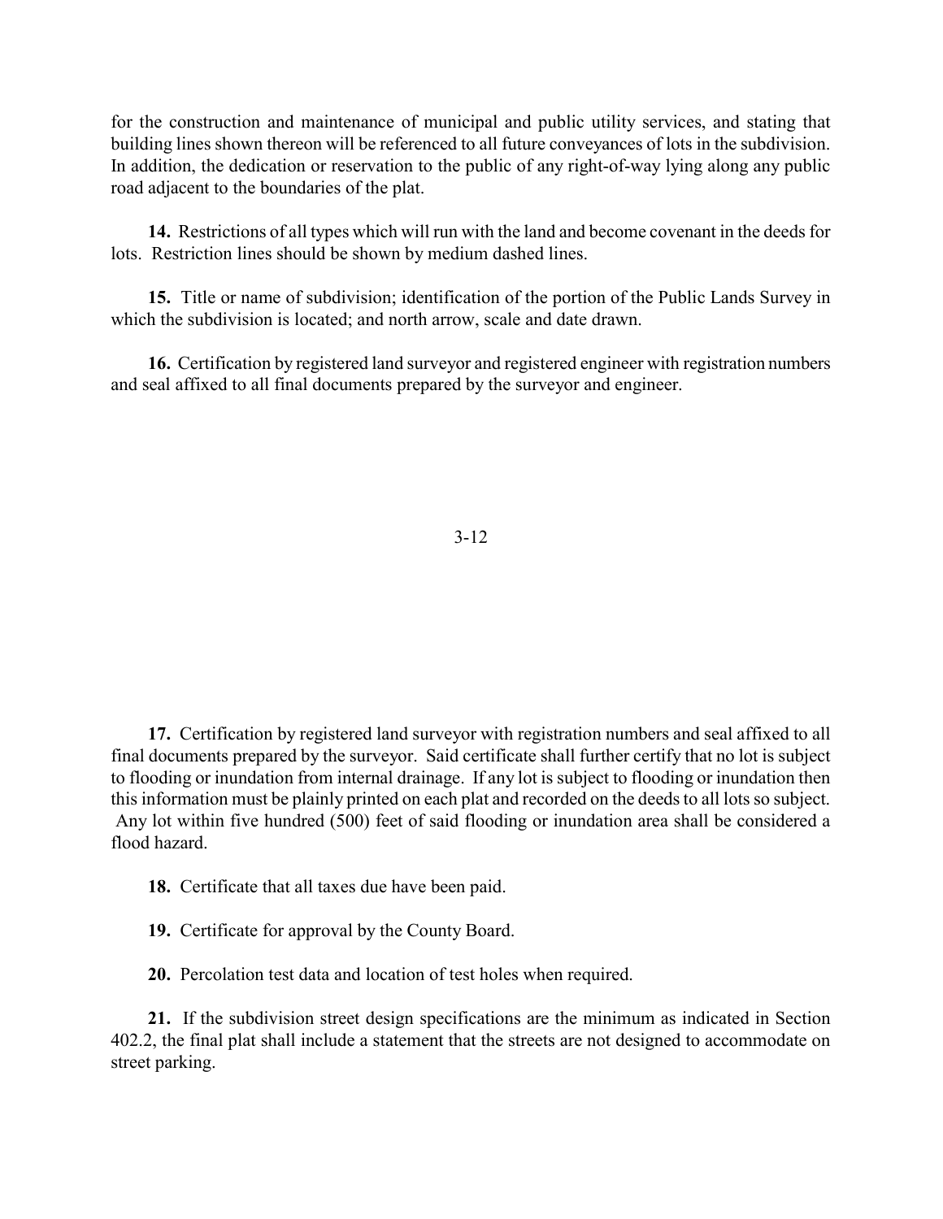for the construction and maintenance of municipal and public utility services, and stating that building lines shown thereon will be referenced to all future conveyances of lots in the subdivision. In addition, the dedication or reservation to the public of any right-of-way lying along any public road adjacent to the boundaries of the plat.

**14.** Restrictions of all types which will run with the land and become covenant in the deeds for lots. Restriction lines should be shown by medium dashed lines.

**15.** Title or name of subdivision; identification of the portion of the Public Lands Survey in which the subdivision is located; and north arrow, scale and date drawn.

**16.** Certification by registered land surveyor and registered engineer with registration numbers and seal affixed to all final documents prepared by the surveyor and engineer.

**17.** Certification by registered land surveyor with registration numbers and seal affixed to all final documents prepared by the surveyor. Said certificate shall further certify that no lot is subject to flooding or inundation from internal drainage. If any lot is subject to flooding or inundation then this information must be plainly printed on each plat and recorded on the deeds to all lots so subject. Any lot within five hundred (500) feet of said flooding or inundation area shall be considered a flood hazard.

**18.** Certificate that all taxes due have been paid.

**19.** Certificate for approval by the County Board.

**20.** Percolation test data and location of test holes when required.

**21.** If the subdivision street design specifications are the minimum as indicated in Section 402.2, the final plat shall include a statement that the streets are not designed to accommodate on street parking.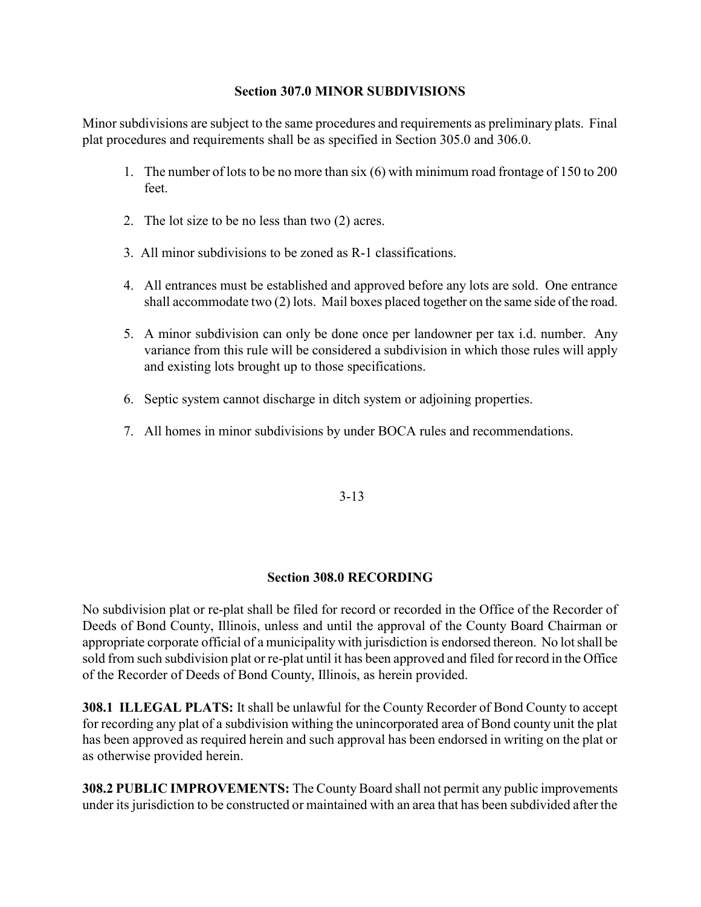## Section 307.0 MINOR SUBDIVISIONS

Minor subdivisions are subject to the same procedures and requirements as preliminary plats. Final plat procedures and requirements shall be as specified in Section 305.0 and 306.0.

1. The number of lots to be no more than six (6) with minimum road frontage of 150 to 200 feet.
2. The lot size to be no less than two (2) acres.
3. All minor subdivisions to be zoned as R-1 classifications.
4. All entrances must be established and approved before any lots are sold. One entrance shall accommodate two (2) lots. Mail boxes placed together on the same side of the road.
5. A minor subdivision can only be done once per landowner per tax i.d. number. Any variance from this rule will be considered a subdivision in which those rules will apply and existing lots brought up to those specifications.
6. Septic system cannot discharge in ditch system or adjoining properties.
7. All homes in minor subdivisions by under BOCA rules and recommendations.

## Section 308.0 RECORDING

No subdivision plat or re-plat shall be filed for record or recorded in the Office of the Recorder of Deeds of Bond County, Illinois, unless and until the approval of the County Board Chairman or appropriate corporate official of a municipality with jurisdiction is endorsed thereon. No lot shall be sold from such subdivision plat or re-plat until it has been approved and filed for record in the Office of the Recorder of Deeds of Bond County, Illinois, as herein provided.

**308.1 ILLEGAL PLATS:** It shall be unlawful for the County Recorder of Bond County to accept for recording any plat of a subdivision withing the unincorporated area of Bond county unit the plat has been approved as required herein and such approval has been endorsed in writing on the plat or as otherwise provided herein.

**308.2 PUBLIC IMPROVEMENTS:** The County Board shall not permit any public improvements under its jurisdiction to be constructed or maintained with an area that has been subdivided after the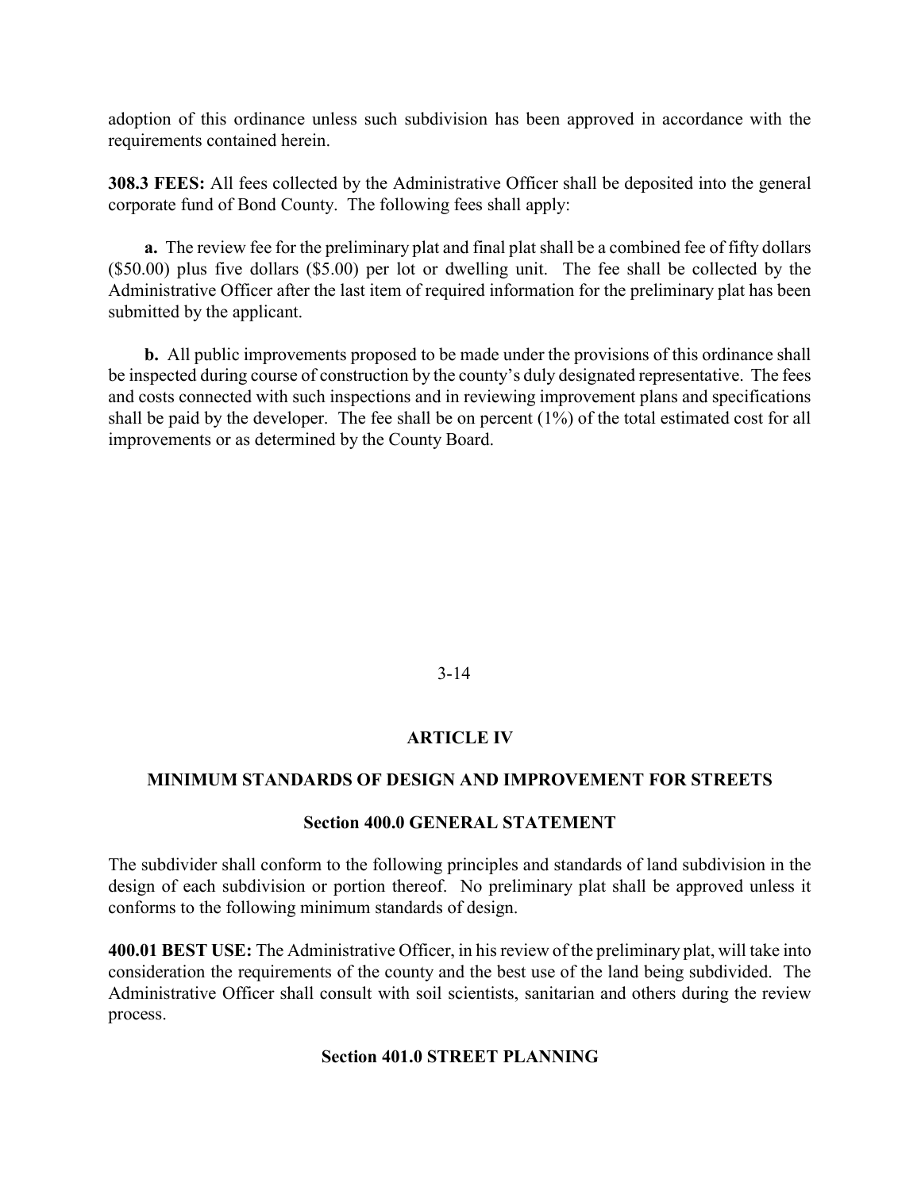adoption of this ordinance unless such subdivision has been approved in accordance with the requirements contained herein.

**308.3 FEES:** All fees collected by the Administrative Officer shall be deposited into the general corporate fund of Bond County. The following fees shall apply:

**a.** The review fee for the preliminary plat and final plat shall be a combined fee of fifty dollars (\$50.00) plus five dollars (\$5.00) per lot or dwelling unit. The fee shall be collected by the Administrative Officer after the last item of required information for the preliminary plat has been submitted by the applicant.

**b.** All public improvements proposed to be made under the provisions of this ordinance shall be inspected during course of construction by the county's duly designated representative. The fees and costs connected with such inspections and in reviewing improvement plans and specifications shall be paid by the developer. The fee shall be on percent (1%) of the total estimated cost for all improvements or as determined by the County Board.

## ARTICLE IV

## MINIMUM STANDARDS OF DESIGN AND IMPROVEMENT FOR STREETS

### Section 400.0 GENERAL STATEMENT

The subdivider shall conform to the following principles and standards of land subdivision in the design of each subdivision or portion thereof. No preliminary plat shall be approved unless it conforms to the following minimum standards of design.

**400.01 BEST USE:** The Administrative Officer, in his review of the preliminary plat, will take into consideration the requirements of the county and the best use of the land being subdivided. The Administrative Officer shall consult with soil scientists, sanitarian and others during the review process.

### Section 401.0 STREET PLANNING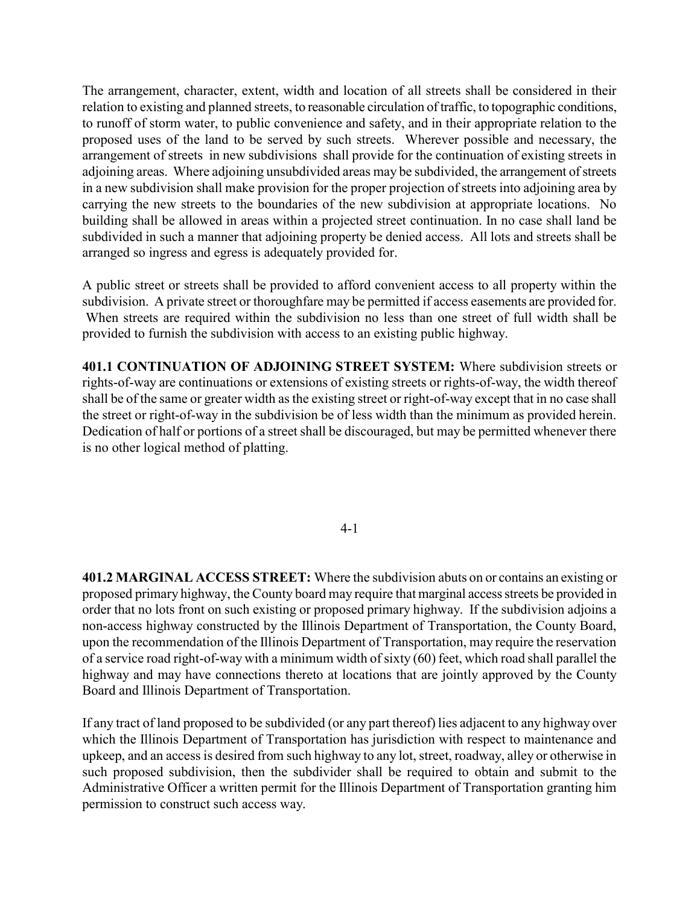The arrangement, character, extent, width and location of all streets shall be considered in their relation to existing and planned streets, to reasonable circulation of traffic, to topographic conditions, to runoff of storm water, to public convenience and safety, and in their appropriate relation to the proposed uses of the land to be served by such streets. Wherever possible and necessary, the arrangement of streets in new subdivisions shall provide for the continuation of existing streets in adjoining areas. Where adjoining unsubdivided areas may be subdivided, the arrangement of streets in a new subdivision shall make provision for the proper projection of streets into adjoining area by carrying the new streets to the boundaries of the new subdivision at appropriate locations. No building shall be allowed in areas within a projected street continuation. In no case shall land be subdivided in such a manner that adjoining property be denied access. All lots and streets shall be arranged so ingress and egress is adequately provided for.

A public street or streets shall be provided to afford convenient access to all property within the subdivision. A private street or thoroughfare may be permitted if access easements are provided for. When streets are required within the subdivision no less than one street of full width shall be provided to furnish the subdivision with access to an existing public highway.

**401.1 CONTINUATION OF ADJOINING STREET SYSTEM:** Where subdivision streets or rights-of-way are continuations or extensions of existing streets or rights-of-way, the width thereof shall be of the same or greater width as the existing street or right-of-way except that in no case shall the street or right-of-way in the subdivision be of less width than the minimum as provided herein. Dedication of half or portions of a street shall be discouraged, but may be permitted whenever there is no other logical method of platting.

**401.2 MARGINAL ACCESS STREET:** Where the subdivision abuts on or contains an existing or proposed primary highway, the County board may require that marginal access streets be provided in order that no lots front on such existing or proposed primary highway. If the subdivision adjoins a non-access highway constructed by the Illinois Department of Transportation, the County Board, upon the recommendation of the Illinois Department of Transportation, may require the reservation of a service road right-of-way with a minimum width of sixty (60) feet, which road shall parallel the highway and may have connections thereto at locations that are jointly approved by the County Board and Illinois Department of Transportation.

If any tract of land proposed to be subdivided (or any part thereof) lies adjacent to any highway over which the Illinois Department of Transportation has jurisdiction with respect to maintenance and upkeep, and an access is desired from such highway to any lot, street, roadway, alley or otherwise in such proposed subdivision, then the subdivider shall be required to obtain and submit to the Administrative Officer a written permit for the Illinois Department of Transportation granting him permission to construct such access way.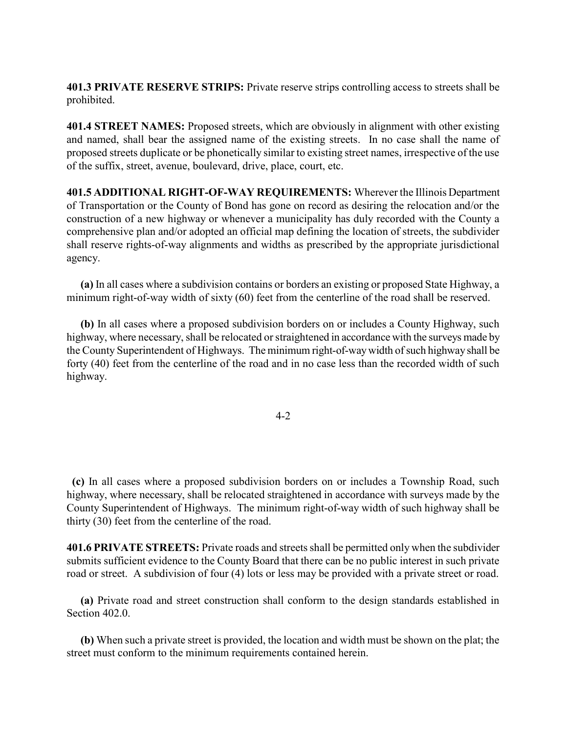**401.3 PRIVATE RESERVE STRIPS:** Private reserve strips controlling access to streets shall be prohibited.

**401.4 STREET NAMES:** Proposed streets, which are obviously in alignment with other existing and named, shall bear the assigned name of the existing streets. In no case shall the name of proposed streets duplicate or be phonetically similar to existing street names, irrespective of the use of the suffix, street, avenue, boulevard, drive, place, court, etc.

**401.5 ADDITIONAL RIGHT-OF-WAY REQUIREMENTS:** Wherever the Illinois Department of Transportation or the County of Bond has gone on record as desiring the relocation and/or the construction of a new highway or whenever a municipality has duly recorded with the County a comprehensive plan and/or adopted an official map defining the location of streets, the subdivider shall reserve rights-of-way alignments and widths as prescribed by the appropriate jurisdictional agency.

**(a)** In all cases where a subdivision contains or borders an existing or proposed State Highway, a minimum right-of-way width of sixty (60) feet from the centerline of the road shall be reserved.

**(b)** In all cases where a proposed subdivision borders on or includes a County Highway, such highway, where necessary, shall be relocated or straightened in accordance with the surveys made by the County Superintendent of Highways. The minimum right-of-way width of such highway shall be forty (40) feet from the centerline of the road and in no case less than the recorded width of such highway.

**(c)** In all cases where a proposed subdivision borders on or includes a Township Road, such highway, where necessary, shall be relocated straightened in accordance with surveys made by the County Superintendent of Highways. The minimum right-of-way width of such highway shall be thirty (30) feet from the centerline of the road.

**401.6 PRIVATE STREETS:** Private roads and streets shall be permitted only when the subdivider submits sufficient evidence to the County Board that there can be no public interest in such private road or street. A subdivision of four (4) lots or less may be provided with a private street or road.

**(a)** Private road and street construction shall conform to the design standards established in Section 402.0.

**(b)** When such a private street is provided, the location and width must be shown on the plat; the street must conform to the minimum requirements contained herein.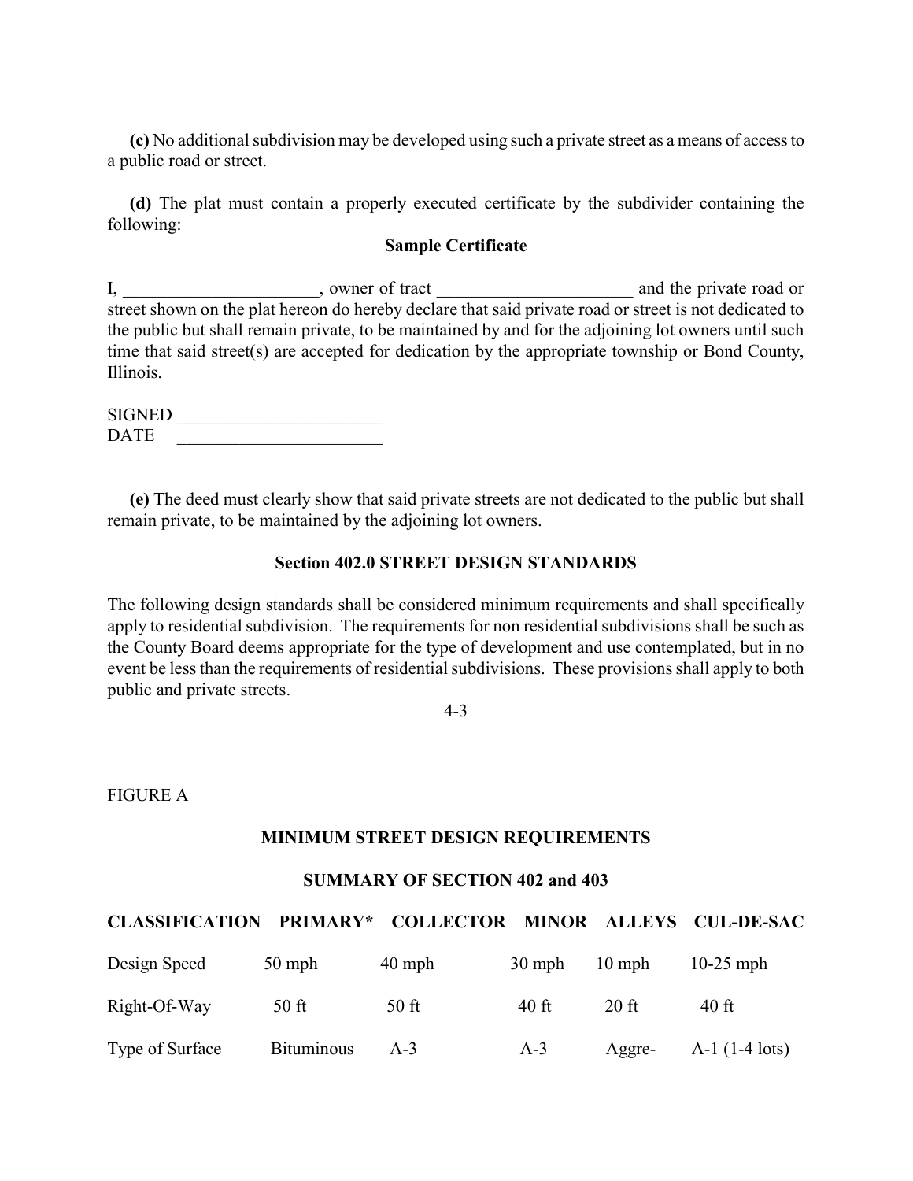**(c)** No additional subdivision may be developed using such a private street as a means of access to a public road or street.

**(d)** The plat must contain a properly executed certificate by the subdivider containing the following:

**Sample Certificate**

I, ______________________, owner of tract ______________________ and the private road or street shown on the plat hereon do hereby declare that said private road or street is not dedicated to the public but shall remain private, to be maintained by and for the adjoining lot owners until such time that said street(s) are accepted for dedication by the appropriate township or Bond County, Illinois.

SIGNED _______________________
DATE _______________________

**(e)** The deed must clearly show that said private streets are not dedicated to the public but shall remain private, to be maintained by the adjoining lot owners.

## Section 402.0 STREET DESIGN STANDARDS

The following design standards shall be considered minimum requirements and shall specifically apply to residential subdivision. The requirements for non residential subdivisions shall be such as the County Board deems appropriate for the type of development and use contemplated, but in no event be less than the requirements of residential subdivisions. These provisions shall apply to both public and private streets.

FIGURE A

**MINIMUM STREET DESIGN REQUIREMENTS**

**SUMMARY OF SECTION 402 and 403**

| CLASSIFICATION | PRIMARY* | COLLECTOR | MINOR | ALLEYS | CUL-DE-SAC |
|---|---|---|---|---|---|
| Design Speed | 50 mph | 40 mph | 30 mph | 10 mph | 10-25 mph |
| Right-Of-Way | 50 ft | 50 ft | 40 ft | 20 ft | 40 ft |
| Type of Surface | Bituminous | A-3 | A-3 | Aggre- | A-1 (1-4 lots) |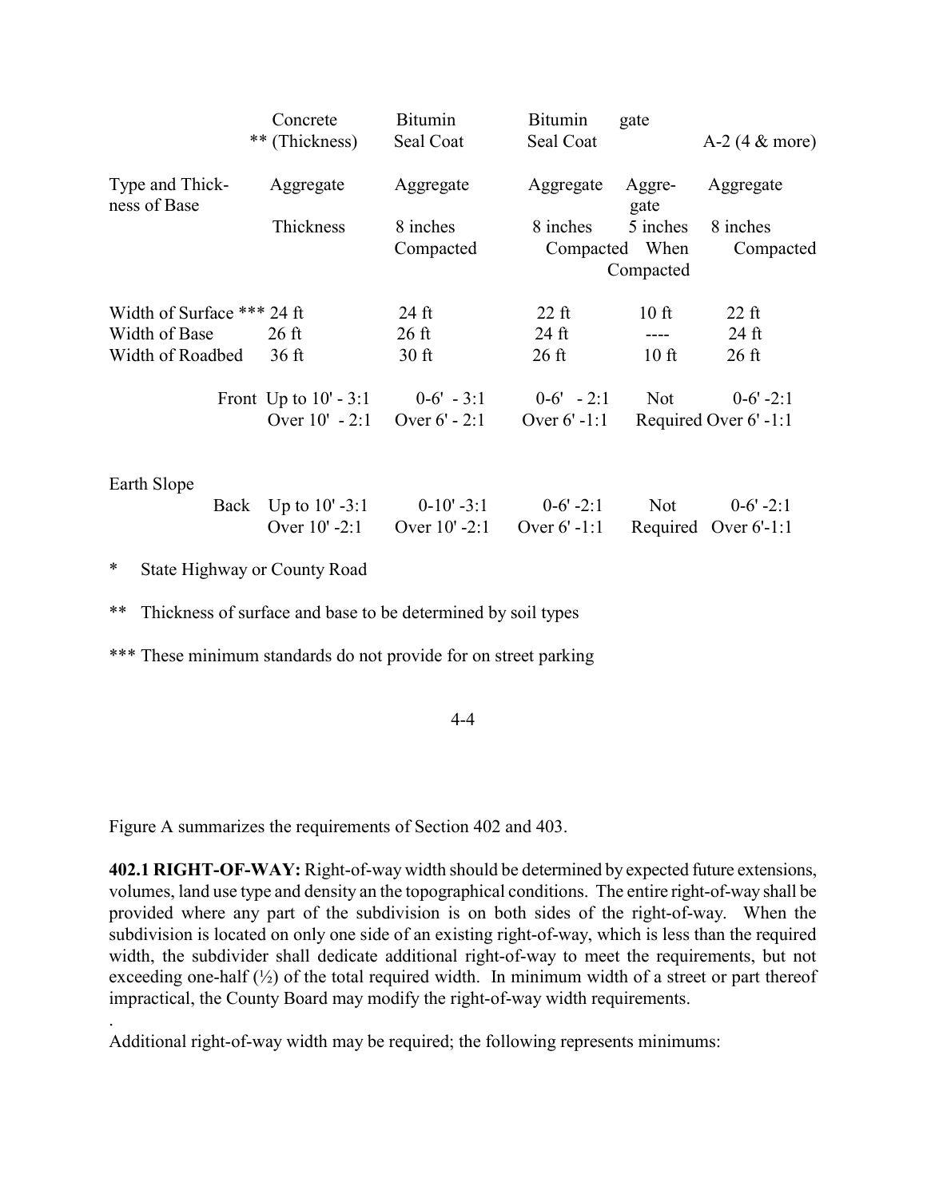| | | | | | |
|---|---|---|---|---|---|
| | Concrete ** (Thickness) | Bitumin Seal Coat | Bitumin Seal Coat | gate | A-2 (4 & more) |
| Type and Thickness of Base | Aggregate | Aggregate | Aggregate | Aggregate | Aggregate |
| | Thickness | 8 inches Compacted | 8 inches Compacted | 5 inches When Compacted | 8 inches Compacted |
| Width of Surface *** | 24 ft | 24 ft | 22 ft | 10 ft | 22 ft |
| Width of Base | 26 ft | 26 ft | 24 ft | ---- | 24 ft |
| Width of Roadbed | 36 ft | 30 ft | 26 ft | 10 ft | 26 ft |
| Earth Slope Front | Up to 10' - 3:1 Over 10' - 2:1 | 0-6' - 3:1 Over 6' - 2:1 | 0-6' - 2:1 Over 6' -1:1 | Not Required | 0-6' -2:1 Over 6' -1:1 |
| Earth Slope Back | Up to 10' -3:1 Over 10' -2:1 | 0-10' -3:1 Over 10' -2:1 | 0-6' -2:1 Over 6' -1:1 | Not Required | 0-6' -2:1 Over 6'-1:1 |

\* State Highway or County Road

** Thickness of surface and base to be determined by soil types

*** These minimum standards do not provide for on street parking

Figure A summarizes the requirements of Section 402 and 403.

**402.1 RIGHT-OF-WAY:** Right-of-way width should be determined by expected future extensions, volumes, land use type and density an the topographical conditions. The entire right-of-way shall be provided where any part of the subdivision is on both sides of the right-of-way. When the subdivision is located on only one side of an existing right-of-way, which is less than the required width, the subdivider shall dedicate additional right-of-way to meet the requirements, but not exceeding one-half (½) of the total required width. In minimum width of a street or part thereof impractical, the County Board may modify the right-of-way width requirements.

.

Additional right-of-way width may be required; the following represents minimums: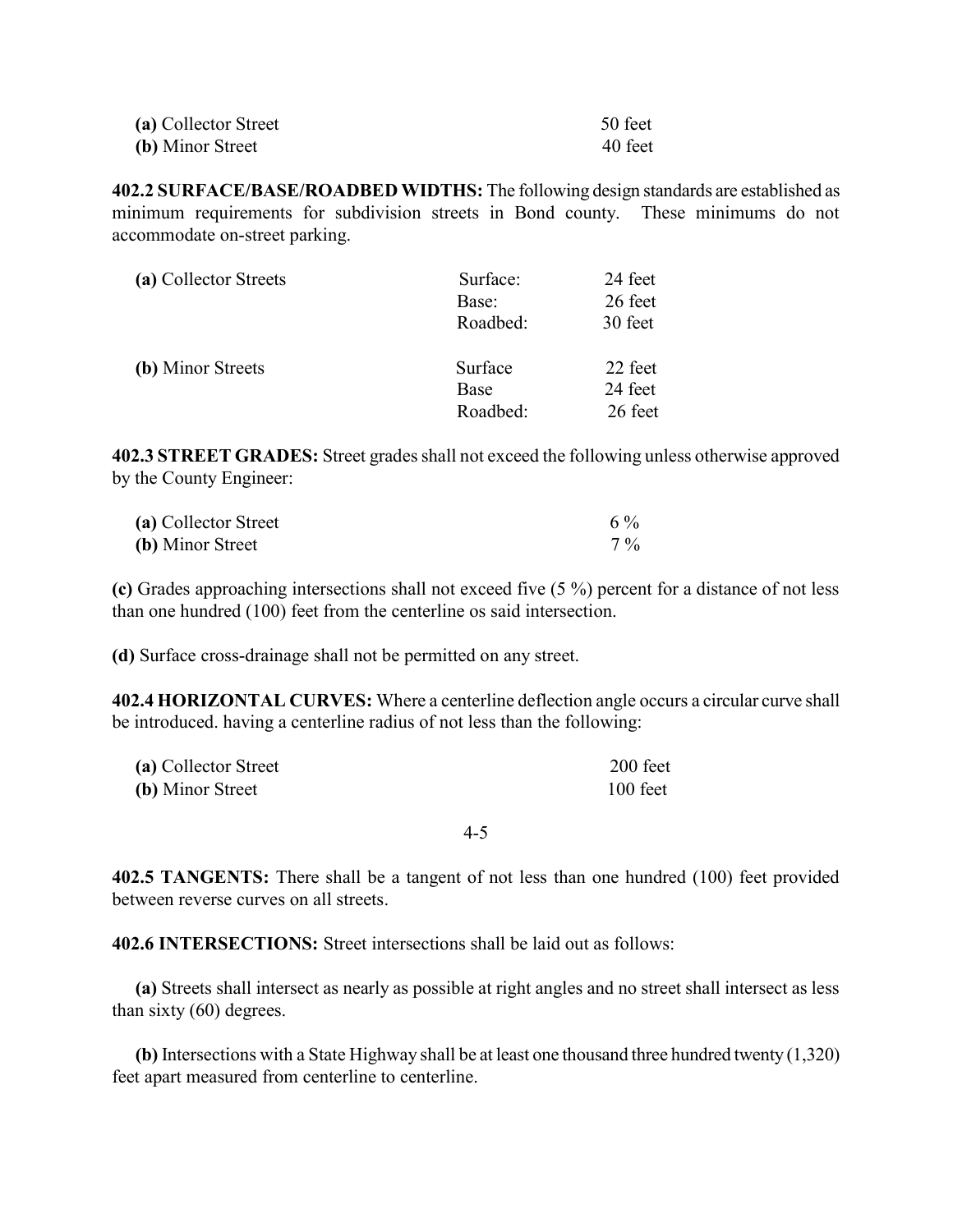| | |
|---|---|
| **(a)** Collector Street | 50 feet |
| **(b)** Minor Street | 40 feet |

**402.2 SURFACE/BASE/ROADBED WIDTHS:** The following design standards are established as minimum requirements for subdivision streets in Bond county. These minimums do not accommodate on-street parking.

| | | |
|---|---|---|
| **(a)** Collector Streets | Surface: | 24 feet |
| | Base: | 26 feet |
| | Roadbed: | 30 feet |
| **(b)** Minor Streets | Surface | 22 feet |
| | Base | 24 feet |
| | Roadbed: | 26 feet |

**402.3 STREET GRADES:** Street grades shall not exceed the following unless otherwise approved by the County Engineer:

| | |
|---|---|
| **(a)** Collector Street | 6 % |
| **(b)** Minor Street | 7 % |

**(c)** Grades approaching intersections shall not exceed five (5 %) percent for a distance of not less than one hundred (100) feet from the centerline os said intersection.

**(d)** Surface cross-drainage shall not be permitted on any street.

**402.4 HORIZONTAL CURVES:** Where a centerline deflection angle occurs a circular curve shall be introduced. having a centerline radius of not less than the following:

| | |
|---|---|
| **(a)** Collector Street | 200 feet |
| **(b)** Minor Street | 100 feet |

**402.5 TANGENTS:** There shall be a tangent of not less than one hundred (100) feet provided between reverse curves on all streets.

**402.6 INTERSECTIONS:** Street intersections shall be laid out as follows:

**(a)** Streets shall intersect as nearly as possible at right angles and no street shall intersect as less than sixty (60) degrees.

**(b)** Intersections with a State Highway shall be at least one thousand three hundred twenty (1,320) feet apart measured from centerline to centerline.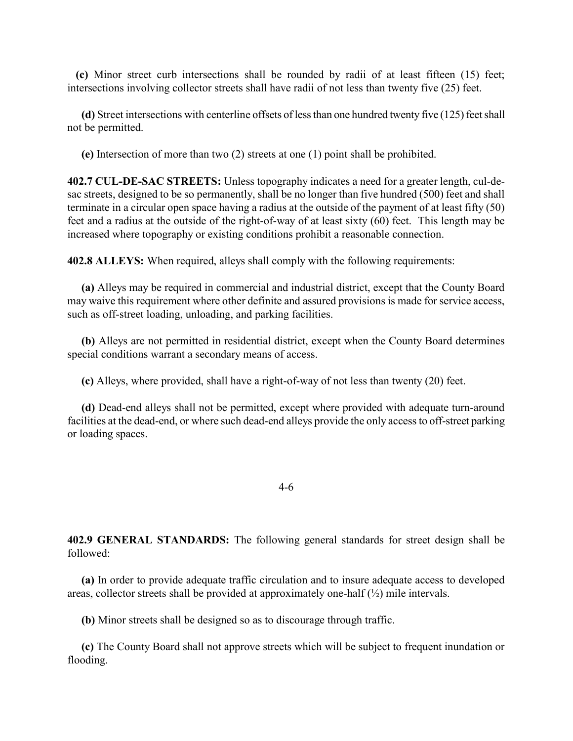**(c)** Minor street curb intersections shall be rounded by radii of at least fifteen (15) feet; intersections involving collector streets shall have radii of not less than twenty five (25) feet.

**(d)** Street intersections with centerline offsets of less than one hundred twenty five (125) feet shall not be permitted.

**(e)** Intersection of more than two (2) streets at one (1) point shall be prohibited.

**402.7 CUL-DE-SAC STREETS:** Unless topography indicates a need for a greater length, cul-de-sac streets, designed to be so permanently, shall be no longer than five hundred (500) feet and shall terminate in a circular open space having a radius at the outside of the payment of at least fifty (50) feet and a radius at the outside of the right-of-way of at least sixty (60) feet. This length may be increased where topography or existing conditions prohibit a reasonable connection.

**402.8 ALLEYS:** When required, alleys shall comply with the following requirements:

**(a)** Alleys may be required in commercial and industrial district, except that the County Board may waive this requirement where other definite and assured provisions is made for service access, such as off-street loading, unloading, and parking facilities.

**(b)** Alleys are not permitted in residential district, except when the County Board determines special conditions warrant a secondary means of access.

**(c)** Alleys, where provided, shall have a right-of-way of not less than twenty (20) feet.

**(d)** Dead-end alleys shall not be permitted, except where provided with adequate turn-around facilities at the dead-end, or where such dead-end alleys provide the only access to off-street parking or loading spaces.

**402.9 GENERAL STANDARDS:** The following general standards for street design shall be followed:

**(a)** In order to provide adequate traffic circulation and to insure adequate access to developed areas, collector streets shall be provided at approximately one-half (½) mile intervals.

**(b)** Minor streets shall be designed so as to discourage through traffic.

**(c)** The County Board shall not approve streets which will be subject to frequent inundation or flooding.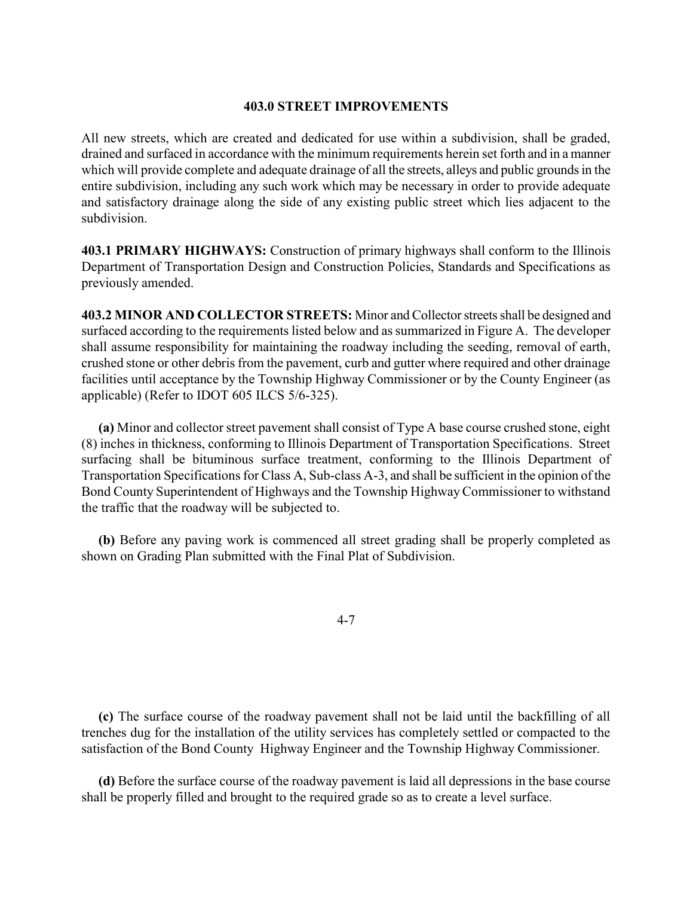## 403.0 STREET IMPROVEMENTS

All new streets, which are created and dedicated for use within a subdivision, shall be graded, drained and surfaced in accordance with the minimum requirements herein set forth and in a manner which will provide complete and adequate drainage of all the streets, alleys and public grounds in the entire subdivision, including any such work which may be necessary in order to provide adequate and satisfactory drainage along the side of any existing public street which lies adjacent to the subdivision.

**403.1 PRIMARY HIGHWAYS:** Construction of primary highways shall conform to the Illinois Department of Transportation Design and Construction Policies, Standards and Specifications as previously amended.

**403.2 MINOR AND COLLECTOR STREETS:** Minor and Collector streets shall be designed and surfaced according to the requirements listed below and as summarized in Figure A. The developer shall assume responsibility for maintaining the roadway including the seeding, removal of earth, crushed stone or other debris from the pavement, curb and gutter where required and other drainage facilities until acceptance by the Township Highway Commissioner or by the County Engineer (as applicable) (Refer to IDOT 605 ILCS 5/6-325).

**(a)** Minor and collector street pavement shall consist of Type A base course crushed stone, eight (8) inches in thickness, conforming to Illinois Department of Transportation Specifications. Street surfacing shall be bituminous surface treatment, conforming to the Illinois Department of Transportation Specifications for Class A, Sub-class A-3, and shall be sufficient in the opinion of the Bond County Superintendent of Highways and the Township Highway Commissioner to withstand the traffic that the roadway will be subjected to.

**(b)** Before any paving work is commenced all street grading shall be properly completed as shown on Grading Plan submitted with the Final Plat of Subdivision.

**(c)** The surface course of the roadway pavement shall not be laid until the backfilling of all trenches dug for the installation of the utility services has completely settled or compacted to the satisfaction of the Bond County Highway Engineer and the Township Highway Commissioner.

**(d)** Before the surface course of the roadway pavement is laid all depressions in the base course shall be properly filled and brought to the required grade so as to create a level surface.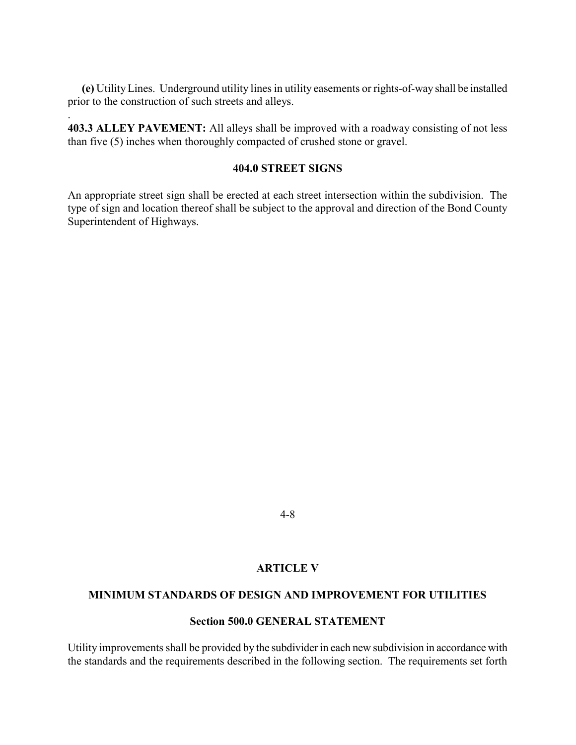**(e)** Utility Lines. Underground utility lines in utility easements or rights-of-way shall be installed prior to the construction of such streets and alleys.

.

**403.3 ALLEY PAVEMENT:** All alleys shall be improved with a roadway consisting of not less than five (5) inches when thoroughly compacted of crushed stone or gravel.

### 404.0 STREET SIGNS

An appropriate street sign shall be erected at each street intersection within the subdivision. The type of sign and location thereof shall be subject to the approval and direction of the Bond County Superintendent of Highways.

## ARTICLE V

## MINIMUM STANDARDS OF DESIGN AND IMPROVEMENT FOR UTILITIES

### Section 500.0 GENERAL STATEMENT

Utility improvements shall be provided by the subdivider in each new subdivision in accordance with the standards and the requirements described in the following section. The requirements set forth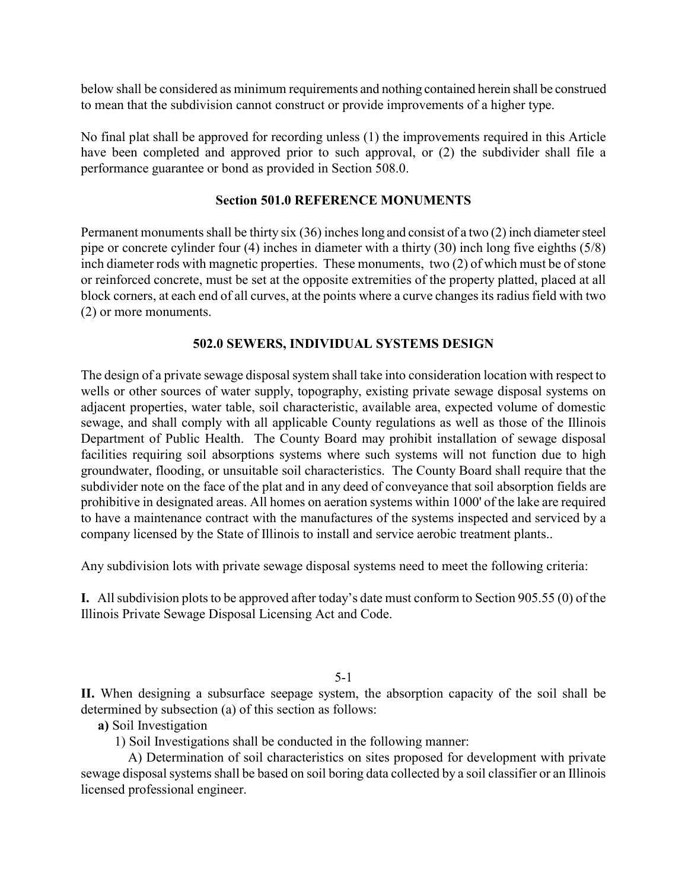below shall be considered as minimum requirements and nothing contained herein shall be construed to mean that the subdivision cannot construct or provide improvements of a higher type.

No final plat shall be approved for recording unless (1) the improvements required in this Article have been completed and approved prior to such approval, or (2) the subdivider shall file a performance guarantee or bond as provided in Section 508.0.

## Section 501.0 REFERENCE MONUMENTS

Permanent monuments shall be thirty six (36) inches long and consist of a two (2) inch diameter steel pipe or concrete cylinder four (4) inches in diameter with a thirty (30) inch long five eighths (5/8) inch diameter rods with magnetic properties. These monuments, two (2) of which must be of stone or reinforced concrete, must be set at the opposite extremities of the property platted, placed at all block corners, at each end of all curves, at the points where a curve changes its radius field with two (2) or more monuments.

## 502.0 SEWERS, INDIVIDUAL SYSTEMS DESIGN

The design of a private sewage disposal system shall take into consideration location with respect to wells or other sources of water supply, topography, existing private sewage disposal systems on adjacent properties, water table, soil characteristic, available area, expected volume of domestic sewage, and shall comply with all applicable County regulations as well as those of the Illinois Department of Public Health. The County Board may prohibit installation of sewage disposal facilities requiring soil absorptions systems where such systems will not function due to high groundwater, flooding, or unsuitable soil characteristics. The County Board shall require that the subdivider note on the face of the plat and in any deed of conveyance that soil absorption fields are prohibitive in designated areas. All homes on aeration systems within 1000' of the lake are required to have a maintenance contract with the manufactures of the systems inspected and serviced by a company licensed by the State of Illinois to install and service aerobic treatment plants..

Any subdivision lots with private sewage disposal systems need to meet the following criteria:

**I.** All subdivision plots to be approved after today's date must conform to Section 905.55 (0) of the Illinois Private Sewage Disposal Licensing Act and Code.

**II.** When designing a subsurface seepage system, the absorption capacity of the soil shall be determined by subsection (a) of this section as follows:

**a)** Soil Investigation

1) Soil Investigations shall be conducted in the following manner:

A) Determination of soil characteristics on sites proposed for development with private sewage disposal systems shall be based on soil boring data collected by a soil classifier or an Illinois licensed professional engineer.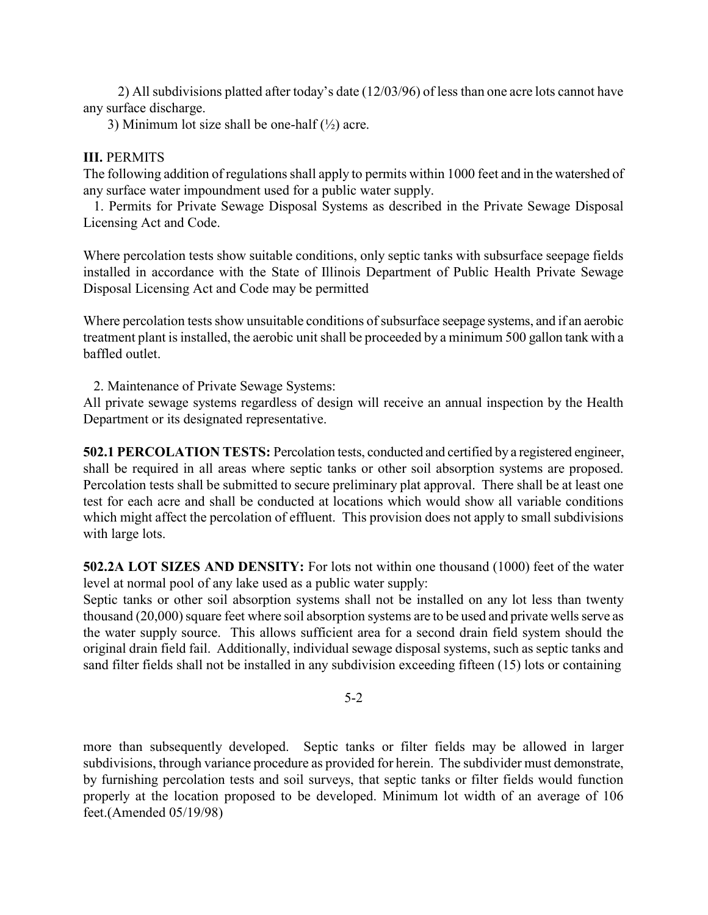2) All subdivisions platted after today's date (12/03/96) of less than one acre lots cannot have any surface discharge.

3) Minimum lot size shall be one-half (½) acre.

**III.** PERMITS

The following addition of regulations shall apply to permits within 1000 feet and in the watershed of any surface water impoundment used for a public water supply.

1. Permits for Private Sewage Disposal Systems as described in the Private Sewage Disposal Licensing Act and Code.

Where percolation tests show suitable conditions, only septic tanks with subsurface seepage fields installed in accordance with the State of Illinois Department of Public Health Private Sewage Disposal Licensing Act and Code may be permitted

Where percolation tests show unsuitable conditions of subsurface seepage systems, and if an aerobic treatment plant is installed, the aerobic unit shall be proceeded by a minimum 500 gallon tank with a baffled outlet.

2. Maintenance of Private Sewage Systems:

All private sewage systems regardless of design will receive an annual inspection by the Health Department or its designated representative.

**502.1 PERCOLATION TESTS:** Percolation tests, conducted and certified by a registered engineer, shall be required in all areas where septic tanks or other soil absorption systems are proposed. Percolation tests shall be submitted to secure preliminary plat approval. There shall be at least one test for each acre and shall be conducted at locations which would show all variable conditions which might affect the percolation of effluent. This provision does not apply to small subdivisions with large lots.

**502.2A LOT SIZES AND DENSITY:** For lots not within one thousand (1000) feet of the water level at normal pool of any lake used as a public water supply:

Septic tanks or other soil absorption systems shall not be installed on any lot less than twenty thousand (20,000) square feet where soil absorption systems are to be used and private wells serve as the water supply source. This allows sufficient area for a second drain field system should the original drain field fail. Additionally, individual sewage disposal systems, such as septic tanks and sand filter fields shall not be installed in any subdivision exceeding fifteen (15) lots or containing more than subsequently developed. Septic tanks or filter fields may be allowed in larger subdivisions, through variance procedure as provided for herein. The subdivider must demonstrate, by furnishing percolation tests and soil surveys, that septic tanks or filter fields would function properly at the location proposed to be developed. Minimum lot width of an average of 106 feet.(Amended 05/19/98)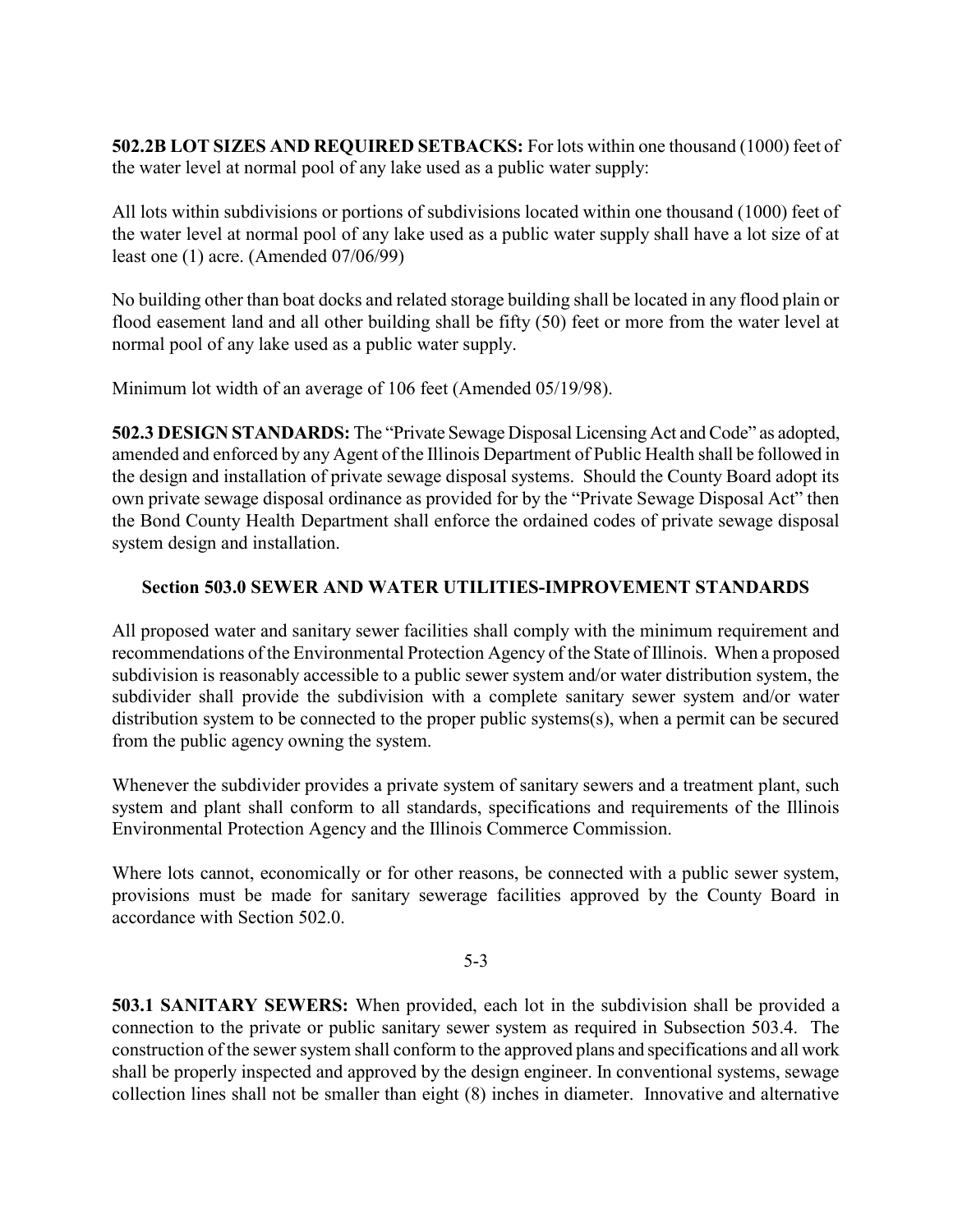**502.2B LOT SIZES AND REQUIRED SETBACKS:** For lots within one thousand (1000) feet of the water level at normal pool of any lake used as a public water supply:

All lots within subdivisions or portions of subdivisions located within one thousand (1000) feet of the water level at normal pool of any lake used as a public water supply shall have a lot size of at least one (1) acre. (Amended 07/06/99)

No building other than boat docks and related storage building shall be located in any flood plain or flood easement land and all other building shall be fifty (50) feet or more from the water level at normal pool of any lake used as a public water supply.

Minimum lot width of an average of 106 feet (Amended 05/19/98).

**502.3 DESIGN STANDARDS:** The "Private Sewage Disposal Licensing Act and Code" as adopted, amended and enforced by any Agent of the Illinois Department of Public Health shall be followed in the design and installation of private sewage disposal systems. Should the County Board adopt its own private sewage disposal ordinance as provided for by the "Private Sewage Disposal Act" then the Bond County Health Department shall enforce the ordained codes of private sewage disposal system design and installation.

## Section 503.0 SEWER AND WATER UTILITIES-IMPROVEMENT STANDARDS

All proposed water and sanitary sewer facilities shall comply with the minimum requirement and recommendations of the Environmental Protection Agency of the State of Illinois. When a proposed subdivision is reasonably accessible to a public sewer system and/or water distribution system, the subdivider shall provide the subdivision with a complete sanitary sewer system and/or water distribution system to be connected to the proper public systems(s), when a permit can be secured from the public agency owning the system.

Whenever the subdivider provides a private system of sanitary sewers and a treatment plant, such system and plant shall conform to all standards, specifications and requirements of the Illinois Environmental Protection Agency and the Illinois Commerce Commission.

Where lots cannot, economically or for other reasons, be connected with a public sewer system, provisions must be made for sanitary sewerage facilities approved by the County Board in accordance with Section 502.0.

**503.1 SANITARY SEWERS:** When provided, each lot in the subdivision shall be provided a connection to the private or public sanitary sewer system as required in Subsection 503.4. The construction of the sewer system shall conform to the approved plans and specifications and all work shall be properly inspected and approved by the design engineer. In conventional systems, sewage collection lines shall not be smaller than eight (8) inches in diameter. Innovative and alternative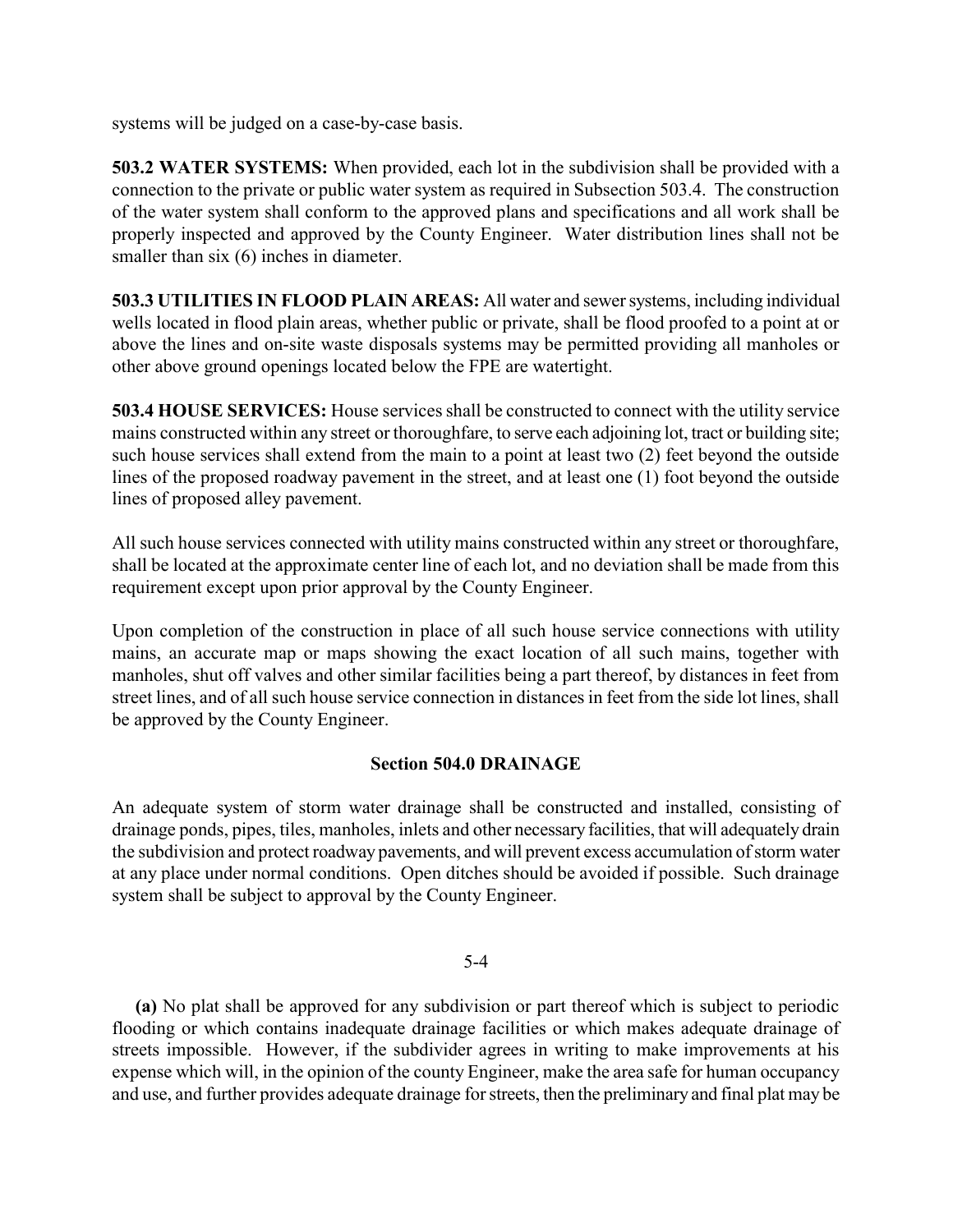systems will be judged on a case-by-case basis.

**503.2 WATER SYSTEMS:** When provided, each lot in the subdivision shall be provided with a connection to the private or public water system as required in Subsection 503.4. The construction of the water system shall conform to the approved plans and specifications and all work shall be properly inspected and approved by the County Engineer. Water distribution lines shall not be smaller than six (6) inches in diameter.

**503.3 UTILITIES IN FLOOD PLAIN AREAS:** All water and sewer systems, including individual wells located in flood plain areas, whether public or private, shall be flood proofed to a point at or above the lines and on-site waste disposals systems may be permitted providing all manholes or other above ground openings located below the FPE are watertight.

**503.4 HOUSE SERVICES:** House services shall be constructed to connect with the utility service mains constructed within any street or thoroughfare, to serve each adjoining lot, tract or building site; such house services shall extend from the main to a point at least two (2) feet beyond the outside lines of the proposed roadway pavement in the street, and at least one (1) foot beyond the outside lines of proposed alley pavement.

All such house services connected with utility mains constructed within any street or thoroughfare, shall be located at the approximate center line of each lot, and no deviation shall be made from this requirement except upon prior approval by the County Engineer.

Upon completion of the construction in place of all such house service connections with utility mains, an accurate map or maps showing the exact location of all such mains, together with manholes, shut off valves and other similar facilities being a part thereof, by distances in feet from street lines, and of all such house service connection in distances in feet from the side lot lines, shall be approved by the County Engineer.

## Section 504.0 DRAINAGE

An adequate system of storm water drainage shall be constructed and installed, consisting of drainage ponds, pipes, tiles, manholes, inlets and other necessary facilities, that will adequately drain the subdivision and protect roadway pavements, and will prevent excess accumulation of storm water at any place under normal conditions. Open ditches should be avoided if possible. Such drainage system shall be subject to approval by the County Engineer.

**(a)** No plat shall be approved for any subdivision or part thereof which is subject to periodic flooding or which contains inadequate drainage facilities or which makes adequate drainage of streets impossible. However, if the subdivider agrees in writing to make improvements at his expense which will, in the opinion of the county Engineer, make the area safe for human occupancy and use, and further provides adequate drainage for streets, then the preliminary and final plat may be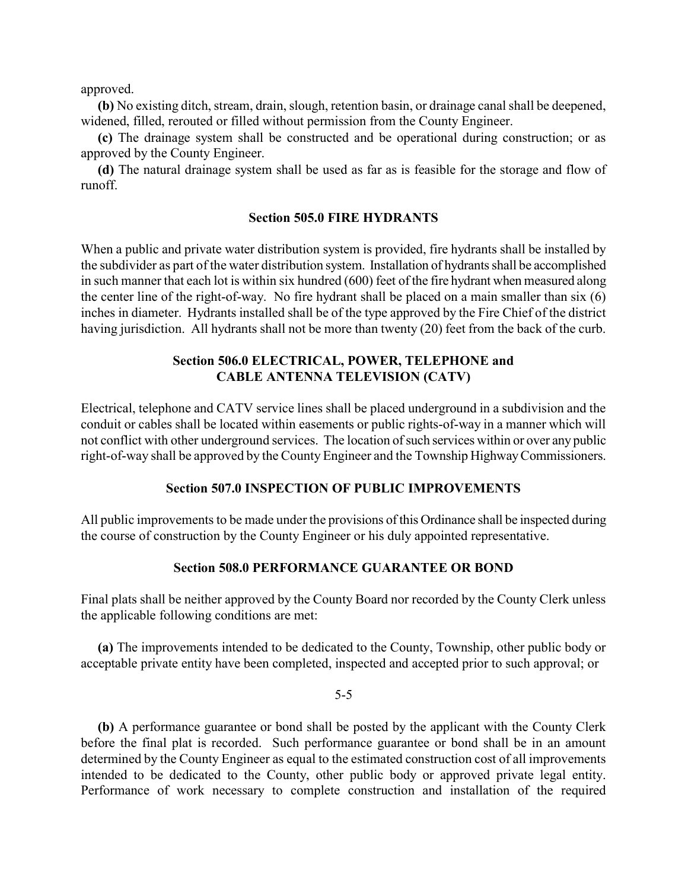approved.

**(b)** No existing ditch, stream, drain, slough, retention basin, or drainage canal shall be deepened, widened, filled, rerouted or filled without permission from the County Engineer.

**(c)** The drainage system shall be constructed and be operational during construction; or as approved by the County Engineer.

**(d)** The natural drainage system shall be used as far as is feasible for the storage and flow of runoff.

### Section 505.0 FIRE HYDRANTS

When a public and private water distribution system is provided, fire hydrants shall be installed by the subdivider as part of the water distribution system. Installation of hydrants shall be accomplished in such manner that each lot is within six hundred (600) feet of the fire hydrant when measured along the center line of the right-of-way. No fire hydrant shall be placed on a main smaller than six (6) inches in diameter. Hydrants installed shall be of the type approved by the Fire Chief of the district having jurisdiction. All hydrants shall not be more than twenty (20) feet from the back of the curb.

### Section 506.0 ELECTRICAL, POWER, TELEPHONE and CABLE ANTENNA TELEVISION (CATV)

Electrical, telephone and CATV service lines shall be placed underground in a subdivision and the conduit or cables shall be located within easements or public rights-of-way in a manner which will not conflict with other underground services. The location of such services within or over any public right-of-way shall be approved by the County Engineer and the Township Highway Commissioners.

### Section 507.0 INSPECTION OF PUBLIC IMPROVEMENTS

All public improvements to be made under the provisions of this Ordinance shall be inspected during the course of construction by the County Engineer or his duly appointed representative.

### Section 508.0 PERFORMANCE GUARANTEE OR BOND

Final plats shall be neither approved by the County Board nor recorded by the County Clerk unless the applicable following conditions are met:

**(a)** The improvements intended to be dedicated to the County, Township, other public body or acceptable private entity have been completed, inspected and accepted prior to such approval; or

**(b)** A performance guarantee or bond shall be posted by the applicant with the County Clerk before the final plat is recorded. Such performance guarantee or bond shall be in an amount determined by the County Engineer as equal to the estimated construction cost of all improvements intended to be dedicated to the County, other public body or approved private legal entity. Performance of work necessary to complete construction and installation of the required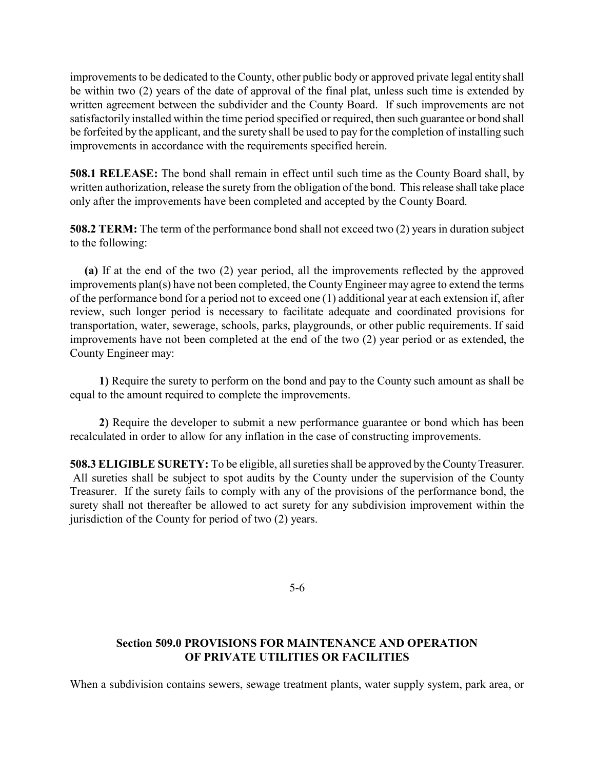improvements to be dedicated to the County, other public body or approved private legal entity shall be within two (2) years of the date of approval of the final plat, unless such time is extended by written agreement between the subdivider and the County Board. If such improvements are not satisfactorily installed within the time period specified or required, then such guarantee or bond shall be forfeited by the applicant, and the surety shall be used to pay for the completion of installing such improvements in accordance with the requirements specified herein.

**508.1 RELEASE:** The bond shall remain in effect until such time as the County Board shall, by written authorization, release the surety from the obligation of the bond. This release shall take place only after the improvements have been completed and accepted by the County Board.

**508.2 TERM:** The term of the performance bond shall not exceed two (2) years in duration subject to the following:

**(a)** If at the end of the two (2) year period, all the improvements reflected by the approved improvements plan(s) have not been completed, the County Engineer may agree to extend the terms of the performance bond for a period not to exceed one (1) additional year at each extension if, after review, such longer period is necessary to facilitate adequate and coordinated provisions for transportation, water, sewerage, schools, parks, playgrounds, or other public requirements. If said improvements have not been completed at the end of the two (2) year period or as extended, the County Engineer may:

**1)** Require the surety to perform on the bond and pay to the County such amount as shall be equal to the amount required to complete the improvements.

**2)** Require the developer to submit a new performance guarantee or bond which has been recalculated in order to allow for any inflation in the case of constructing improvements.

**508.3 ELIGIBLE SURETY:** To be eligible, all sureties shall be approved by the County Treasurer. All sureties shall be subject to spot audits by the County under the supervision of the County Treasurer. If the surety fails to comply with any of the provisions of the performance bond, the surety shall not thereafter be allowed to act surety for any subdivision improvement within the jurisdiction of the County for period of two (2) years.

## Section 509.0 PROVISIONS FOR MAINTENANCE AND OPERATION OF PRIVATE UTILITIES OR FACILITIES

When a subdivision contains sewers, sewage treatment plants, water supply system, park area, or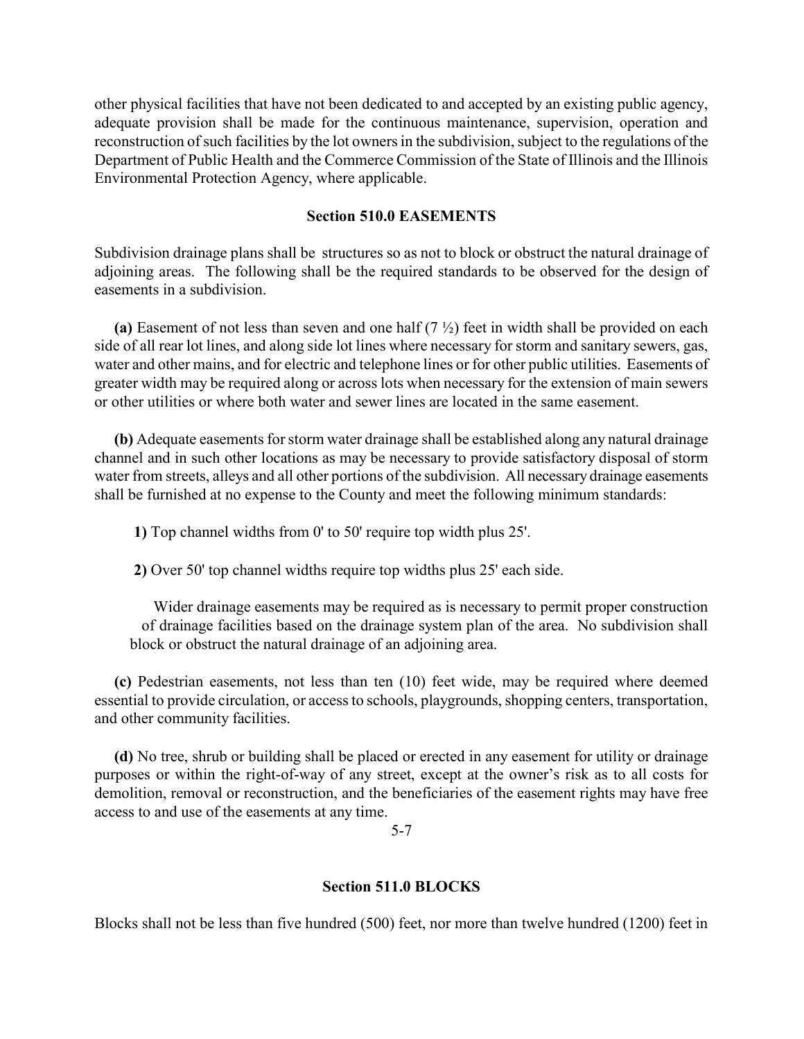other physical facilities that have not been dedicated to and accepted by an existing public agency, adequate provision shall be made for the continuous maintenance, supervision, operation and reconstruction of such facilities by the lot owners in the subdivision, subject to the regulations of the Department of Public Health and the Commerce Commission of the State of Illinois and the Illinois Environmental Protection Agency, where applicable.

### Section 510.0 EASEMENTS

Subdivision drainage plans shall be structures so as not to block or obstruct the natural drainage of adjoining areas. The following shall be the required standards to be observed for the design of easements in a subdivision.

**(a)** Easement of not less than seven and one half (7 ½) feet in width shall be provided on each side of all rear lot lines, and along side lot lines where necessary for storm and sanitary sewers, gas, water and other mains, and for electric and telephone lines or for other public utilities. Easements of greater width may be required along or across lots when necessary for the extension of main sewers or other utilities or where both water and sewer lines are located in the same easement.

**(b)** Adequate easements for storm water drainage shall be established along any natural drainage channel and in such other locations as may be necessary to provide satisfactory disposal of storm water from streets, alleys and all other portions of the subdivision. All necessary drainage easements shall be furnished at no expense to the County and meet the following minimum standards:

**1)** Top channel widths from 0' to 50' require top width plus 25'.

**2)** Over 50' top channel widths require top widths plus 25' each side.

Wider drainage easements may be required as is necessary to permit proper construction of drainage facilities based on the drainage system plan of the area. No subdivision shall block or obstruct the natural drainage of an adjoining area.

**(c)** Pedestrian easements, not less than ten (10) feet wide, may be required where deemed essential to provide circulation, or access to schools, playgrounds, shopping centers, transportation, and other community facilities.

**(d)** No tree, shrub or building shall be placed or erected in any easement for utility or drainage purposes or within the right-of-way of any street, except at the owner's risk as to all costs for demolition, removal or reconstruction, and the beneficiaries of the easement rights may have free access to and use of the easements at any time.

### Section 511.0 BLOCKS

Blocks shall not be less than five hundred (500) feet, nor more than twelve hundred (1200) feet in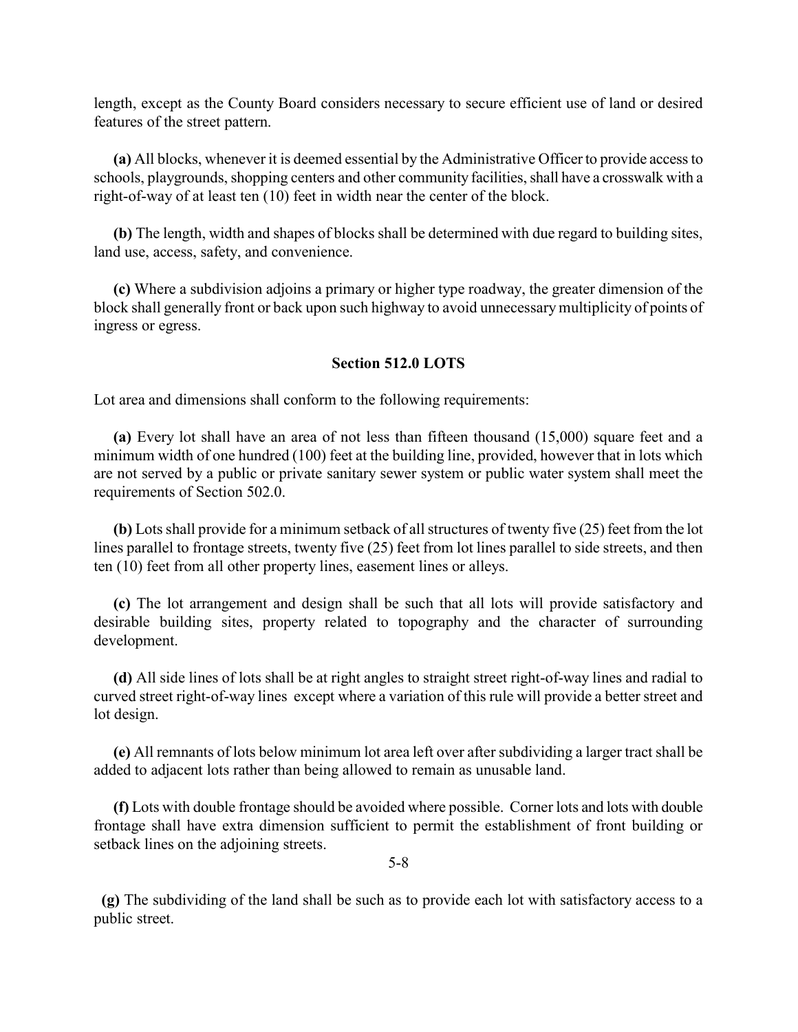length, except as the County Board considers necessary to secure efficient use of land or desired features of the street pattern.

**(a)** All blocks, whenever it is deemed essential by the Administrative Officer to provide access to schools, playgrounds, shopping centers and other community facilities, shall have a crosswalk with a right-of-way of at least ten (10) feet in width near the center of the block.

**(b)** The length, width and shapes of blocks shall be determined with due regard to building sites, land use, access, safety, and convenience.

**(c)** Where a subdivision adjoins a primary or higher type roadway, the greater dimension of the block shall generally front or back upon such highway to avoid unnecessary multiplicity of points of ingress or egress.

### Section 512.0 LOTS

Lot area and dimensions shall conform to the following requirements:

**(a)** Every lot shall have an area of not less than fifteen thousand (15,000) square feet and a minimum width of one hundred (100) feet at the building line, provided, however that in lots which are not served by a public or private sanitary sewer system or public water system shall meet the requirements of Section 502.0.

**(b)** Lots shall provide for a minimum setback of all structures of twenty five (25) feet from the lot lines parallel to frontage streets, twenty five (25) feet from lot lines parallel to side streets, and then ten (10) feet from all other property lines, easement lines or alleys.

**(c)** The lot arrangement and design shall be such that all lots will provide satisfactory and desirable building sites, property related to topography and the character of surrounding development.

**(d)** All side lines of lots shall be at right angles to straight street right-of-way lines and radial to curved street right-of-way lines except where a variation of this rule will provide a better street and lot design.

**(e)** All remnants of lots below minimum lot area left over after subdividing a larger tract shall be added to adjacent lots rather than being allowed to remain as unusable land.

**(f)** Lots with double frontage should be avoided where possible. Corner lots and lots with double frontage shall have extra dimension sufficient to permit the establishment of front building or setback lines on the adjoining streets.

**(g)** The subdividing of the land shall be such as to provide each lot with satisfactory access to a public street.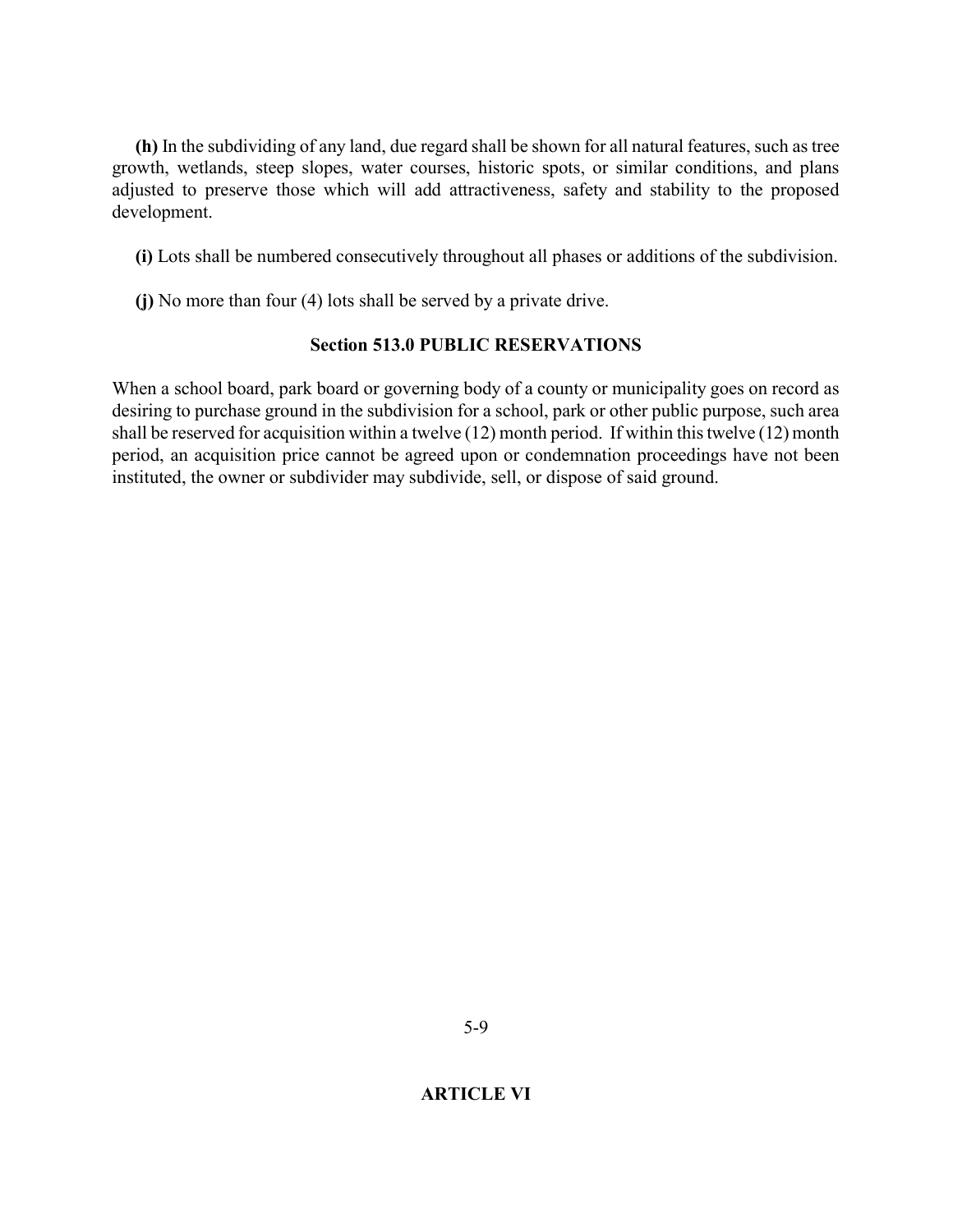**(h)** In the subdividing of any land, due regard shall be shown for all natural features, such as tree growth, wetlands, steep slopes, water courses, historic spots, or similar conditions, and plans adjusted to preserve those which will add attractiveness, safety and stability to the proposed development.

**(i)** Lots shall be numbered consecutively throughout all phases or additions of the subdivision.

**(j)** No more than four (4) lots shall be served by a private drive.

## Section 513.0 PUBLIC RESERVATIONS

When a school board, park board or governing body of a county or municipality goes on record as desiring to purchase ground in the subdivision for a school, park or other public purpose, such area shall be reserved for acquisition within a twelve (12) month period. If within this twelve (12) month period, an acquisition price cannot be agreed upon or condemnation proceedings have not been instituted, the owner or subdivider may subdivide, sell, or dispose of said ground.

# ARTICLE VI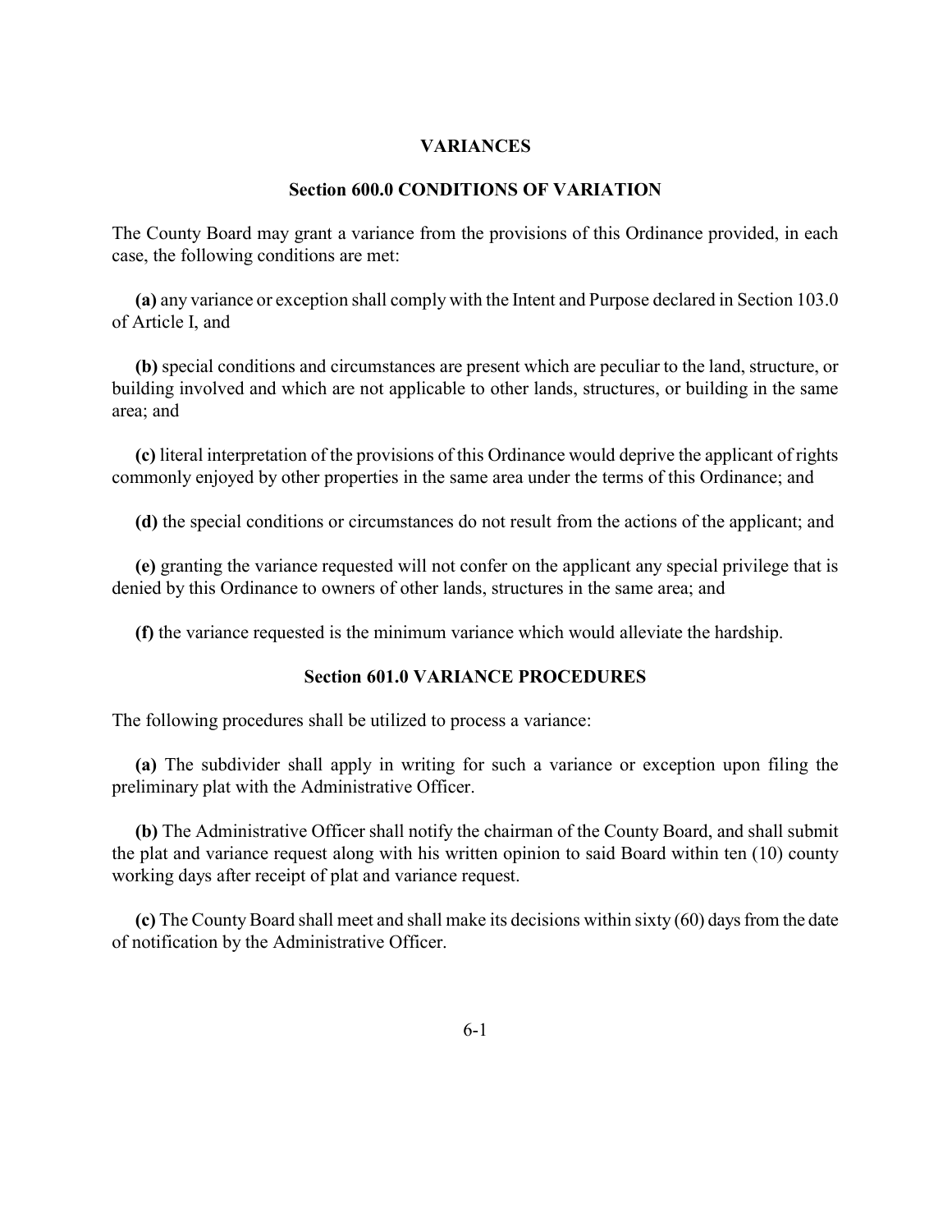## VARIANCES

### Section 600.0 CONDITIONS OF VARIATION

The County Board may grant a variance from the provisions of this Ordinance provided, in each case, the following conditions are met:

**(a)** any variance or exception shall comply with the Intent and Purpose declared in Section 103.0 of Article I, and

**(b)** special conditions and circumstances are present which are peculiar to the land, structure, or building involved and which are not applicable to other lands, structures, or building in the same area; and

**(c)** literal interpretation of the provisions of this Ordinance would deprive the applicant of rights commonly enjoyed by other properties in the same area under the terms of this Ordinance; and

**(d)** the special conditions or circumstances do not result from the actions of the applicant; and

**(e)** granting the variance requested will not confer on the applicant any special privilege that is denied by this Ordinance to owners of other lands, structures in the same area; and

**(f)** the variance requested is the minimum variance which would alleviate the hardship.

### Section 601.0 VARIANCE PROCEDURES

The following procedures shall be utilized to process a variance:

**(a)** The subdivider shall apply in writing for such a variance or exception upon filing the preliminary plat with the Administrative Officer.

**(b)** The Administrative Officer shall notify the chairman of the County Board, and shall submit the plat and variance request along with his written opinion to said Board within ten (10) county working days after receipt of plat and variance request.

**(c)** The County Board shall meet and shall make its decisions within sixty (60) days from the date of notification by the Administrative Officer.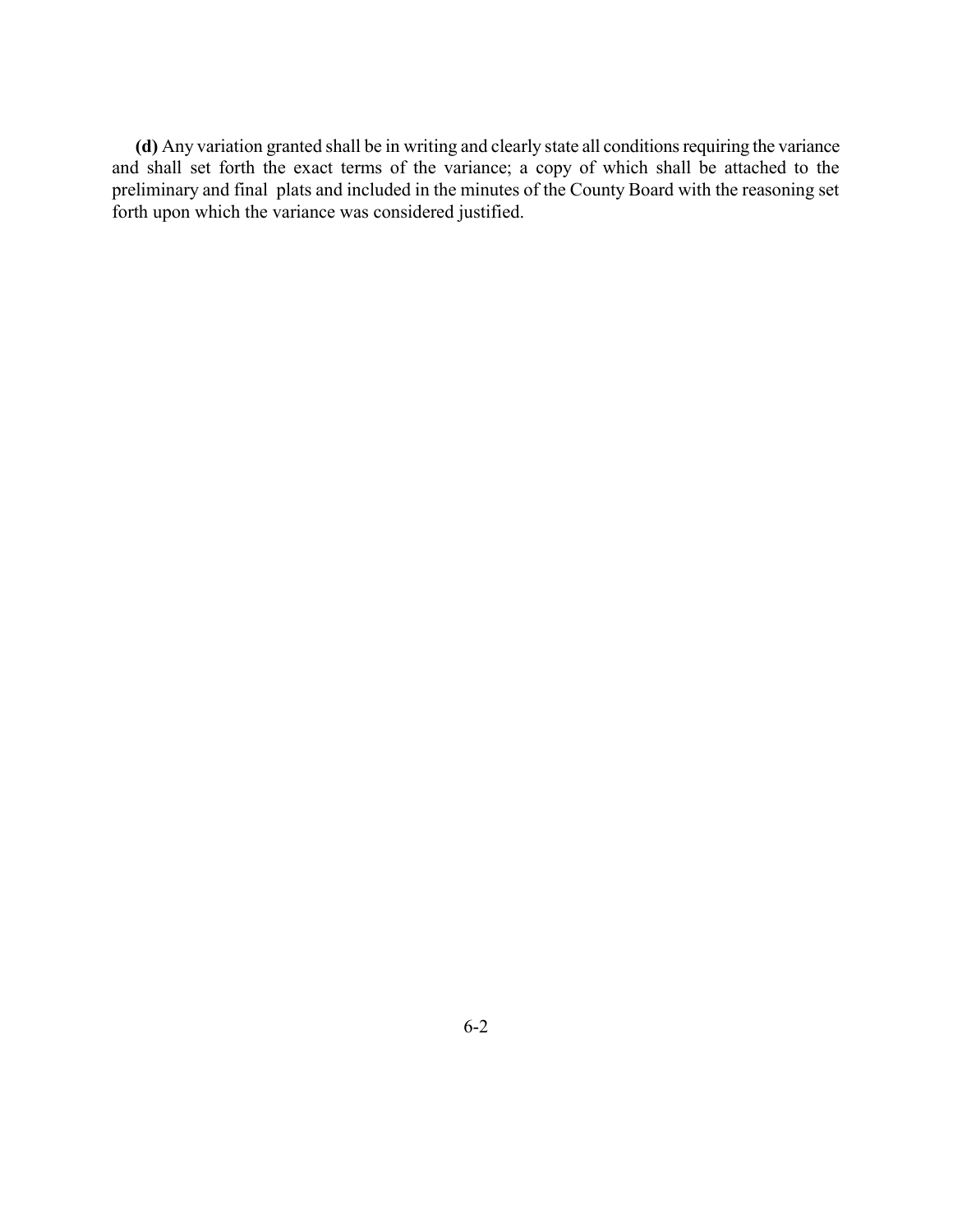**(d)** Any variation granted shall be in writing and clearly state all conditions requiring the variance and shall set forth the exact terms of the variance; a copy of which shall be attached to the preliminary and final plats and included in the minutes of the County Board with the reasoning set forth upon which the variance was considered justified.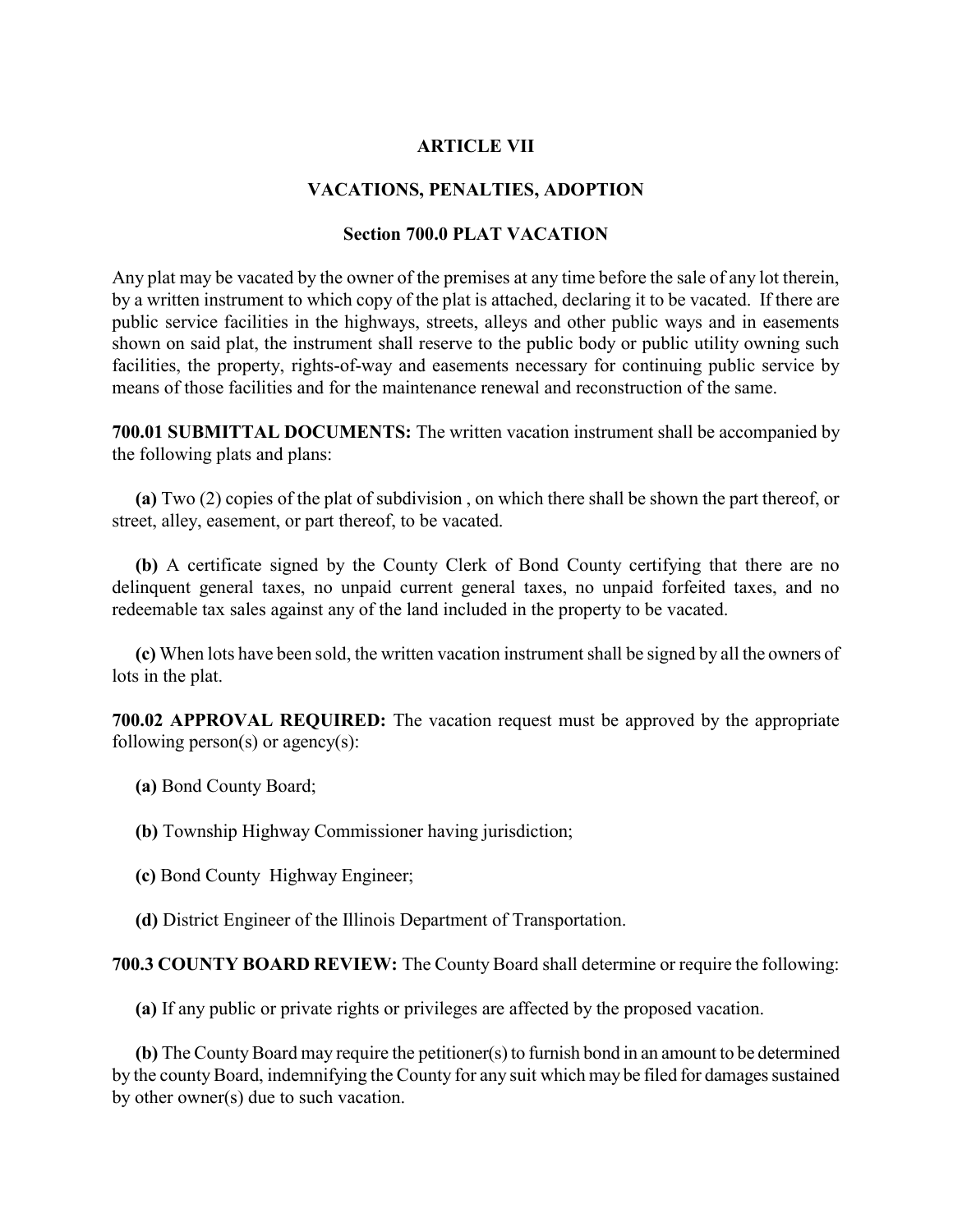## ARTICLE VII

## VACATIONS, PENALTIES, ADOPTION

### Section 700.0 PLAT VACATION

Any plat may be vacated by the owner of the premises at any time before the sale of any lot therein, by a written instrument to which copy of the plat is attached, declaring it to be vacated. If there are public service facilities in the highways, streets, alleys and other public ways and in easements shown on said plat, the instrument shall reserve to the public body or public utility owning such facilities, the property, rights-of-way and easements necessary for continuing public service by means of those facilities and for the maintenance renewal and reconstruction of the same.

**700.01 SUBMITTAL DOCUMENTS:** The written vacation instrument shall be accompanied by the following plats and plans:

**(a)** Two (2) copies of the plat of subdivision , on which there shall be shown the part thereof, or street, alley, easement, or part thereof, to be vacated.

**(b)** A certificate signed by the County Clerk of Bond County certifying that there are no delinquent general taxes, no unpaid current general taxes, no unpaid forfeited taxes, and no redeemable tax sales against any of the land included in the property to be vacated.

**(c)** When lots have been sold, the written vacation instrument shall be signed by all the owners of lots in the plat.

**700.02 APPROVAL REQUIRED:** The vacation request must be approved by the appropriate following person(s) or agency(s):

**(a)** Bond County Board;

**(b)** Township Highway Commissioner having jurisdiction;

**(c)** Bond County Highway Engineer;

**(d)** District Engineer of the Illinois Department of Transportation.

**700.3 COUNTY BOARD REVIEW:** The County Board shall determine or require the following:

**(a)** If any public or private rights or privileges are affected by the proposed vacation.

**(b)** The County Board may require the petitioner(s) to furnish bond in an amount to be determined by the county Board, indemnifying the County for any suit which may be filed for damages sustained by other owner(s) due to such vacation.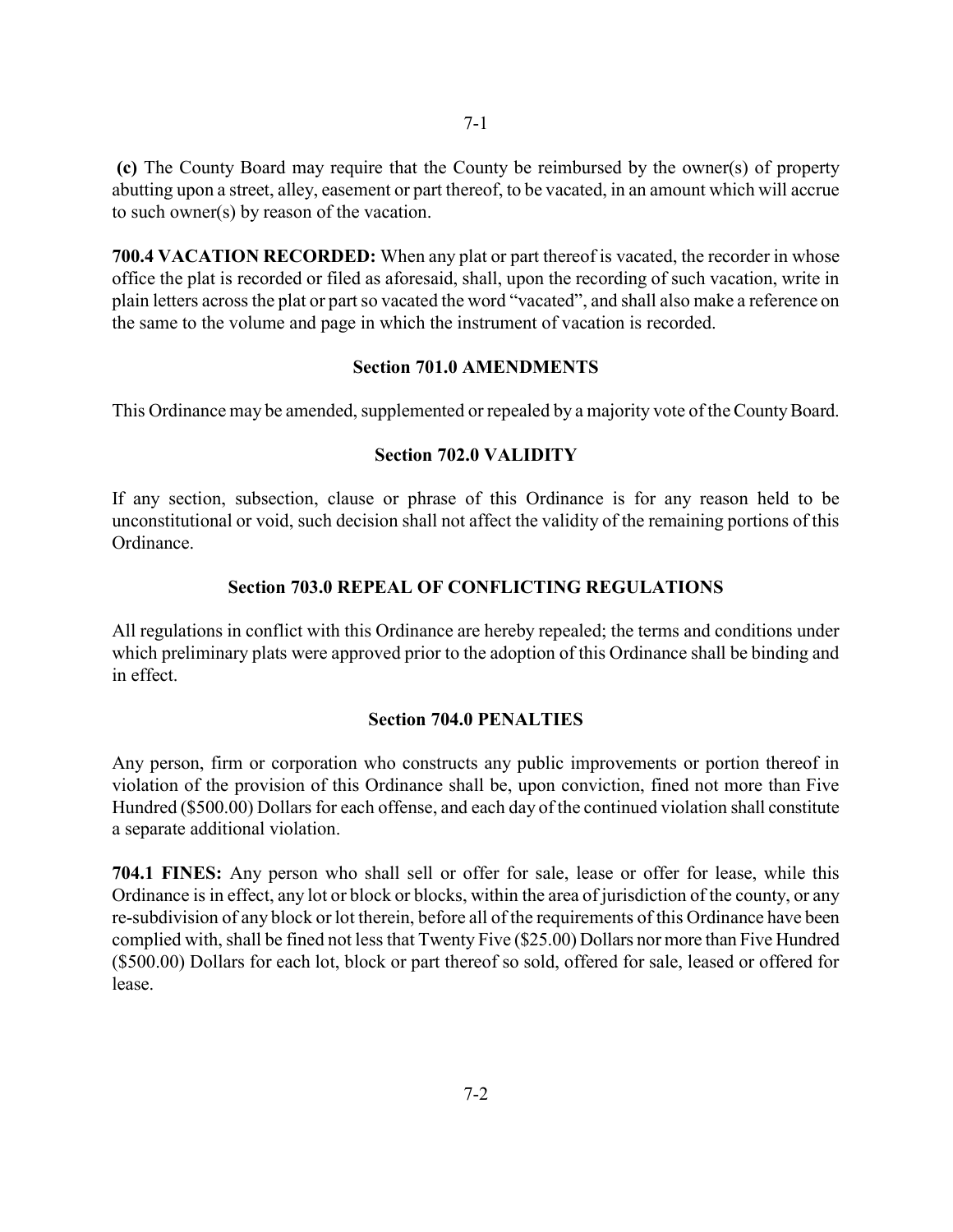**(c)** The County Board may require that the County be reimbursed by the owner(s) of property abutting upon a street, alley, easement or part thereof, to be vacated, in an amount which will accrue to such owner(s) by reason of the vacation.

**700.4 VACATION RECORDED:** When any plat or part thereof is vacated, the recorder in whose office the plat is recorded or filed as aforesaid, shall, upon the recording of such vacation, write in plain letters across the plat or part so vacated the word "vacated", and shall also make a reference on the same to the volume and page in which the instrument of vacation is recorded.

## Section 701.0 AMENDMENTS

This Ordinance may be amended, supplemented or repealed by a majority vote of the County Board.

## Section 702.0 VALIDITY

If any section, subsection, clause or phrase of this Ordinance is for any reason held to be unconstitutional or void, such decision shall not affect the validity of the remaining portions of this Ordinance.

## Section 703.0 REPEAL OF CONFLICTING REGULATIONS

All regulations in conflict with this Ordinance are hereby repealed; the terms and conditions under which preliminary plats were approved prior to the adoption of this Ordinance shall be binding and in effect.

## Section 704.0 PENALTIES

Any person, firm or corporation who constructs any public improvements or portion thereof in violation of the provision of this Ordinance shall be, upon conviction, fined not more than Five Hundred ($500.00) Dollars for each offense, and each day of the continued violation shall constitute a separate additional violation.

**704.1 FINES:** Any person who shall sell or offer for sale, lease or offer for lease, while this Ordinance is in effect, any lot or block or blocks, within the area of jurisdiction of the county, or any re-subdivision of any block or lot therein, before all of the requirements of this Ordinance have been complied with, shall be fined not less that Twenty Five ($25.00) Dollars nor more than Five Hundred ($500.00) Dollars for each lot, block or part thereof so sold, offered for sale, leased or offered for lease.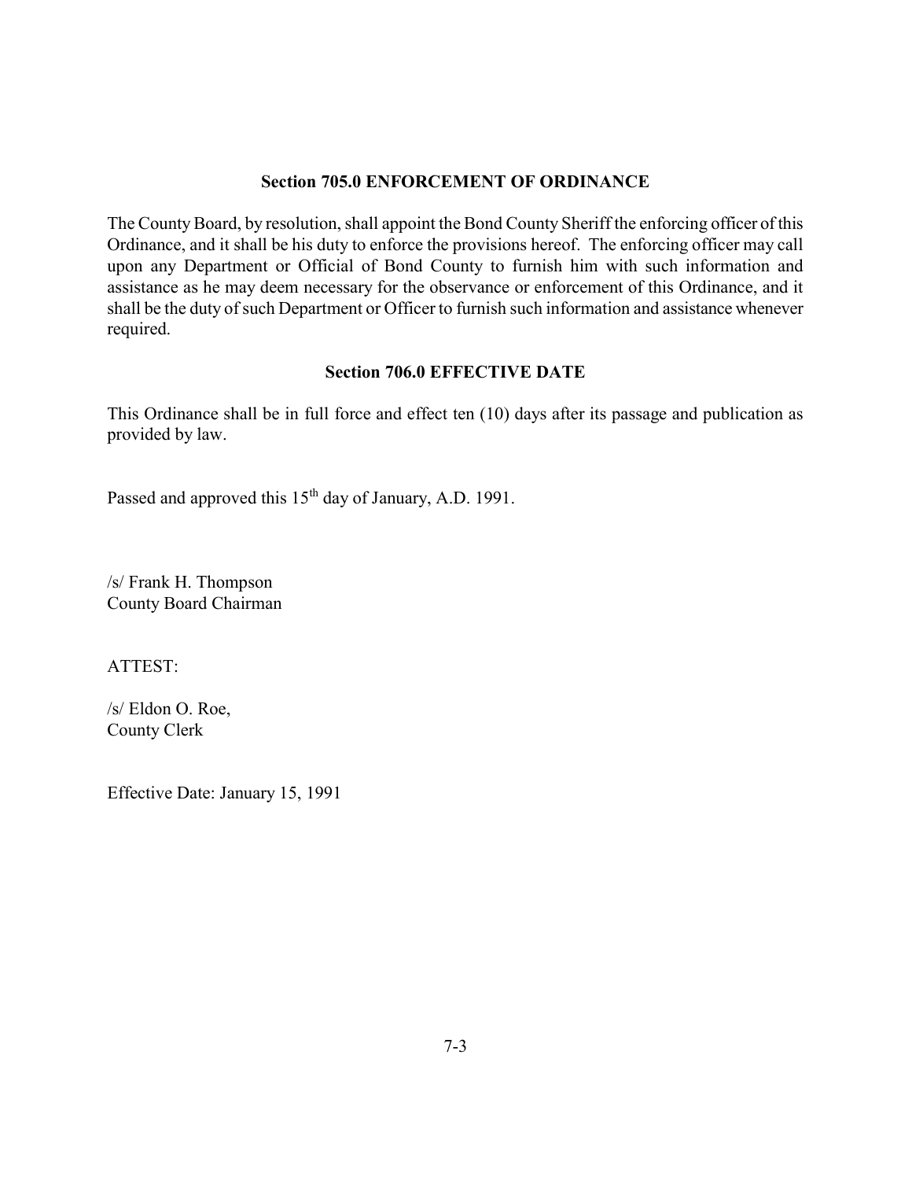### Section 705.0 ENFORCEMENT OF ORDINANCE

The County Board, by resolution, shall appoint the Bond County Sheriff the enforcing officer of this Ordinance, and it shall be his duty to enforce the provisions hereof. The enforcing officer may call upon any Department or Official of Bond County to furnish him with such information and assistance as he may deem necessary for the observance or enforcement of this Ordinance, and it shall be the duty of such Department or Officer to furnish such information and assistance whenever required.

### Section 706.0 EFFECTIVE DATE

This Ordinance shall be in full force and effect ten (10) days after its passage and publication as provided by law.

Passed and approved this 15th day of January, A.D. 1991.

/s/ Frank H. Thompson
County Board Chairman

ATTEST:

/s/ Eldon O. Roe,
County Clerk

Effective Date: January 15, 1991